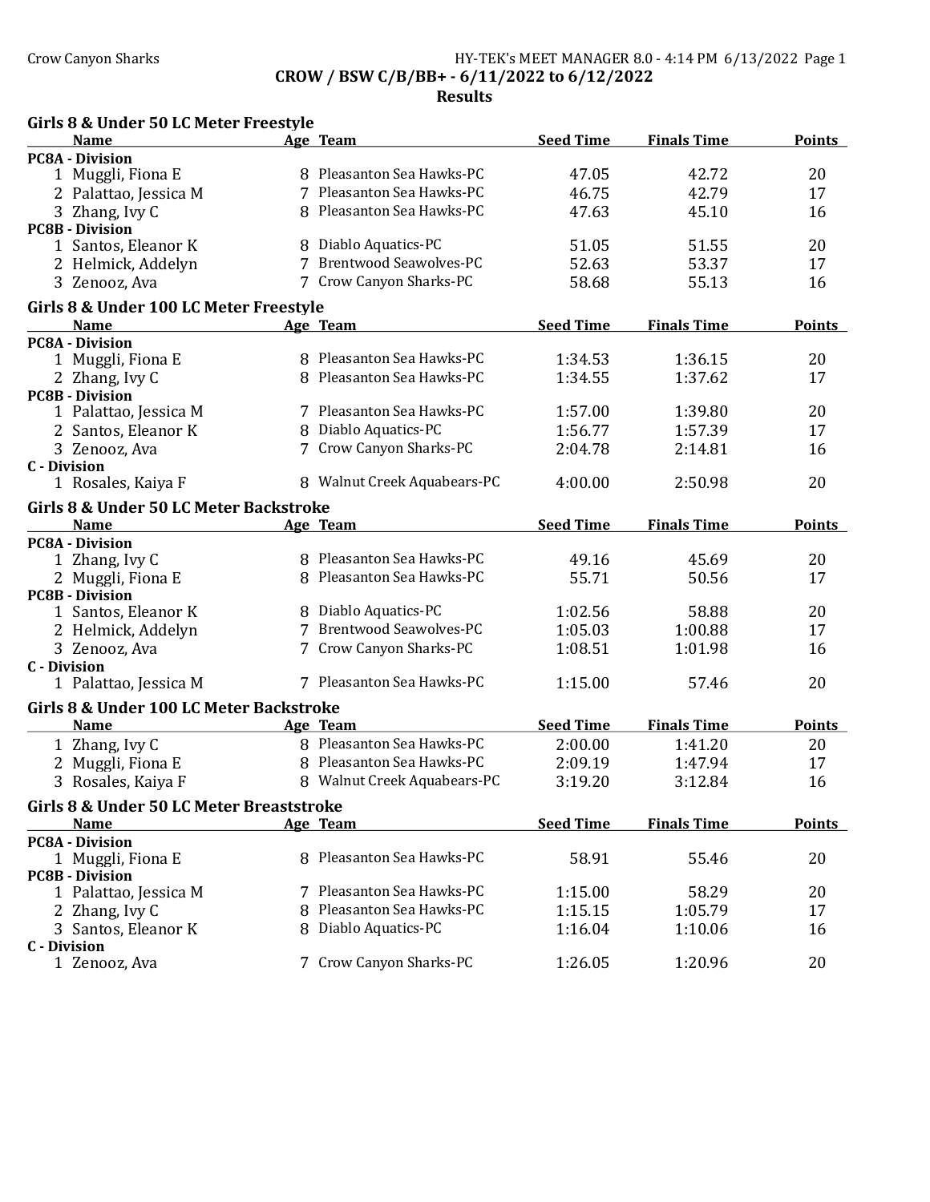## CROW / BSW C/B/BB+ - 6/11/2022 to 6/12/2022

### Results

#### Girls 8 & Under 50 LC Meter Freestyle

| Name | Age | Team | Seed Time | Finals Time | Points |
|---|---|---|---|---|---|
| **PC8A - Division** | | | | | |
| 1 Muggli, Fiona E | 8 | Pleasanton Sea Hawks-PC | 47.05 | 42.72 | 20 |
| 2 Palattao, Jessica M | 7 | Pleasanton Sea Hawks-PC | 46.75 | 42.79 | 17 |
| 3 Zhang, Ivy C | 8 | Pleasanton Sea Hawks-PC | 47.63 | 45.10 | 16 |
| **PC8B - Division** | | | | | |
| 1 Santos, Eleanor K | 8 | Diablo Aquatics-PC | 51.05 | 51.55 | 20 |
| 2 Helmick, Addelyn | 7 | Brentwood Seawolves-PC | 52.63 | 53.37 | 17 |
| 3 Zenooz, Ava | 7 | Crow Canyon Sharks-PC | 58.68 | 55.13 | 16 |

#### Girls 8 & Under 100 LC Meter Freestyle

| Name | Age | Team | Seed Time | Finals Time | Points |
|---|---|---|---|---|---|
| **PC8A - Division** | | | | | |
| 1 Muggli, Fiona E | 8 | Pleasanton Sea Hawks-PC | 1:34.53 | 1:36.15 | 20 |
| 2 Zhang, Ivy C | 8 | Pleasanton Sea Hawks-PC | 1:34.55 | 1:37.62 | 17 |
| **PC8B - Division** | | | | | |
| 1 Palattao, Jessica M | 7 | Pleasanton Sea Hawks-PC | 1:57.00 | 1:39.80 | 20 |
| 2 Santos, Eleanor K | 8 | Diablo Aquatics-PC | 1:56.77 | 1:57.39 | 17 |
| 3 Zenooz, Ava | 7 | Crow Canyon Sharks-PC | 2:04.78 | 2:14.81 | 16 |
| **C - Division** | | | | | |
| 1 Rosales, Kaiya F | 8 | Walnut Creek Aquabears-PC | 4:00.00 | 2:50.98 | 20 |

#### Girls 8 & Under 50 LC Meter Backstroke

| Name | Age | Team | Seed Time | Finals Time | Points |
|---|---|---|---|---|---|
| **PC8A - Division** | | | | | |
| 1 Zhang, Ivy C | 8 | Pleasanton Sea Hawks-PC | 49.16 | 45.69 | 20 |
| 2 Muggli, Fiona E | 8 | Pleasanton Sea Hawks-PC | 55.71 | 50.56 | 17 |
| **PC8B - Division** | | | | | |
| 1 Santos, Eleanor K | 8 | Diablo Aquatics-PC | 1:02.56 | 58.88 | 20 |
| 2 Helmick, Addelyn | 7 | Brentwood Seawolves-PC | 1:05.03 | 1:00.88 | 17 |
| 3 Zenooz, Ava | 7 | Crow Canyon Sharks-PC | 1:08.51 | 1:01.98 | 16 |
| **C - Division** | | | | | |
| 1 Palattao, Jessica M | 7 | Pleasanton Sea Hawks-PC | 1:15.00 | 57.46 | 20 |

#### Girls 8 & Under 100 LC Meter Backstroke

| Name | Age | Team | Seed Time | Finals Time | Points |
|---|---|---|---|---|---|
| 1 Zhang, Ivy C | 8 | Pleasanton Sea Hawks-PC | 2:00.00 | 1:41.20 | 20 |
| 2 Muggli, Fiona E | 8 | Pleasanton Sea Hawks-PC | 2:09.19 | 1:47.94 | 17 |
| 3 Rosales, Kaiya F | 8 | Walnut Creek Aquabears-PC | 3:19.20 | 3:12.84 | 16 |

#### Girls 8 & Under 50 LC Meter Breaststroke

| Name | Age | Team | Seed Time | Finals Time | Points |
|---|---|---|---|---|---|
| **PC8A - Division** | | | | | |
| 1 Muggli, Fiona E | 8 | Pleasanton Sea Hawks-PC | 58.91 | 55.46 | 20 |
| **PC8B - Division** | | | | | |
| 1 Palattao, Jessica M | 7 | Pleasanton Sea Hawks-PC | 1:15.00 | 58.29 | 20 |
| 2 Zhang, Ivy C | 8 | Pleasanton Sea Hawks-PC | 1:15.15 | 1:05.79 | 17 |
| 3 Santos, Eleanor K | 8 | Diablo Aquatics-PC | 1:16.04 | 1:10.06 | 16 |
| **C - Division** | | | | | |
| 1 Zenooz, Ava | 7 | Crow Canyon Sharks-PC | 1:26.05 | 1:20.96 | 20 |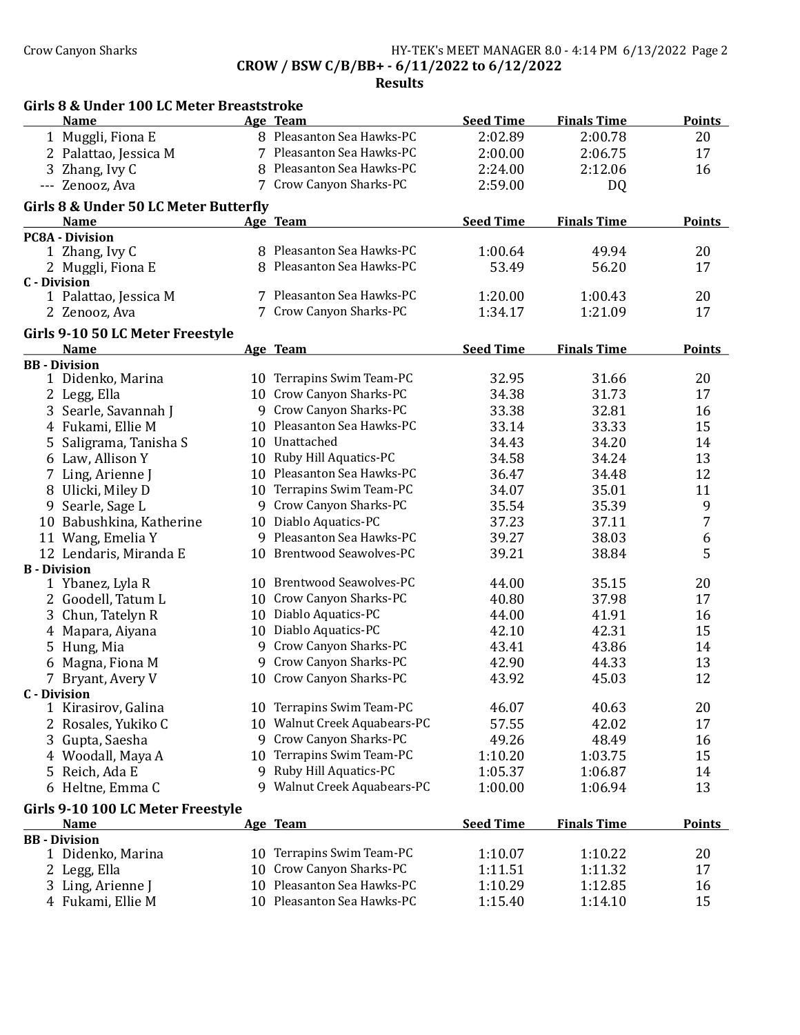## CROW / BSW C/B/BB+ - 6/11/2022 to 6/12/2022

### Results

### Girls 8 & Under 100 LC Meter Breaststroke

| | Name | Age | Team | Seed Time | Finals Time | Points |
|---|---|---|---|---|---|---|
| 1 | Muggli, Fiona E | 8 | Pleasanton Sea Hawks-PC | 2:02.89 | 2:00.78 | 20 |
| 2 | Palattao, Jessica M | 7 | Pleasanton Sea Hawks-PC | 2:00.00 | 2:06.75 | 17 |
| 3 | Zhang, Ivy C | 8 | Pleasanton Sea Hawks-PC | 2:24.00 | 2:12.06 | 16 |
| --- | Zenooz, Ava | 7 | Crow Canyon Sharks-PC | 2:59.00 | DQ | |

### Girls 8 & Under 50 LC Meter Butterfly

| | Name | Age | Team | Seed Time | Finals Time | Points |
|---|---|---|---|---|---|---|
| **PC8A - Division** | | | | | | |
| 1 | Zhang, Ivy C | 8 | Pleasanton Sea Hawks-PC | 1:00.64 | 49.94 | 20 |
| 2 | Muggli, Fiona E | 8 | Pleasanton Sea Hawks-PC | 53.49 | 56.20 | 17 |
| **C - Division** | | | | | | |
| 1 | Palattao, Jessica M | 7 | Pleasanton Sea Hawks-PC | 1:20.00 | 1:00.43 | 20 |
| 2 | Zenooz, Ava | 7 | Crow Canyon Sharks-PC | 1:34.17 | 1:21.09 | 17 |

### Girls 9-10 50 LC Meter Freestyle

| | Name | Age | Team | Seed Time | Finals Time | Points |
|---|---|---|---|---|---|---|
| **BB - Division** | | | | | | |
| 1 | Didenko, Marina | 10 | Terrapins Swim Team-PC | 32.95 | 31.66 | 20 |
| 2 | Legg, Ella | 10 | Crow Canyon Sharks-PC | 34.38 | 31.73 | 17 |
| 3 | Searle, Savannah J | 9 | Crow Canyon Sharks-PC | 33.38 | 32.81 | 16 |
| 4 | Fukami, Ellie M | 10 | Pleasanton Sea Hawks-PC | 33.14 | 33.33 | 15 |
| 5 | Saligrama, Tanisha S | 10 | Unattached | 34.43 | 34.20 | 14 |
| 6 | Law, Allison Y | 10 | Ruby Hill Aquatics-PC | 34.58 | 34.24 | 13 |
| 7 | Ling, Arienne J | 10 | Pleasanton Sea Hawks-PC | 36.47 | 34.48 | 12 |
| 8 | Ulicki, Miley D | 10 | Terrapins Swim Team-PC | 34.07 | 35.01 | 11 |
| 9 | Searle, Sage L | 9 | Crow Canyon Sharks-PC | 35.54 | 35.39 | 9 |
| 10 | Babushkina, Katherine | 10 | Diablo Aquatics-PC | 37.23 | 37.11 | 7 |
| 11 | Wang, Emelia Y | 9 | Pleasanton Sea Hawks-PC | 39.27 | 38.03 | 6 |
| 12 | Lendaris, Miranda E | 10 | Brentwood Seawolves-PC | 39.21 | 38.84 | 5 |
| **B - Division** | | | | | | |
| 1 | Ybanez, Lyla R | 10 | Brentwood Seawolves-PC | 44.00 | 35.15 | 20 |
| 2 | Goodell, Tatum L | 10 | Crow Canyon Sharks-PC | 40.80 | 37.98 | 17 |
| 3 | Chun, Tatelyn R | 10 | Diablo Aquatics-PC | 44.00 | 41.91 | 16 |
| 4 | Mapara, Aiyana | 10 | Diablo Aquatics-PC | 42.10 | 42.31 | 15 |
| 5 | Hung, Mia | 9 | Crow Canyon Sharks-PC | 43.41 | 43.86 | 14 |
| 6 | Magna, Fiona M | 9 | Crow Canyon Sharks-PC | 42.90 | 44.33 | 13 |
| 7 | Bryant, Avery V | 10 | Crow Canyon Sharks-PC | 43.92 | 45.03 | 12 |
| **C - Division** | | | | | | |
| 1 | Kirasirov, Galina | 10 | Terrapins Swim Team-PC | 46.07 | 40.63 | 20 |
| 2 | Rosales, Yukiko C | 10 | Walnut Creek Aquabears-PC | 57.55 | 42.02 | 17 |
| 3 | Gupta, Saesha | 9 | Crow Canyon Sharks-PC | 49.26 | 48.49 | 16 |
| 4 | Woodall, Maya A | 10 | Terrapins Swim Team-PC | 1:10.20 | 1:03.75 | 15 |
| 5 | Reich, Ada E | 9 | Ruby Hill Aquatics-PC | 1:05.37 | 1:06.87 | 14 |
| 6 | Heltne, Emma C | 9 | Walnut Creek Aquabears-PC | 1:00.00 | 1:06.94 | 13 |

### Girls 9-10 100 LC Meter Freestyle

| | Name | Age | Team | Seed Time | Finals Time | Points |
|---|---|---|---|---|---|---|
| **BB - Division** | | | | | | |
| 1 | Didenko, Marina | 10 | Terrapins Swim Team-PC | 1:10.07 | 1:10.22 | 20 |
| 2 | Legg, Ella | 10 | Crow Canyon Sharks-PC | 1:11.51 | 1:11.32 | 17 |
| 3 | Ling, Arienne J | 10 | Pleasanton Sea Hawks-PC | 1:10.29 | 1:12.85 | 16 |
| 4 | Fukami, Ellie M | 10 | Pleasanton Sea Hawks-PC | 1:15.40 | 1:14.10 | 15 |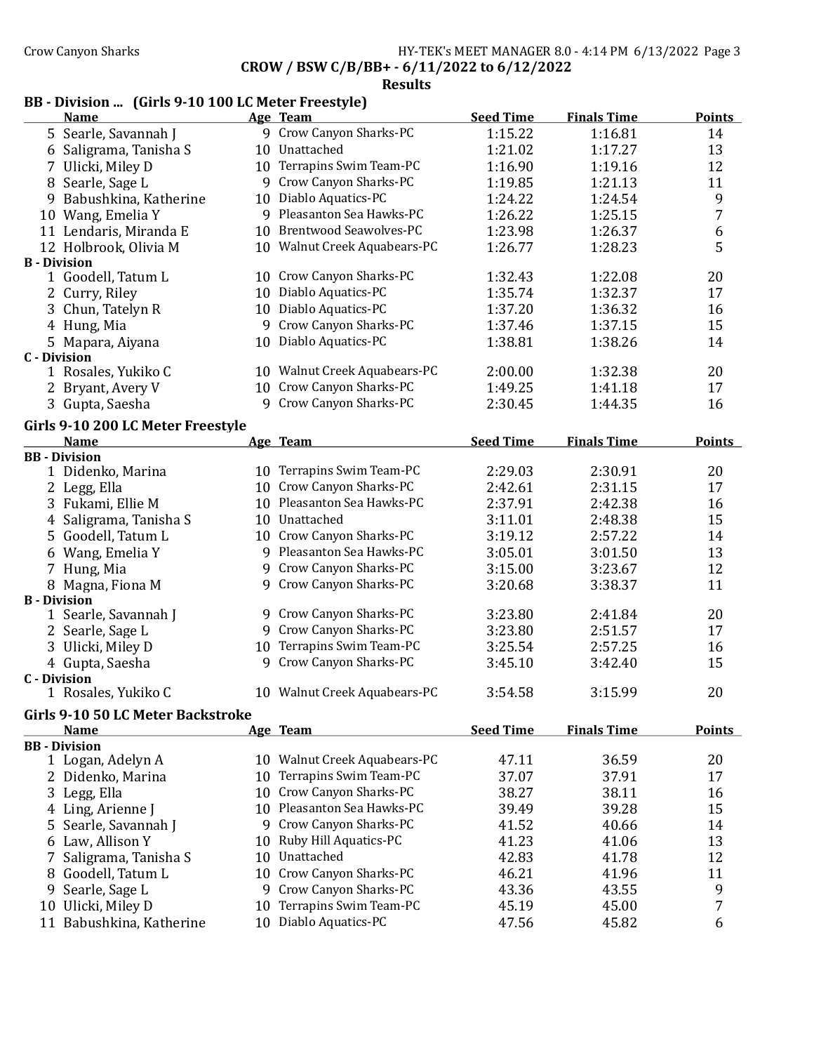## CROW / BSW C/B/BB+ - 6/11/2022 to 6/12/2022

### Results

### BB - Division ... (Girls 9-10 100 LC Meter Freestyle)

| | Name | Age | Team | Seed Time | Finals Time | Points |
|---|---|---|---|---|---|---|
| 5 | Searle, Savannah J | 9 | Crow Canyon Sharks-PC | 1:15.22 | 1:16.81 | 14 |
| 6 | Saligrama, Tanisha S | 10 | Unattached | 1:21.02 | 1:17.27 | 13 |
| 7 | Ulicki, Miley D | 10 | Terrapins Swim Team-PC | 1:16.90 | 1:19.16 | 12 |
| 8 | Searle, Sage L | 9 | Crow Canyon Sharks-PC | 1:19.85 | 1:21.13 | 11 |
| 9 | Babushkina, Katherine | 10 | Diablo Aquatics-PC | 1:24.22 | 1:24.54 | 9 |
| 10 | Wang, Emelia Y | 9 | Pleasanton Sea Hawks-PC | 1:26.22 | 1:25.15 | 7 |
| 11 | Lendaris, Miranda E | 10 | Brentwood Seawolves-PC | 1:23.98 | 1:26.37 | 6 |
| 12 | Holbrook, Olivia M | 10 | Walnut Creek Aquabears-PC | 1:26.77 | 1:28.23 | 5 |
| **B - Division** | | | | | | |
| 1 | Goodell, Tatum L | 10 | Crow Canyon Sharks-PC | 1:32.43 | 1:22.08 | 20 |
| 2 | Curry, Riley | 10 | Diablo Aquatics-PC | 1:35.74 | 1:32.37 | 17 |
| 3 | Chun, Tatelyn R | 10 | Diablo Aquatics-PC | 1:37.20 | 1:36.32 | 16 |
| 4 | Hung, Mia | 9 | Crow Canyon Sharks-PC | 1:37.46 | 1:37.15 | 15 |
| 5 | Mapara, Aiyana | 10 | Diablo Aquatics-PC | 1:38.81 | 1:38.26 | 14 |
| **C - Division** | | | | | | |
| 1 | Rosales, Yukiko C | 10 | Walnut Creek Aquabears-PC | 2:00.00 | 1:32.38 | 20 |
| 2 | Bryant, Avery V | 10 | Crow Canyon Sharks-PC | 1:49.25 | 1:41.18 | 17 |
| 3 | Gupta, Saesha | 9 | Crow Canyon Sharks-PC | 2:30.45 | 1:44.35 | 16 |

### Girls 9-10 200 LC Meter Freestyle

| | Name | Age | Team | Seed Time | Finals Time | Points |
|---|---|---|---|---|---|---|
| **BB - Division** | | | | | | |
| 1 | Didenko, Marina | 10 | Terrapins Swim Team-PC | 2:29.03 | 2:30.91 | 20 |
| 2 | Legg, Ella | 10 | Crow Canyon Sharks-PC | 2:42.61 | 2:31.15 | 17 |
| 3 | Fukami, Ellie M | 10 | Pleasanton Sea Hawks-PC | 2:37.91 | 2:42.38 | 16 |
| 4 | Saligrama, Tanisha S | 10 | Unattached | 3:11.01 | 2:48.38 | 15 |
| 5 | Goodell, Tatum L | 10 | Crow Canyon Sharks-PC | 3:19.12 | 2:57.22 | 14 |
| 6 | Wang, Emelia Y | 9 | Pleasanton Sea Hawks-PC | 3:05.01 | 3:01.50 | 13 |
| 7 | Hung, Mia | 9 | Crow Canyon Sharks-PC | 3:15.00 | 3:23.67 | 12 |
| 8 | Magna, Fiona M | 9 | Crow Canyon Sharks-PC | 3:20.68 | 3:38.37 | 11 |
| **B - Division** | | | | | | |
| 1 | Searle, Savannah J | 9 | Crow Canyon Sharks-PC | 3:23.80 | 2:41.84 | 20 |
| 2 | Searle, Sage L | 9 | Crow Canyon Sharks-PC | 3:23.80 | 2:51.57 | 17 |
| 3 | Ulicki, Miley D | 10 | Terrapins Swim Team-PC | 3:25.54 | 2:57.25 | 16 |
| 4 | Gupta, Saesha | 9 | Crow Canyon Sharks-PC | 3:45.10 | 3:42.40 | 15 |
| **C - Division** | | | | | | |
| 1 | Rosales, Yukiko C | 10 | Walnut Creek Aquabears-PC | 3:54.58 | 3:15.99 | 20 |

### Girls 9-10 50 LC Meter Backstroke

| | Name | Age | Team | Seed Time | Finals Time | Points |
|---|---|---|---|---|---|---|
| **BB - Division** | | | | | | |
| 1 | Logan, Adelyn A | 10 | Walnut Creek Aquabears-PC | 47.11 | 36.59 | 20 |
| 2 | Didenko, Marina | 10 | Terrapins Swim Team-PC | 37.07 | 37.91 | 17 |
| 3 | Legg, Ella | 10 | Crow Canyon Sharks-PC | 38.27 | 38.11 | 16 |
| 4 | Ling, Arienne J | 10 | Pleasanton Sea Hawks-PC | 39.49 | 39.28 | 15 |
| 5 | Searle, Savannah J | 9 | Crow Canyon Sharks-PC | 41.52 | 40.66 | 14 |
| 6 | Law, Allison Y | 10 | Ruby Hill Aquatics-PC | 41.23 | 41.06 | 13 |
| 7 | Saligrama, Tanisha S | 10 | Unattached | 42.83 | 41.78 | 12 |
| 8 | Goodell, Tatum L | 10 | Crow Canyon Sharks-PC | 46.21 | 41.96 | 11 |
| 9 | Searle, Sage L | 9 | Crow Canyon Sharks-PC | 43.36 | 43.55 | 9 |
| 10 | Ulicki, Miley D | 10 | Terrapins Swim Team-PC | 45.19 | 45.00 | 7 |
| 11 | Babushkina, Katherine | 10 | Diablo Aquatics-PC | 47.56 | 45.82 | 6 |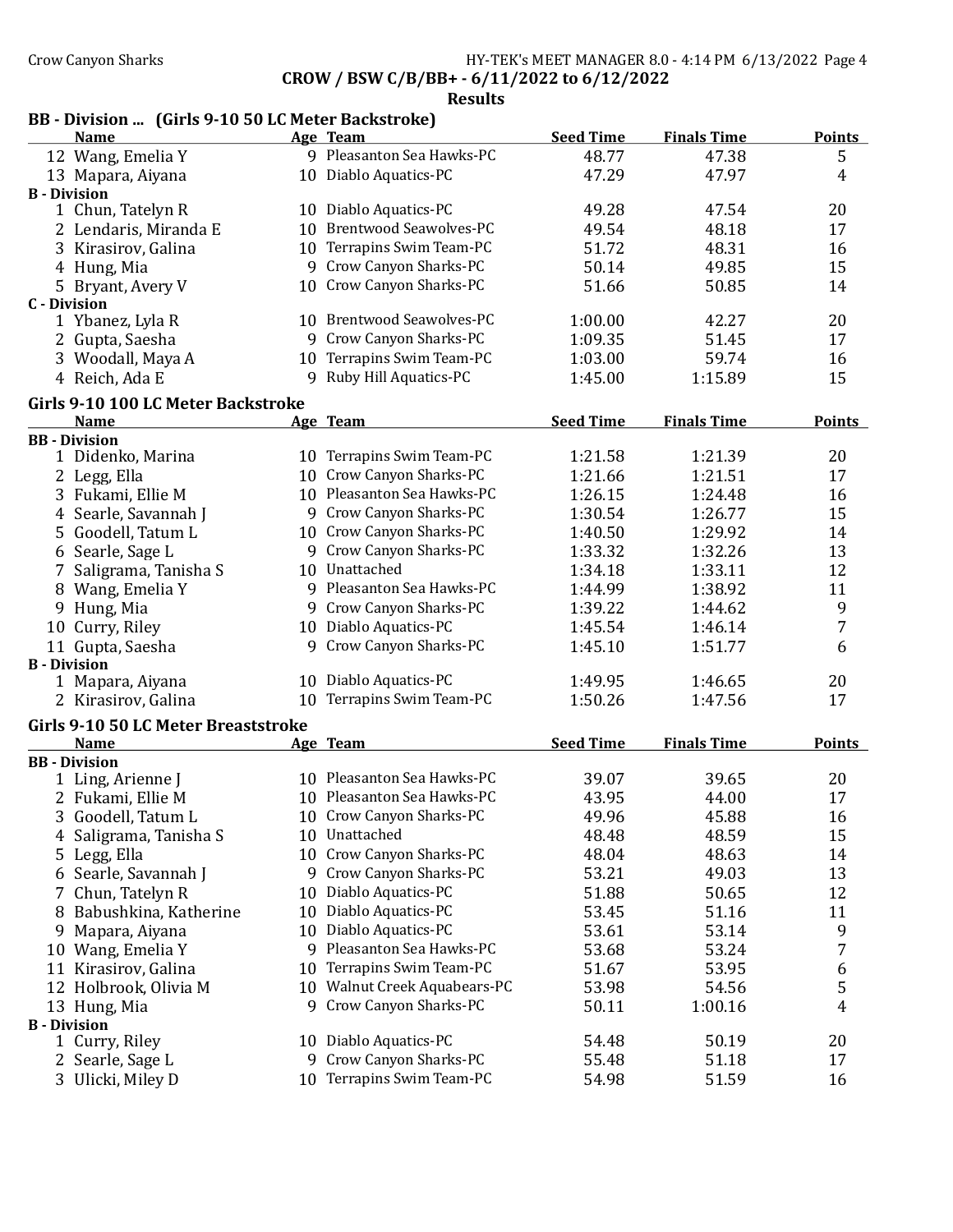**CROW / BSW C/B/BB+ - 6/11/2022 to 6/12/2022**

**Results**

### BB - Division ... (Girls 9-10 50 LC Meter Backstroke)

| | Name | Age | Team | Seed Time | Finals Time | Points |
|---|---|---|---|---|---|---|
| 12 | Wang, Emelia Y | 9 | Pleasanton Sea Hawks-PC | 48.77 | 47.38 | 5 |
| 13 | Mapara, Aiyana | 10 | Diablo Aquatics-PC | 47.29 | 47.97 | 4 |
| **B - Division** | | | | | | |
| 1 | Chun, Tatelyn R | 10 | Diablo Aquatics-PC | 49.28 | 47.54 | 20 |
| 2 | Lendaris, Miranda E | 10 | Brentwood Seawolves-PC | 49.54 | 48.18 | 17 |
| 3 | Kirasirov, Galina | 10 | Terrapins Swim Team-PC | 51.72 | 48.31 | 16 |
| 4 | Hung, Mia | 9 | Crow Canyon Sharks-PC | 50.14 | 49.85 | 15 |
| 5 | Bryant, Avery V | 10 | Crow Canyon Sharks-PC | 51.66 | 50.85 | 14 |
| **C - Division** | | | | | | |
| 1 | Ybanez, Lyla R | 10 | Brentwood Seawolves-PC | 1:00.00 | 42.27 | 20 |
| 2 | Gupta, Saesha | 9 | Crow Canyon Sharks-PC | 1:09.35 | 51.45 | 17 |
| 3 | Woodall, Maya A | 10 | Terrapins Swim Team-PC | 1:03.00 | 59.74 | 16 |
| 4 | Reich, Ada E | 9 | Ruby Hill Aquatics-PC | 1:45.00 | 1:15.89 | 15 |

### Girls 9-10 100 LC Meter Backstroke

| | Name | Age | Team | Seed Time | Finals Time | Points |
|---|---|---|---|---|---|---|
| **BB - Division** | | | | | | |
| 1 | Didenko, Marina | 10 | Terrapins Swim Team-PC | 1:21.58 | 1:21.39 | 20 |
| 2 | Legg, Ella | 10 | Crow Canyon Sharks-PC | 1:21.66 | 1:21.51 | 17 |
| 3 | Fukami, Ellie M | 10 | Pleasanton Sea Hawks-PC | 1:26.15 | 1:24.48 | 16 |
| 4 | Searle, Savannah J | 9 | Crow Canyon Sharks-PC | 1:30.54 | 1:26.77 | 15 |
| 5 | Goodell, Tatum L | 10 | Crow Canyon Sharks-PC | 1:40.50 | 1:29.92 | 14 |
| 6 | Searle, Sage L | 9 | Crow Canyon Sharks-PC | 1:33.32 | 1:32.26 | 13 |
| 7 | Saligrama, Tanisha S | 10 | Unattached | 1:34.18 | 1:33.11 | 12 |
| 8 | Wang, Emelia Y | 9 | Pleasanton Sea Hawks-PC | 1:44.99 | 1:38.92 | 11 |
| 9 | Hung, Mia | 9 | Crow Canyon Sharks-PC | 1:39.22 | 1:44.62 | 9 |
| 10 | Curry, Riley | 10 | Diablo Aquatics-PC | 1:45.54 | 1:46.14 | 7 |
| 11 | Gupta, Saesha | 9 | Crow Canyon Sharks-PC | 1:45.10 | 1:51.77 | 6 |
| **B - Division** | | | | | | |
| 1 | Mapara, Aiyana | 10 | Diablo Aquatics-PC | 1:49.95 | 1:46.65 | 20 |
| 2 | Kirasirov, Galina | 10 | Terrapins Swim Team-PC | 1:50.26 | 1:47.56 | 17 |

### Girls 9-10 50 LC Meter Breaststroke

| | Name | Age | Team | Seed Time | Finals Time | Points |
|---|---|---|---|---|---|---|
| **BB - Division** | | | | | | |
| 1 | Ling, Arienne J | 10 | Pleasanton Sea Hawks-PC | 39.07 | 39.65 | 20 |
| 2 | Fukami, Ellie M | 10 | Pleasanton Sea Hawks-PC | 43.95 | 44.00 | 17 |
| 3 | Goodell, Tatum L | 10 | Crow Canyon Sharks-PC | 49.96 | 45.88 | 16 |
| 4 | Saligrama, Tanisha S | 10 | Unattached | 48.48 | 48.59 | 15 |
| 5 | Legg, Ella | 10 | Crow Canyon Sharks-PC | 48.04 | 48.63 | 14 |
| 6 | Searle, Savannah J | 9 | Crow Canyon Sharks-PC | 53.21 | 49.03 | 13 |
| 7 | Chun, Tatelyn R | 10 | Diablo Aquatics-PC | 51.88 | 50.65 | 12 |
| 8 | Babushkina, Katherine | 10 | Diablo Aquatics-PC | 53.45 | 51.16 | 11 |
| 9 | Mapara, Aiyana | 10 | Diablo Aquatics-PC | 53.61 | 53.14 | 9 |
| 10 | Wang, Emelia Y | 9 | Pleasanton Sea Hawks-PC | 53.68 | 53.24 | 7 |
| 11 | Kirasirov, Galina | 10 | Terrapins Swim Team-PC | 51.67 | 53.95 | 6 |
| 12 | Holbrook, Olivia M | 10 | Walnut Creek Aquabears-PC | 53.98 | 54.56 | 5 |
| 13 | Hung, Mia | 9 | Crow Canyon Sharks-PC | 50.11 | 1:00.16 | 4 |
| **B - Division** | | | | | | |
| 1 | Curry, Riley | 10 | Diablo Aquatics-PC | 54.48 | 50.19 | 20 |
| 2 | Searle, Sage L | 9 | Crow Canyon Sharks-PC | 55.48 | 51.18 | 17 |
| 3 | Ulicki, Miley D | 10 | Terrapins Swim Team-PC | 54.98 | 51.59 | 16 |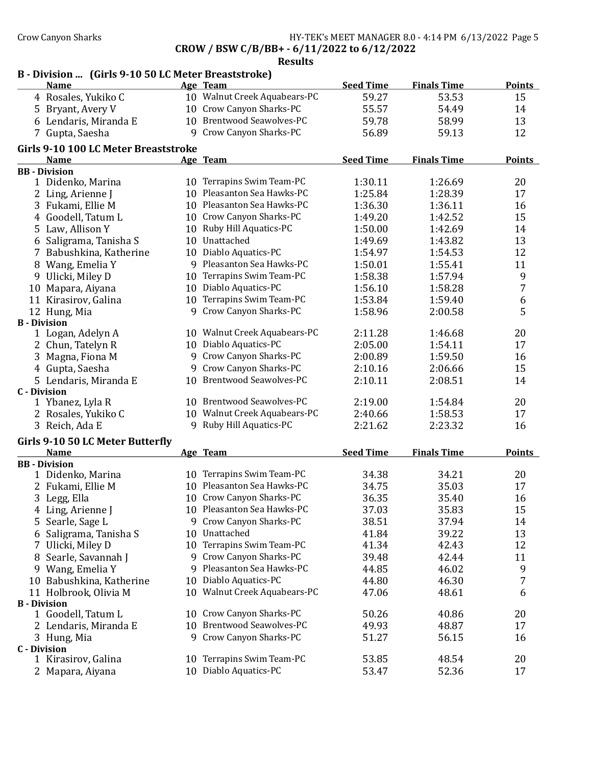## CROW / BSW C/B/BB+ - 6/11/2022 to 6/12/2022

### Results

**B - Division ... (Girls 9-10 50 LC Meter Breaststroke)**

| | Name | Age | Team | Seed Time | Finals Time | Points |
|---|---|---|---|---|---|---|
| 4 | Rosales, Yukiko C | 10 | Walnut Creek Aquabears-PC | 59.27 | 53.53 | 15 |
| 5 | Bryant, Avery V | 10 | Crow Canyon Sharks-PC | 55.57 | 54.49 | 14 |
| 6 | Lendaris, Miranda E | 10 | Brentwood Seawolves-PC | 59.78 | 58.99 | 13 |
| 7 | Gupta, Saesha | 9 | Crow Canyon Sharks-PC | 56.89 | 59.13 | 12 |

### Girls 9-10 100 LC Meter Breaststroke

| | Name | Age | Team | Seed Time | Finals Time | Points |
|---|---|---|---|---|---|---|
| **BB - Division** | | | | | | |
| 1 | Didenko, Marina | 10 | Terrapins Swim Team-PC | 1:30.11 | 1:26.69 | 20 |
| 2 | Ling, Arienne J | 10 | Pleasanton Sea Hawks-PC | 1:25.84 | 1:28.39 | 17 |
| 3 | Fukami, Ellie M | 10 | Pleasanton Sea Hawks-PC | 1:36.30 | 1:36.11 | 16 |
| 4 | Goodell, Tatum L | 10 | Crow Canyon Sharks-PC | 1:49.20 | 1:42.52 | 15 |
| 5 | Law, Allison Y | 10 | Ruby Hill Aquatics-PC | 1:50.00 | 1:42.69 | 14 |
| 6 | Saligrama, Tanisha S | 10 | Unattached | 1:49.69 | 1:43.82 | 13 |
| 7 | Babushkina, Katherine | 10 | Diablo Aquatics-PC | 1:54.97 | 1:54.53 | 12 |
| 8 | Wang, Emelia Y | 9 | Pleasanton Sea Hawks-PC | 1:50.01 | 1:55.41 | 11 |
| 9 | Ulicki, Miley D | 10 | Terrapins Swim Team-PC | 1:58.38 | 1:57.94 | 9 |
| 10 | Mapara, Aiyana | 10 | Diablo Aquatics-PC | 1:56.10 | 1:58.28 | 7 |
| 11 | Kirasirov, Galina | 10 | Terrapins Swim Team-PC | 1:53.84 | 1:59.40 | 6 |
| 12 | Hung, Mia | 9 | Crow Canyon Sharks-PC | 1:58.96 | 2:00.58 | 5 |
| **B - Division** | | | | | | |
| 1 | Logan, Adelyn A | 10 | Walnut Creek Aquabears-PC | 2:11.28 | 1:46.68 | 20 |
| 2 | Chun, Tatelyn R | 10 | Diablo Aquatics-PC | 2:05.00 | 1:54.11 | 17 |
| 3 | Magna, Fiona M | 9 | Crow Canyon Sharks-PC | 2:00.89 | 1:59.50 | 16 |
| 4 | Gupta, Saesha | 9 | Crow Canyon Sharks-PC | 2:10.16 | 2:06.66 | 15 |
| 5 | Lendaris, Miranda E | 10 | Brentwood Seawolves-PC | 2:10.11 | 2:08.51 | 14 |
| **C - Division** | | | | | | |
| 1 | Ybanez, Lyla R | 10 | Brentwood Seawolves-PC | 2:19.00 | 1:54.84 | 20 |
| 2 | Rosales, Yukiko C | 10 | Walnut Creek Aquabears-PC | 2:40.66 | 1:58.53 | 17 |
| 3 | Reich, Ada E | 9 | Ruby Hill Aquatics-PC | 2:21.62 | 2:23.32 | 16 |

### Girls 9-10 50 LC Meter Butterfly

| | Name | Age | Team | Seed Time | Finals Time | Points |
|---|---|---|---|---|---|---|
| **BB - Division** | | | | | | |
| 1 | Didenko, Marina | 10 | Terrapins Swim Team-PC | 34.38 | 34.21 | 20 |
| 2 | Fukami, Ellie M | 10 | Pleasanton Sea Hawks-PC | 34.75 | 35.03 | 17 |
| 3 | Legg, Ella | 10 | Crow Canyon Sharks-PC | 36.35 | 35.40 | 16 |
| 4 | Ling, Arienne J | 10 | Pleasanton Sea Hawks-PC | 37.03 | 35.83 | 15 |
| 5 | Searle, Sage L | 9 | Crow Canyon Sharks-PC | 38.51 | 37.94 | 14 |
| 6 | Saligrama, Tanisha S | 10 | Unattached | 41.84 | 39.22 | 13 |
| 7 | Ulicki, Miley D | 10 | Terrapins Swim Team-PC | 41.34 | 42.43 | 12 |
| 8 | Searle, Savannah J | 9 | Crow Canyon Sharks-PC | 39.48 | 42.44 | 11 |
| 9 | Wang, Emelia Y | 9 | Pleasanton Sea Hawks-PC | 44.85 | 46.02 | 9 |
| 10 | Babushkina, Katherine | 10 | Diablo Aquatics-PC | 44.80 | 46.30 | 7 |
| 11 | Holbrook, Olivia M | 10 | Walnut Creek Aquabears-PC | 47.06 | 48.61 | 6 |
| **B - Division** | | | | | | |
| 1 | Goodell, Tatum L | 10 | Crow Canyon Sharks-PC | 50.26 | 40.86 | 20 |
| 2 | Lendaris, Miranda E | 10 | Brentwood Seawolves-PC | 49.93 | 48.87 | 17 |
| 3 | Hung, Mia | 9 | Crow Canyon Sharks-PC | 51.27 | 56.15 | 16 |
| **C - Division** | | | | | | |
| 1 | Kirasirov, Galina | 10 | Terrapins Swim Team-PC | 53.85 | 48.54 | 20 |
| 2 | Mapara, Aiyana | 10 | Diablo Aquatics-PC | 53.47 | 52.36 | 17 |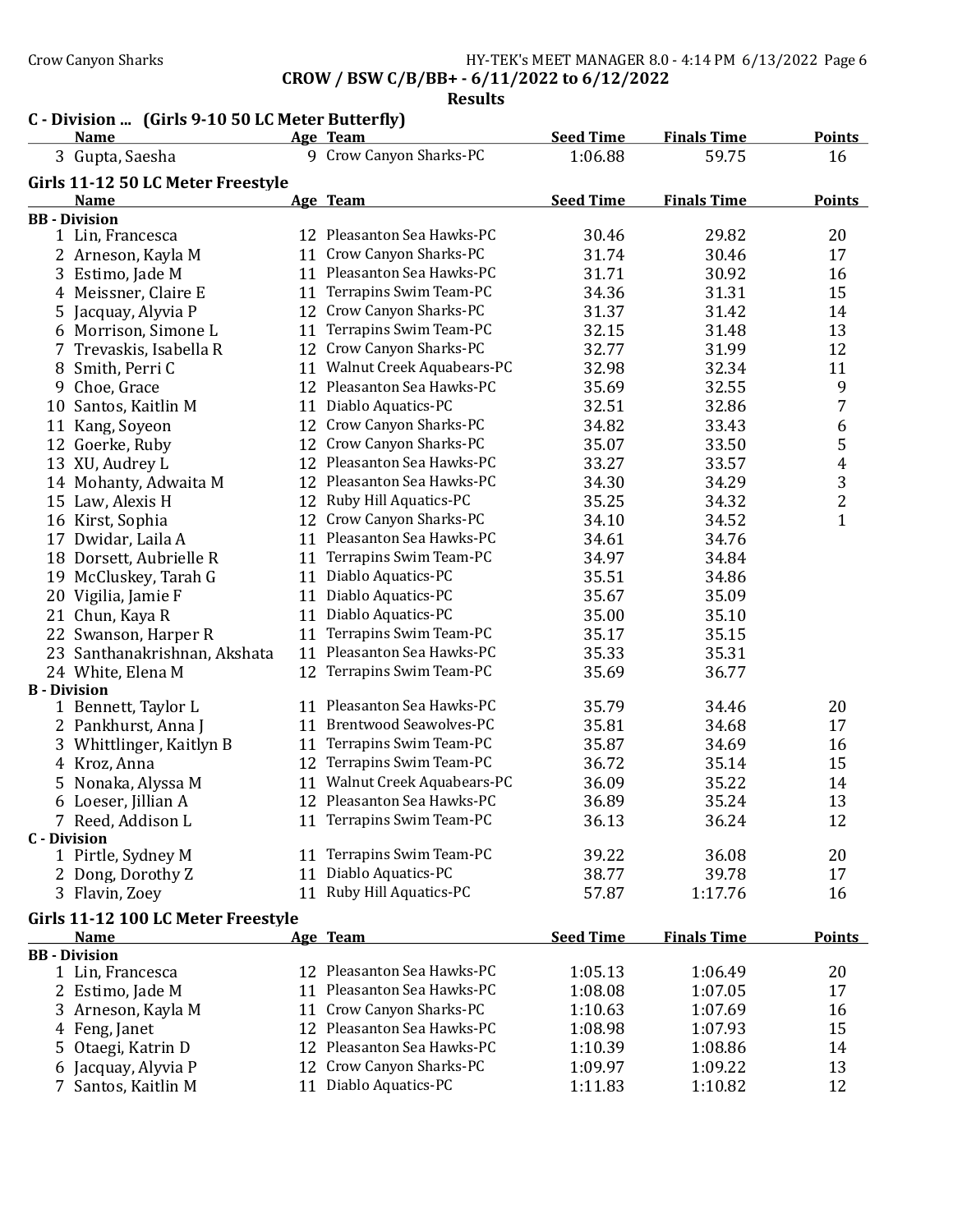## C - Division ... (Girls 9-10 50 LC Meter Butterfly)

| | Name | Age | Team | Seed Time | Finals Time | Points |
|---|---|---|---|---|---|---|
| 3 | Gupta, Saesha | 9 | Crow Canyon Sharks-PC | 1:06.88 | 59.75 | 16 |

## Girls 11-12 50 LC Meter Freestyle

| | Name | Age | Team | Seed Time | Finals Time | Points |
|---|---|---|---|---|---|---|
| **BB - Division** | | | | | | |
| 1 | Lin, Francesca | 12 | Pleasanton Sea Hawks-PC | 30.46 | 29.82 | 20 |
| 2 | Arneson, Kayla M | 11 | Crow Canyon Sharks-PC | 31.74 | 30.46 | 17 |
| 3 | Estimo, Jade M | 11 | Pleasanton Sea Hawks-PC | 31.71 | 30.92 | 16 |
| 4 | Meissner, Claire E | 11 | Terrapins Swim Team-PC | 34.36 | 31.31 | 15 |
| 5 | Jacquay, Alyvia P | 12 | Crow Canyon Sharks-PC | 31.37 | 31.42 | 14 |
| 6 | Morrison, Simone L | 11 | Terrapins Swim Team-PC | 32.15 | 31.48 | 13 |
| 7 | Trevaskis, Isabella R | 12 | Crow Canyon Sharks-PC | 32.77 | 31.99 | 12 |
| 8 | Smith, Perri C | 11 | Walnut Creek Aquabears-PC | 32.98 | 32.34 | 11 |
| 9 | Choe, Grace | 12 | Pleasanton Sea Hawks-PC | 35.69 | 32.55 | 9 |
| 10 | Santos, Kaitlin M | 11 | Diablo Aquatics-PC | 32.51 | 32.86 | 7 |
| 11 | Kang, Soyeon | 12 | Crow Canyon Sharks-PC | 34.82 | 33.43 | 6 |
| 12 | Goerke, Ruby | 12 | Crow Canyon Sharks-PC | 35.07 | 33.50 | 5 |
| 13 | XU, Audrey L | 12 | Pleasanton Sea Hawks-PC | 33.27 | 33.57 | 4 |
| 14 | Mohanty, Adwaita M | 12 | Pleasanton Sea Hawks-PC | 34.30 | 34.29 | 3 |
| 15 | Law, Alexis H | 12 | Ruby Hill Aquatics-PC | 35.25 | 34.32 | 2 |
| 16 | Kirst, Sophia | 12 | Crow Canyon Sharks-PC | 34.10 | 34.52 | 1 |
| 17 | Dwidar, Laila A | 11 | Pleasanton Sea Hawks-PC | 34.61 | 34.76 | |
| 18 | Dorsett, Aubrielle R | 11 | Terrapins Swim Team-PC | 34.97 | 34.84 | |
| 19 | McCluskey, Tarah G | 11 | Diablo Aquatics-PC | 35.51 | 34.86 | |
| 20 | Vigilia, Jamie F | 11 | Diablo Aquatics-PC | 35.67 | 35.09 | |
| 21 | Chun, Kaya R | 11 | Diablo Aquatics-PC | 35.00 | 35.10 | |
| 22 | Swanson, Harper R | 11 | Terrapins Swim Team-PC | 35.17 | 35.15 | |
| 23 | Santhanakrishnan, Akshata | 11 | Pleasanton Sea Hawks-PC | 35.33 | 35.31 | |
| 24 | White, Elena M | 12 | Terrapins Swim Team-PC | 35.69 | 36.77 | |
| **B - Division** | | | | | | |
| 1 | Bennett, Taylor L | 11 | Pleasanton Sea Hawks-PC | 35.79 | 34.46 | 20 |
| 2 | Pankhurst, Anna J | 11 | Brentwood Seawolves-PC | 35.81 | 34.68 | 17 |
| 3 | Whittlinger, Kaitlyn B | 11 | Terrapins Swim Team-PC | 35.87 | 34.69 | 16 |
| 4 | Kroz, Anna | 12 | Terrapins Swim Team-PC | 36.72 | 35.14 | 15 |
| 5 | Nonaka, Alyssa M | 11 | Walnut Creek Aquabears-PC | 36.09 | 35.22 | 14 |
| 6 | Loeser, Jillian A | 12 | Pleasanton Sea Hawks-PC | 36.89 | 35.24 | 13 |
| 7 | Reed, Addison L | 11 | Terrapins Swim Team-PC | 36.13 | 36.24 | 12 |
| **C - Division** | | | | | | |
| 1 | Pirtle, Sydney M | 11 | Terrapins Swim Team-PC | 39.22 | 36.08 | 20 |
| 2 | Dong, Dorothy Z | 11 | Diablo Aquatics-PC | 38.77 | 39.78 | 17 |
| 3 | Flavin, Zoey | 11 | Ruby Hill Aquatics-PC | 57.87 | 1:17.76 | 16 |

## Girls 11-12 100 LC Meter Freestyle

| | Name | Age | Team | Seed Time | Finals Time | Points |
|---|---|---|---|---|---|---|
| **BB - Division** | | | | | | |
| 1 | Lin, Francesca | 12 | Pleasanton Sea Hawks-PC | 1:05.13 | 1:06.49 | 20 |
| 2 | Estimo, Jade M | 11 | Pleasanton Sea Hawks-PC | 1:08.08 | 1:07.05 | 17 |
| 3 | Arneson, Kayla M | 11 | Crow Canyon Sharks-PC | 1:10.63 | 1:07.69 | 16 |
| 4 | Feng, Janet | 12 | Pleasanton Sea Hawks-PC | 1:08.98 | 1:07.93 | 15 |
| 5 | Otaegi, Katrin D | 12 | Pleasanton Sea Hawks-PC | 1:10.39 | 1:08.86 | 14 |
| 6 | Jacquay, Alyvia P | 12 | Crow Canyon Sharks-PC | 1:09.97 | 1:09.22 | 13 |
| 7 | Santos, Kaitlin M | 11 | Diablo Aquatics-PC | 1:11.83 | 1:10.82 | 12 |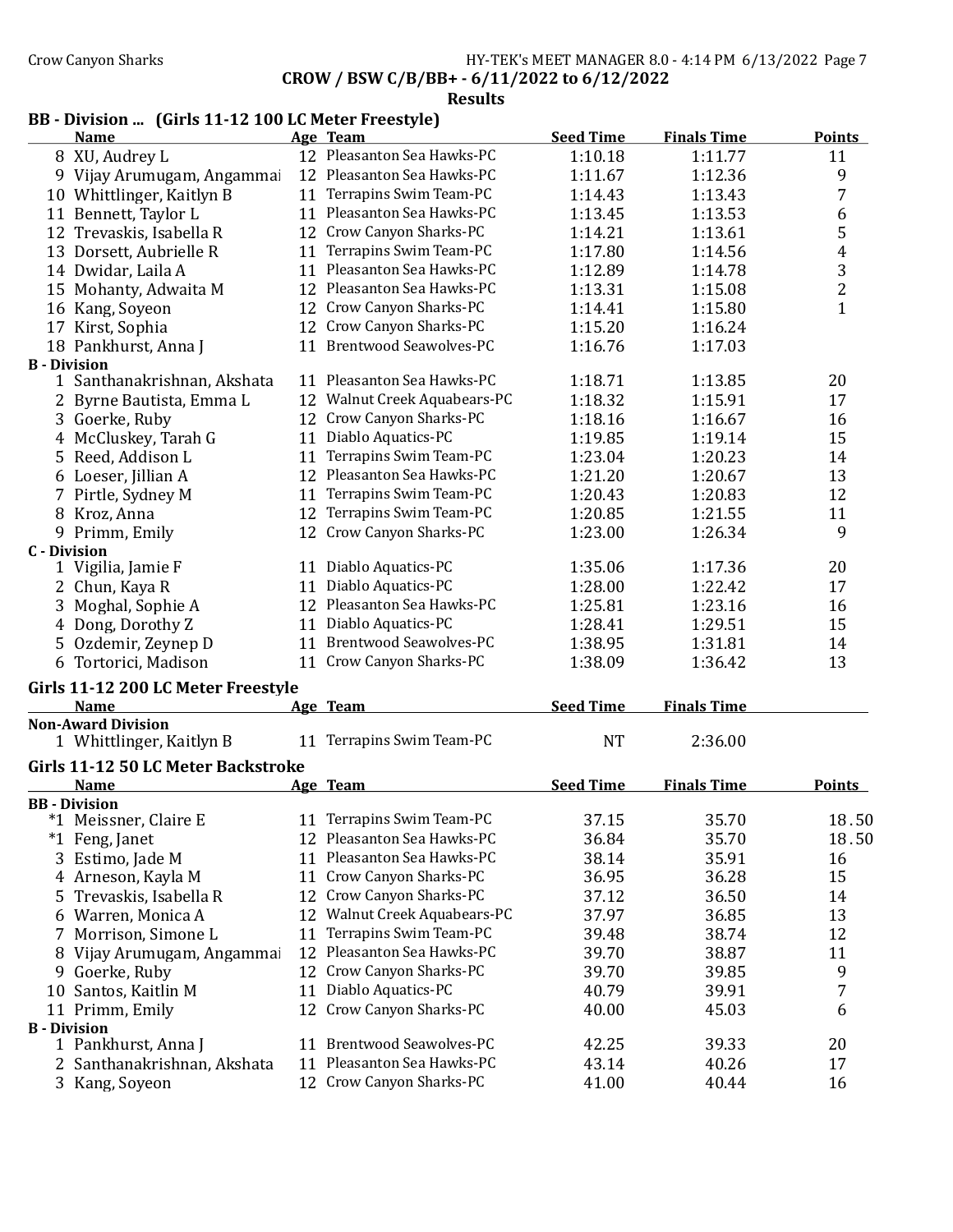CROW / BSW C/B/BB+ - 6/11/2022 to 6/12/2022

## Results

### BB - Division ... (Girls 11-12 100 LC Meter Freestyle)

| | Name | Age | Team | Seed Time | Finals Time | Points |
|---|---|---|---|---|---|---|
| 8 | XU, Audrey L | 12 | Pleasanton Sea Hawks-PC | 1:10.18 | 1:11.77 | 11 |
| 9 | Vijay Arumugam, Angammai | 12 | Pleasanton Sea Hawks-PC | 1:11.67 | 1:12.36 | 9 |
| 10 | Whittlinger, Kaitlyn B | 11 | Terrapins Swim Team-PC | 1:14.43 | 1:13.43 | 7 |
| 11 | Bennett, Taylor L | 11 | Pleasanton Sea Hawks-PC | 1:13.45 | 1:13.53 | 6 |
| 12 | Trevaskis, Isabella R | 12 | Crow Canyon Sharks-PC | 1:14.21 | 1:13.61 | 5 |
| 13 | Dorsett, Aubrielle R | 11 | Terrapins Swim Team-PC | 1:17.80 | 1:14.56 | 4 |
| 14 | Dwidar, Laila A | 11 | Pleasanton Sea Hawks-PC | 1:12.89 | 1:14.78 | 3 |
| 15 | Mohanty, Adwaita M | 12 | Pleasanton Sea Hawks-PC | 1:13.31 | 1:15.08 | 2 |
| 16 | Kang, Soyeon | 12 | Crow Canyon Sharks-PC | 1:14.41 | 1:15.80 | 1 |
| 17 | Kirst, Sophia | 12 | Crow Canyon Sharks-PC | 1:15.20 | 1:16.24 | |
| 18 | Pankhurst, Anna J | 11 | Brentwood Seawolves-PC | 1:16.76 | 1:17.03 | |
| **B - Division** | | | | | | |
| 1 | Santhanakrishnan, Akshata | 11 | Pleasanton Sea Hawks-PC | 1:18.71 | 1:13.85 | 20 |
| 2 | Byrne Bautista, Emma L | 12 | Walnut Creek Aquabears-PC | 1:18.32 | 1:15.91 | 17 |
| 3 | Goerke, Ruby | 12 | Crow Canyon Sharks-PC | 1:18.16 | 1:16.67 | 16 |
| 4 | McCluskey, Tarah G | 11 | Diablo Aquatics-PC | 1:19.85 | 1:19.14 | 15 |
| 5 | Reed, Addison L | 11 | Terrapins Swim Team-PC | 1:23.04 | 1:20.23 | 14 |
| 6 | Loeser, Jillian A | 12 | Pleasanton Sea Hawks-PC | 1:21.20 | 1:20.67 | 13 |
| 7 | Pirtle, Sydney M | 11 | Terrapins Swim Team-PC | 1:20.43 | 1:20.83 | 12 |
| 8 | Kroz, Anna | 12 | Terrapins Swim Team-PC | 1:20.85 | 1:21.55 | 11 |
| 9 | Primm, Emily | 12 | Crow Canyon Sharks-PC | 1:23.00 | 1:26.34 | 9 |
| **C - Division** | | | | | | |
| 1 | Vigilia, Jamie F | 11 | Diablo Aquatics-PC | 1:35.06 | 1:17.36 | 20 |
| 2 | Chun, Kaya R | 11 | Diablo Aquatics-PC | 1:28.00 | 1:22.42 | 17 |
| 3 | Moghal, Sophie A | 12 | Pleasanton Sea Hawks-PC | 1:25.81 | 1:23.16 | 16 |
| 4 | Dong, Dorothy Z | 11 | Diablo Aquatics-PC | 1:28.41 | 1:29.51 | 15 |
| 5 | Ozdemir, Zeynep D | 11 | Brentwood Seawolves-PC | 1:38.95 | 1:31.81 | 14 |
| 6 | Tortorici, Madison | 11 | Crow Canyon Sharks-PC | 1:38.09 | 1:36.42 | 13 |

### Girls 11-12 200 LC Meter Freestyle

| | Name | Age | Team | Seed Time | Finals Time |
|---|---|---|---|---|---|
| **Non-Award Division** | | | | | |
| 1 | Whittlinger, Kaitlyn B | 11 | Terrapins Swim Team-PC | NT | 2:36.00 |

### Girls 11-12 50 LC Meter Backstroke

| | Name | Age | Team | Seed Time | Finals Time | Points |
|---|---|---|---|---|---|---|
| **BB - Division** | | | | | | |
| *1 | Meissner, Claire E | 11 | Terrapins Swim Team-PC | 37.15 | 35.70 | 18.50 |
| *1 | Feng, Janet | 12 | Pleasanton Sea Hawks-PC | 36.84 | 35.70 | 18.50 |
| 3 | Estimo, Jade M | 11 | Pleasanton Sea Hawks-PC | 38.14 | 35.91 | 16 |
| 4 | Arneson, Kayla M | 11 | Crow Canyon Sharks-PC | 36.95 | 36.28 | 15 |
| 5 | Trevaskis, Isabella R | 12 | Crow Canyon Sharks-PC | 37.12 | 36.50 | 14 |
| 6 | Warren, Monica A | 12 | Walnut Creek Aquabears-PC | 37.97 | 36.85 | 13 |
| 7 | Morrison, Simone L | 11 | Terrapins Swim Team-PC | 39.48 | 38.74 | 12 |
| 8 | Vijay Arumugam, Angammai | 12 | Pleasanton Sea Hawks-PC | 39.70 | 38.87 | 11 |
| 9 | Goerke, Ruby | 12 | Crow Canyon Sharks-PC | 39.70 | 39.85 | 9 |
| 10 | Santos, Kaitlin M | 11 | Diablo Aquatics-PC | 40.79 | 39.91 | 7 |
| 11 | Primm, Emily | 12 | Crow Canyon Sharks-PC | 40.00 | 45.03 | 6 |
| **B - Division** | | | | | | |
| 1 | Pankhurst, Anna J | 11 | Brentwood Seawolves-PC | 42.25 | 39.33 | 20 |
| 2 | Santhanakrishnan, Akshata | 11 | Pleasanton Sea Hawks-PC | 43.14 | 40.26 | 17 |
| 3 | Kang, Soyeon | 12 | Crow Canyon Sharks-PC | 41.00 | 40.44 | 16 |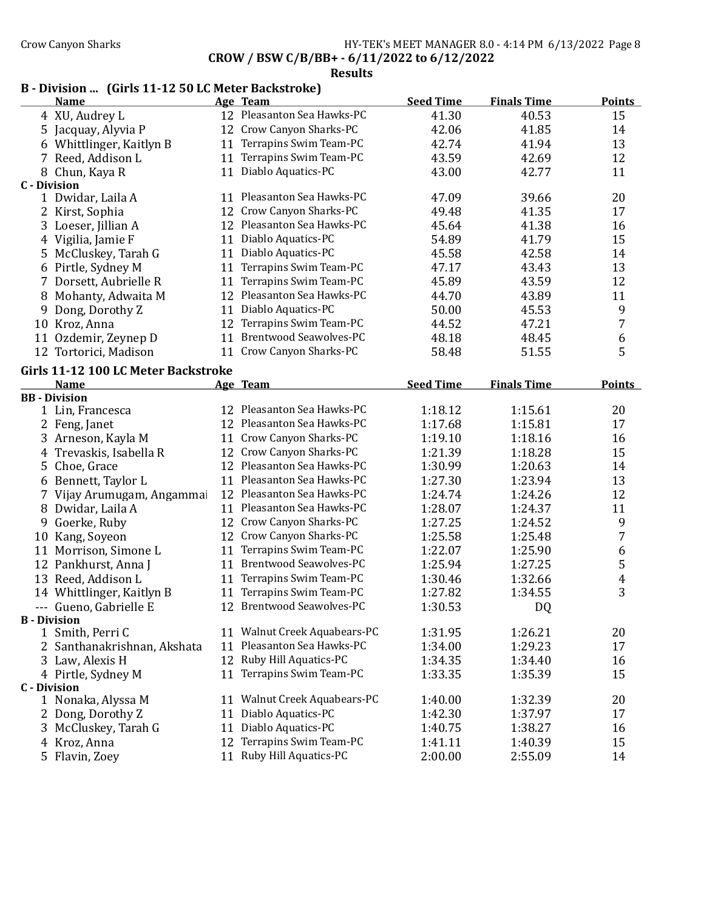CROW / BSW C/B/BB+ - 6/11/2022 to 6/12/2022

**Results**

### B - Division ... (Girls 11-12 50 LC Meter Backstroke)

| | Name | Age | Team | Seed Time | Finals Time | Points |
|---|---|---|---|---|---|---|
| 4 | XU, Audrey L | 12 | Pleasanton Sea Hawks-PC | 41.30 | 40.53 | 15 |
| 5 | Jacquay, Alyvia P | 12 | Crow Canyon Sharks-PC | 42.06 | 41.85 | 14 |
| 6 | Whittlinger, Kaitlyn B | 11 | Terrapins Swim Team-PC | 42.74 | 41.94 | 13 |
| 7 | Reed, Addison L | 11 | Terrapins Swim Team-PC | 43.59 | 42.69 | 12 |
| 8 | Chun, Kaya R | 11 | Diablo Aquatics-PC | 43.00 | 42.77 | 11 |
| **C - Division** | | | | | | |
| 1 | Dwidar, Laila A | 11 | Pleasanton Sea Hawks-PC | 47.09 | 39.66 | 20 |
| 2 | Kirst, Sophia | 12 | Crow Canyon Sharks-PC | 49.48 | 41.35 | 17 |
| 3 | Loeser, Jillian A | 12 | Pleasanton Sea Hawks-PC | 45.64 | 41.38 | 16 |
| 4 | Vigilia, Jamie F | 11 | Diablo Aquatics-PC | 54.89 | 41.79 | 15 |
| 5 | McCluskey, Tarah G | 11 | Diablo Aquatics-PC | 45.58 | 42.58 | 14 |
| 6 | Pirtle, Sydney M | 11 | Terrapins Swim Team-PC | 47.17 | 43.43 | 13 |
| 7 | Dorsett, Aubrielle R | 11 | Terrapins Swim Team-PC | 45.89 | 43.59 | 12 |
| 8 | Mohanty, Adwaita M | 12 | Pleasanton Sea Hawks-PC | 44.70 | 43.89 | 11 |
| 9 | Dong, Dorothy Z | 11 | Diablo Aquatics-PC | 50.00 | 45.53 | 9 |
| 10 | Kroz, Anna | 12 | Terrapins Swim Team-PC | 44.52 | 47.21 | 7 |
| 11 | Ozdemir, Zeynep D | 11 | Brentwood Seawolves-PC | 48.18 | 48.45 | 6 |
| 12 | Tortorici, Madison | 11 | Crow Canyon Sharks-PC | 58.48 | 51.55 | 5 |

### Girls 11-12 100 LC Meter Backstroke

| | Name | Age | Team | Seed Time | Finals Time | Points |
|---|---|---|---|---|---|---|
| **BB - Division** | | | | | | |
| 1 | Lin, Francesca | 12 | Pleasanton Sea Hawks-PC | 1:18.12 | 1:15.61 | 20 |
| 2 | Feng, Janet | 12 | Pleasanton Sea Hawks-PC | 1:17.68 | 1:15.81 | 17 |
| 3 | Arneson, Kayla M | 11 | Crow Canyon Sharks-PC | 1:19.10 | 1:18.16 | 16 |
| 4 | Trevaskis, Isabella R | 12 | Crow Canyon Sharks-PC | 1:21.39 | 1:18.28 | 15 |
| 5 | Choe, Grace | 12 | Pleasanton Sea Hawks-PC | 1:30.99 | 1:20.63 | 14 |
| 6 | Bennett, Taylor L | 11 | Pleasanton Sea Hawks-PC | 1:27.30 | 1:23.94 | 13 |
| 7 | Vijay Arumugam, Angammai | 12 | Pleasanton Sea Hawks-PC | 1:24.74 | 1:24.26 | 12 |
| 8 | Dwidar, Laila A | 11 | Pleasanton Sea Hawks-PC | 1:28.07 | 1:24.37 | 11 |
| 9 | Goerke, Ruby | 12 | Crow Canyon Sharks-PC | 1:27.25 | 1:24.52 | 9 |
| 10 | Kang, Soyeon | 12 | Crow Canyon Sharks-PC | 1:25.58 | 1:25.48 | 7 |
| 11 | Morrison, Simone L | 11 | Terrapins Swim Team-PC | 1:22.07 | 1:25.90 | 6 |
| 12 | Pankhurst, Anna J | 11 | Brentwood Seawolves-PC | 1:25.94 | 1:27.25 | 5 |
| 13 | Reed, Addison L | 11 | Terrapins Swim Team-PC | 1:30.46 | 1:32.66 | 4 |
| 14 | Whittlinger, Kaitlyn B | 11 | Terrapins Swim Team-PC | 1:27.82 | 1:34.55 | 3 |
| --- | Gueno, Gabrielle E | 12 | Brentwood Seawolves-PC | 1:30.53 | DQ | |
| **B - Division** | | | | | | |
| 1 | Smith, Perri C | 11 | Walnut Creek Aquabears-PC | 1:31.95 | 1:26.21 | 20 |
| 2 | Santhanakrishnan, Akshata | 11 | Pleasanton Sea Hawks-PC | 1:34.00 | 1:29.23 | 17 |
| 3 | Law, Alexis H | 12 | Ruby Hill Aquatics-PC | 1:34.35 | 1:34.40 | 16 |
| 4 | Pirtle, Sydney M | 11 | Terrapins Swim Team-PC | 1:33.35 | 1:35.39 | 15 |
| **C - Division** | | | | | | |
| 1 | Nonaka, Alyssa M | 11 | Walnut Creek Aquabears-PC | 1:40.00 | 1:32.39 | 20 |
| 2 | Dong, Dorothy Z | 11 | Diablo Aquatics-PC | 1:42.30 | 1:37.97 | 17 |
| 3 | McCluskey, Tarah G | 11 | Diablo Aquatics-PC | 1:40.75 | 1:38.27 | 16 |
| 4 | Kroz, Anna | 12 | Terrapins Swim Team-PC | 1:41.11 | 1:40.39 | 15 |
| 5 | Flavin, Zoey | 11 | Ruby Hill Aquatics-PC | 2:00.00 | 2:55.09 | 14 |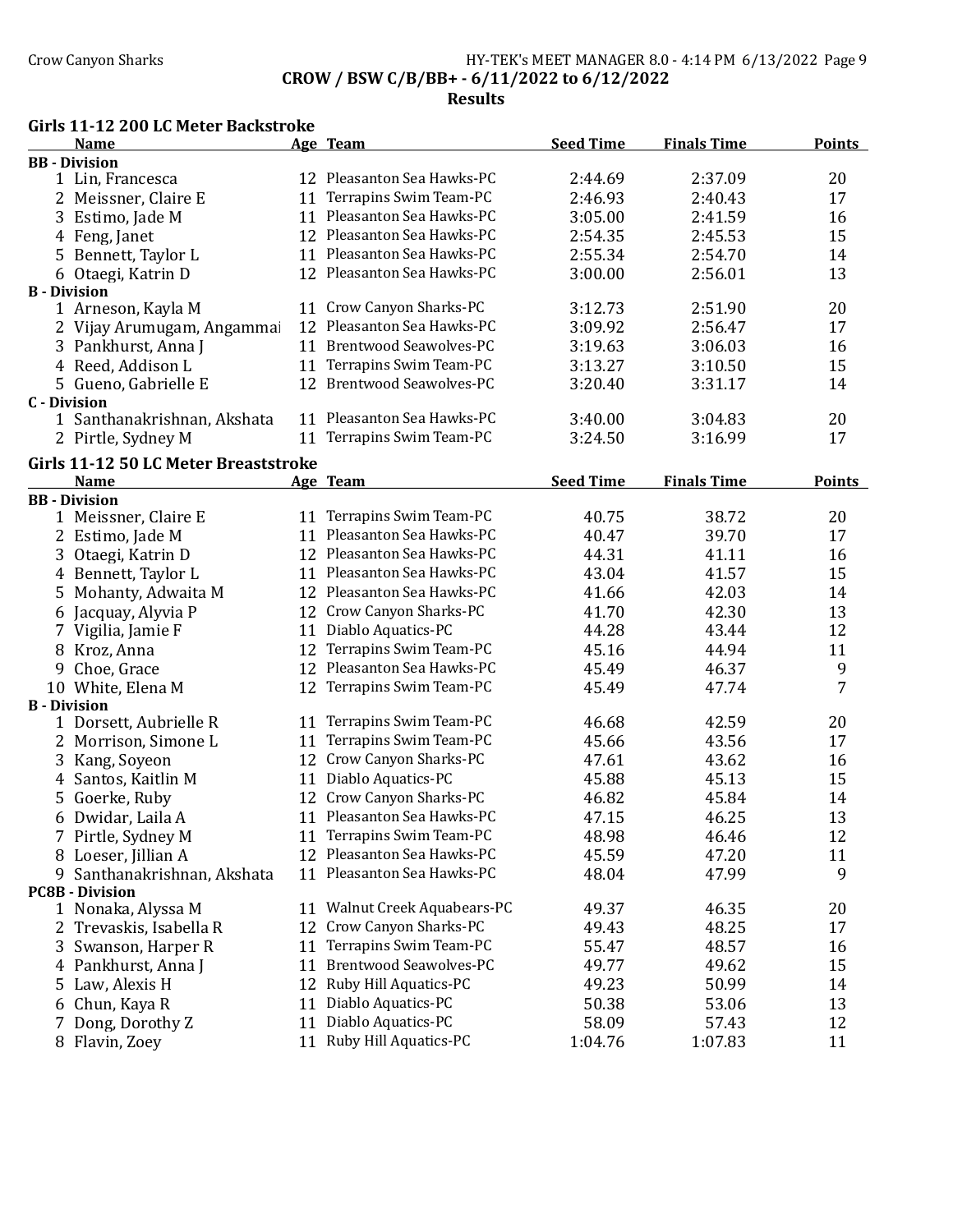## Girls 11-12 200 LC Meter Backstroke

| | Name | Age | Team | Seed Time | Finals Time | Points |
|---|---|---|---|---|---|---|
| **BB - Division** | | | | | | |
| 1 | Lin, Francesca | 12 | Pleasanton Sea Hawks-PC | 2:44.69 | 2:37.09 | 20 |
| 2 | Meissner, Claire E | 11 | Terrapins Swim Team-PC | 2:46.93 | 2:40.43 | 17 |
| 3 | Estimo, Jade M | 11 | Pleasanton Sea Hawks-PC | 3:05.00 | 2:41.59 | 16 |
| 4 | Feng, Janet | 12 | Pleasanton Sea Hawks-PC | 2:54.35 | 2:45.53 | 15 |
| 5 | Bennett, Taylor L | 11 | Pleasanton Sea Hawks-PC | 2:55.34 | 2:54.70 | 14 |
| 6 | Otaegi, Katrin D | 12 | Pleasanton Sea Hawks-PC | 3:00.00 | 2:56.01 | 13 |
| **B - Division** | | | | | | |
| 1 | Arneson, Kayla M | 11 | Crow Canyon Sharks-PC | 3:12.73 | 2:51.90 | 20 |
| 2 | Vijay Arumugam, Angammai | 12 | Pleasanton Sea Hawks-PC | 3:09.92 | 2:56.47 | 17 |
| 3 | Pankhurst, Anna J | 11 | Brentwood Seawolves-PC | 3:19.63 | 3:06.03 | 16 |
| 4 | Reed, Addison L | 11 | Terrapins Swim Team-PC | 3:13.27 | 3:10.50 | 15 |
| 5 | Gueno, Gabrielle E | 12 | Brentwood Seawolves-PC | 3:20.40 | 3:31.17 | 14 |
| **C - Division** | | | | | | |
| 1 | Santhanakrishnan, Akshata | 11 | Pleasanton Sea Hawks-PC | 3:40.00 | 3:04.83 | 20 |
| 2 | Pirtle, Sydney M | 11 | Terrapins Swim Team-PC | 3:24.50 | 3:16.99 | 17 |

## Girls 11-12 50 LC Meter Breaststroke

| | Name | Age | Team | Seed Time | Finals Time | Points |
|---|---|---|---|---|---|---|
| **BB - Division** | | | | | | |
| 1 | Meissner, Claire E | 11 | Terrapins Swim Team-PC | 40.75 | 38.72 | 20 |
| 2 | Estimo, Jade M | 11 | Pleasanton Sea Hawks-PC | 40.47 | 39.70 | 17 |
| 3 | Otaegi, Katrin D | 12 | Pleasanton Sea Hawks-PC | 44.31 | 41.11 | 16 |
| 4 | Bennett, Taylor L | 11 | Pleasanton Sea Hawks-PC | 43.04 | 41.57 | 15 |
| 5 | Mohanty, Adwaita M | 12 | Pleasanton Sea Hawks-PC | 41.66 | 42.03 | 14 |
| 6 | Jacquay, Alyvia P | 12 | Crow Canyon Sharks-PC | 41.70 | 42.30 | 13 |
| 7 | Vigilia, Jamie F | 11 | Diablo Aquatics-PC | 44.28 | 43.44 | 12 |
| 8 | Kroz, Anna | 12 | Terrapins Swim Team-PC | 45.16 | 44.94 | 11 |
| 9 | Choe, Grace | 12 | Pleasanton Sea Hawks-PC | 45.49 | 46.37 | 9 |
| 10 | White, Elena M | 12 | Terrapins Swim Team-PC | 45.49 | 47.74 | 7 |
| **B - Division** | | | | | | |
| 1 | Dorsett, Aubrielle R | 11 | Terrapins Swim Team-PC | 46.68 | 42.59 | 20 |
| 2 | Morrison, Simone L | 11 | Terrapins Swim Team-PC | 45.66 | 43.56 | 17 |
| 3 | Kang, Soyeon | 12 | Crow Canyon Sharks-PC | 47.61 | 43.62 | 16 |
| 4 | Santos, Kaitlin M | 11 | Diablo Aquatics-PC | 45.88 | 45.13 | 15 |
| 5 | Goerke, Ruby | 12 | Crow Canyon Sharks-PC | 46.82 | 45.84 | 14 |
| 6 | Dwidar, Laila A | 11 | Pleasanton Sea Hawks-PC | 47.15 | 46.25 | 13 |
| 7 | Pirtle, Sydney M | 11 | Terrapins Swim Team-PC | 48.98 | 46.46 | 12 |
| 8 | Loeser, Jillian A | 12 | Pleasanton Sea Hawks-PC | 45.59 | 47.20 | 11 |
| 9 | Santhanakrishnan, Akshata | 11 | Pleasanton Sea Hawks-PC | 48.04 | 47.99 | 9 |
| **PC8B - Division** | | | | | | |
| 1 | Nonaka, Alyssa M | 11 | Walnut Creek Aquabears-PC | 49.37 | 46.35 | 20 |
| 2 | Trevaskis, Isabella R | 12 | Crow Canyon Sharks-PC | 49.43 | 48.25 | 17 |
| 3 | Swanson, Harper R | 11 | Terrapins Swim Team-PC | 55.47 | 48.57 | 16 |
| 4 | Pankhurst, Anna J | 11 | Brentwood Seawolves-PC | 49.77 | 49.62 | 15 |
| 5 | Law, Alexis H | 12 | Ruby Hill Aquatics-PC | 49.23 | 50.99 | 14 |
| 6 | Chun, Kaya R | 11 | Diablo Aquatics-PC | 50.38 | 53.06 | 13 |
| 7 | Dong, Dorothy Z | 11 | Diablo Aquatics-PC | 58.09 | 57.43 | 12 |
| 8 | Flavin, Zoey | 11 | Ruby Hill Aquatics-PC | 1:04.76 | 1:07.83 | 11 |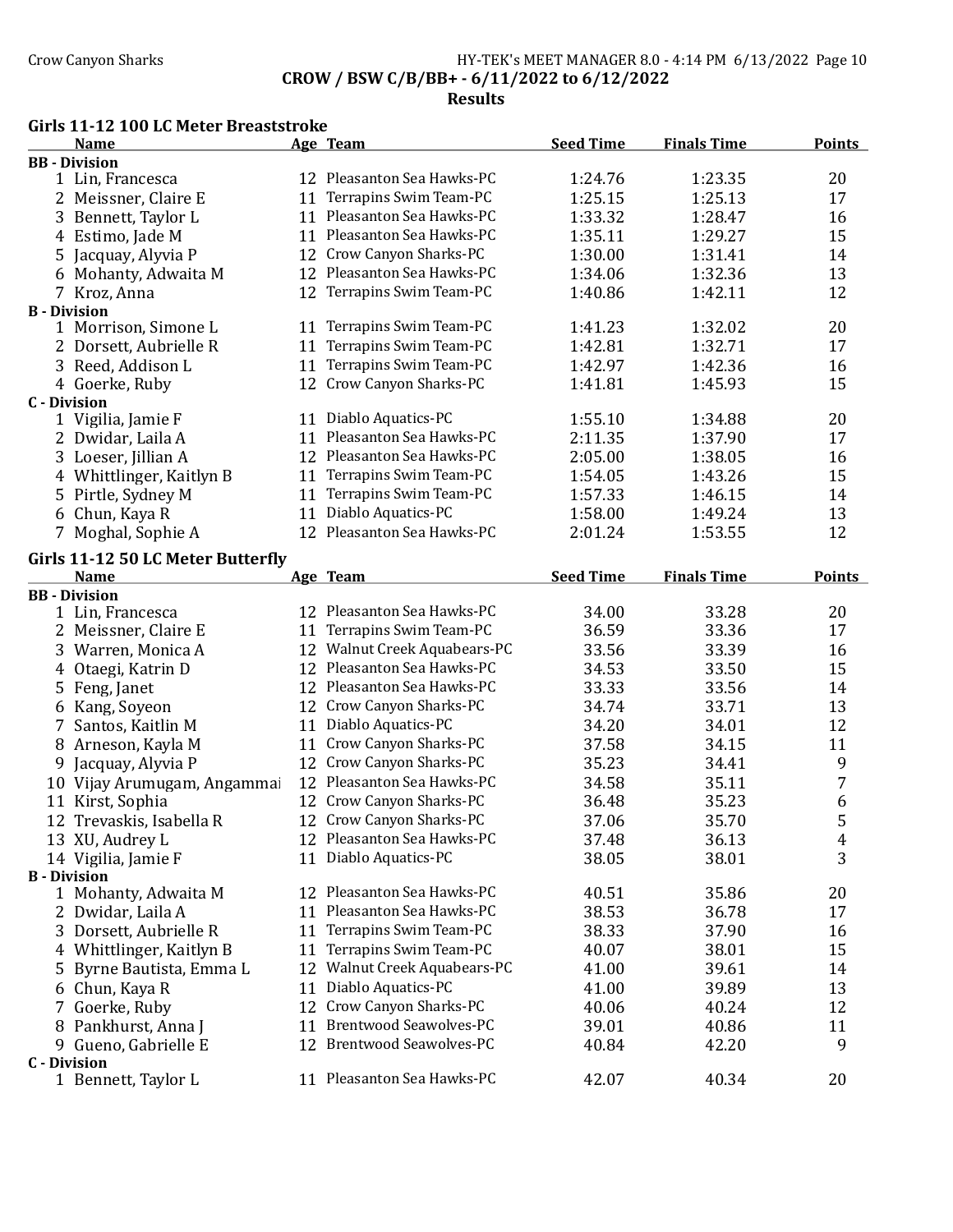CROW / BSW C/B/BB+ - 6/11/2022 to 6/12/2022

**Results**

## Girls 11-12 100 LC Meter Breaststroke

| | Name | Age | Team | Seed Time | Finals Time | Points |
|---|---|---|---|---|---|---|
| **BB - Division** | | | | | | |
| 1 | Lin, Francesca | 12 | Pleasanton Sea Hawks-PC | 1:24.76 | 1:23.35 | 20 |
| 2 | Meissner, Claire E | 11 | Terrapins Swim Team-PC | 1:25.15 | 1:25.13 | 17 |
| 3 | Bennett, Taylor L | 11 | Pleasanton Sea Hawks-PC | 1:33.32 | 1:28.47 | 16 |
| 4 | Estimo, Jade M | 11 | Pleasanton Sea Hawks-PC | 1:35.11 | 1:29.27 | 15 |
| 5 | Jacquay, Alyvia P | 12 | Crow Canyon Sharks-PC | 1:30.00 | 1:31.41 | 14 |
| 6 | Mohanty, Adwaita M | 12 | Pleasanton Sea Hawks-PC | 1:34.06 | 1:32.36 | 13 |
| 7 | Kroz, Anna | 12 | Terrapins Swim Team-PC | 1:40.86 | 1:42.11 | 12 |
| **B - Division** | | | | | | |
| 1 | Morrison, Simone L | 11 | Terrapins Swim Team-PC | 1:41.23 | 1:32.02 | 20 |
| 2 | Dorsett, Aubrielle R | 11 | Terrapins Swim Team-PC | 1:42.81 | 1:32.71 | 17 |
| 3 | Reed, Addison L | 11 | Terrapins Swim Team-PC | 1:42.97 | 1:42.36 | 16 |
| 4 | Goerke, Ruby | 12 | Crow Canyon Sharks-PC | 1:41.81 | 1:45.93 | 15 |
| **C - Division** | | | | | | |
| 1 | Vigilia, Jamie F | 11 | Diablo Aquatics-PC | 1:55.10 | 1:34.88 | 20 |
| 2 | Dwidar, Laila A | 11 | Pleasanton Sea Hawks-PC | 2:11.35 | 1:37.90 | 17 |
| 3 | Loeser, Jillian A | 12 | Pleasanton Sea Hawks-PC | 2:05.00 | 1:38.05 | 16 |
| 4 | Whittlinger, Kaitlyn B | 11 | Terrapins Swim Team-PC | 1:54.05 | 1:43.26 | 15 |
| 5 | Pirtle, Sydney M | 11 | Terrapins Swim Team-PC | 1:57.33 | 1:46.15 | 14 |
| 6 | Chun, Kaya R | 11 | Diablo Aquatics-PC | 1:58.00 | 1:49.24 | 13 |
| 7 | Moghal, Sophie A | 12 | Pleasanton Sea Hawks-PC | 2:01.24 | 1:53.55 | 12 |

## Girls 11-12 50 LC Meter Butterfly

| | Name | Age | Team | Seed Time | Finals Time | Points |
|---|---|---|---|---|---|---|
| **BB - Division** | | | | | | |
| 1 | Lin, Francesca | 12 | Pleasanton Sea Hawks-PC | 34.00 | 33.28 | 20 |
| 2 | Meissner, Claire E | 11 | Terrapins Swim Team-PC | 36.59 | 33.36 | 17 |
| 3 | Warren, Monica A | 12 | Walnut Creek Aquabears-PC | 33.56 | 33.39 | 16 |
| 4 | Otaegi, Katrin D | 12 | Pleasanton Sea Hawks-PC | 34.53 | 33.50 | 15 |
| 5 | Feng, Janet | 12 | Pleasanton Sea Hawks-PC | 33.33 | 33.56 | 14 |
| 6 | Kang, Soyeon | 12 | Crow Canyon Sharks-PC | 34.74 | 33.71 | 13 |
| 7 | Santos, Kaitlin M | 11 | Diablo Aquatics-PC | 34.20 | 34.01 | 12 |
| 8 | Arneson, Kayla M | 11 | Crow Canyon Sharks-PC | 37.58 | 34.15 | 11 |
| 9 | Jacquay, Alyvia P | 12 | Crow Canyon Sharks-PC | 35.23 | 34.41 | 9 |
| 10 | Vijay Arumugam, Angammai | 12 | Pleasanton Sea Hawks-PC | 34.58 | 35.11 | 7 |
| 11 | Kirst, Sophia | 12 | Crow Canyon Sharks-PC | 36.48 | 35.23 | 6 |
| 12 | Trevaskis, Isabella R | 12 | Crow Canyon Sharks-PC | 37.06 | 35.70 | 5 |
| 13 | XU, Audrey L | 12 | Pleasanton Sea Hawks-PC | 37.48 | 36.13 | 4 |
| 14 | Vigilia, Jamie F | 11 | Diablo Aquatics-PC | 38.05 | 38.01 | 3 |
| **B - Division** | | | | | | |
| 1 | Mohanty, Adwaita M | 12 | Pleasanton Sea Hawks-PC | 40.51 | 35.86 | 20 |
| 2 | Dwidar, Laila A | 11 | Pleasanton Sea Hawks-PC | 38.53 | 36.78 | 17 |
| 3 | Dorsett, Aubrielle R | 11 | Terrapins Swim Team-PC | 38.33 | 37.90 | 16 |
| 4 | Whittlinger, Kaitlyn B | 11 | Terrapins Swim Team-PC | 40.07 | 38.01 | 15 |
| 5 | Byrne Bautista, Emma L | 12 | Walnut Creek Aquabears-PC | 41.00 | 39.61 | 14 |
| 6 | Chun, Kaya R | 11 | Diablo Aquatics-PC | 41.00 | 39.89 | 13 |
| 7 | Goerke, Ruby | 12 | Crow Canyon Sharks-PC | 40.06 | 40.24 | 12 |
| 8 | Pankhurst, Anna J | 11 | Brentwood Seawolves-PC | 39.01 | 40.86 | 11 |
| 9 | Gueno, Gabrielle E | 12 | Brentwood Seawolves-PC | 40.84 | 42.20 | 9 |
| **C - Division** | | | | | | |
| 1 | Bennett, Taylor L | 11 | Pleasanton Sea Hawks-PC | 42.07 | 40.34 | 20 |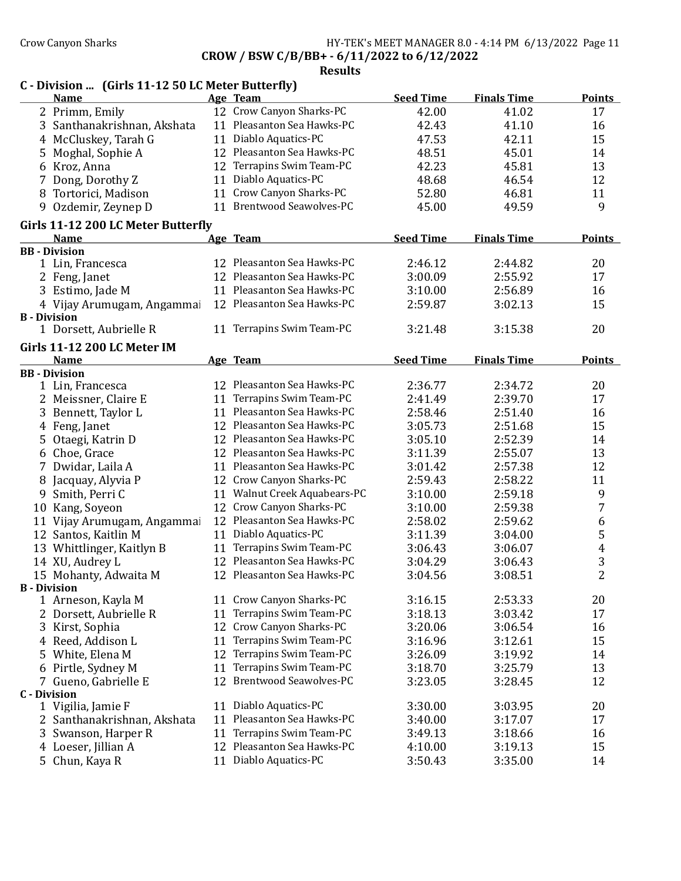CROW / BSW C/B/BB+ - 6/11/2022 to 6/12/2022

**Results**

## C - Division ... (Girls 11-12 50 LC Meter Butterfly)

| | Name | Age | Team | Seed Time | Finals Time | Points |
|---|---|---|---|---|---|---|
| 2 | Primm, Emily | 12 | Crow Canyon Sharks-PC | 42.00 | 41.02 | 17 |
| 3 | Santhanakrishnan, Akshata | 11 | Pleasanton Sea Hawks-PC | 42.43 | 41.10 | 16 |
| 4 | McCluskey, Tarah G | 11 | Diablo Aquatics-PC | 47.53 | 42.11 | 15 |
| 5 | Moghal, Sophie A | 12 | Pleasanton Sea Hawks-PC | 48.51 | 45.01 | 14 |
| 6 | Kroz, Anna | 12 | Terrapins Swim Team-PC | 42.23 | 45.81 | 13 |
| 7 | Dong, Dorothy Z | 11 | Diablo Aquatics-PC | 48.68 | 46.54 | 12 |
| 8 | Tortorici, Madison | 11 | Crow Canyon Sharks-PC | 52.80 | 46.81 | 11 |
| 9 | Ozdemir, Zeynep D | 11 | Brentwood Seawolves-PC | 45.00 | 49.59 | 9 |

## Girls 11-12 200 LC Meter Butterfly

| | Name | Age | Team | Seed Time | Finals Time | Points |
|---|---|---|---|---|---|---|
| **BB - Division** | | | | | | |
| 1 | Lin, Francesca | 12 | Pleasanton Sea Hawks-PC | 2:46.12 | 2:44.82 | 20 |
| 2 | Feng, Janet | 12 | Pleasanton Sea Hawks-PC | 3:00.09 | 2:55.92 | 17 |
| 3 | Estimo, Jade M | 11 | Pleasanton Sea Hawks-PC | 3:10.00 | 2:56.89 | 16 |
| 4 | Vijay Arumugam, Angammai | 12 | Pleasanton Sea Hawks-PC | 2:59.87 | 3:02.13 | 15 |
| **B - Division** | | | | | | |
| 1 | Dorsett, Aubrielle R | 11 | Terrapins Swim Team-PC | 3:21.48 | 3:15.38 | 20 |

## Girls 11-12 200 LC Meter IM

| | Name | Age | Team | Seed Time | Finals Time | Points |
|---|---|---|---|---|---|---|
| **BB - Division** | | | | | | |
| 1 | Lin, Francesca | 12 | Pleasanton Sea Hawks-PC | 2:36.77 | 2:34.72 | 20 |
| 2 | Meissner, Claire E | 11 | Terrapins Swim Team-PC | 2:41.49 | 2:39.70 | 17 |
| 3 | Bennett, Taylor L | 11 | Pleasanton Sea Hawks-PC | 2:58.46 | 2:51.40 | 16 |
| 4 | Feng, Janet | 12 | Pleasanton Sea Hawks-PC | 3:05.73 | 2:51.68 | 15 |
| 5 | Otaegi, Katrin D | 12 | Pleasanton Sea Hawks-PC | 3:05.10 | 2:52.39 | 14 |
| 6 | Choe, Grace | 12 | Pleasanton Sea Hawks-PC | 3:11.39 | 2:55.07 | 13 |
| 7 | Dwidar, Laila A | 11 | Pleasanton Sea Hawks-PC | 3:01.42 | 2:57.38 | 12 |
| 8 | Jacquay, Alyvia P | 12 | Crow Canyon Sharks-PC | 2:59.43 | 2:58.22 | 11 |
| 9 | Smith, Perri C | 11 | Walnut Creek Aquabears-PC | 3:10.00 | 2:59.18 | 9 |
| 10 | Kang, Soyeon | 12 | Crow Canyon Sharks-PC | 3:10.00 | 2:59.38 | 7 |
| 11 | Vijay Arumugam, Angammai | 12 | Pleasanton Sea Hawks-PC | 2:58.02 | 2:59.62 | 6 |
| 12 | Santos, Kaitlin M | 11 | Diablo Aquatics-PC | 3:11.39 | 3:04.00 | 5 |
| 13 | Whittlinger, Kaitlyn B | 11 | Terrapins Swim Team-PC | 3:06.43 | 3:06.07 | 4 |
| 14 | XU, Audrey L | 12 | Pleasanton Sea Hawks-PC | 3:04.29 | 3:06.43 | 3 |
| 15 | Mohanty, Adwaita M | 12 | Pleasanton Sea Hawks-PC | 3:04.56 | 3:08.51 | 2 |
| **B - Division** | | | | | | |
| 1 | Arneson, Kayla M | 11 | Crow Canyon Sharks-PC | 3:16.15 | 2:53.33 | 20 |
| 2 | Dorsett, Aubrielle R | 11 | Terrapins Swim Team-PC | 3:18.13 | 3:03.42 | 17 |
| 3 | Kirst, Sophia | 12 | Crow Canyon Sharks-PC | 3:20.06 | 3:06.54 | 16 |
| 4 | Reed, Addison L | 11 | Terrapins Swim Team-PC | 3:16.96 | 3:12.61 | 15 |
| 5 | White, Elena M | 12 | Terrapins Swim Team-PC | 3:26.09 | 3:19.92 | 14 |
| 6 | Pirtle, Sydney M | 11 | Terrapins Swim Team-PC | 3:18.70 | 3:25.79 | 13 |
| 7 | Gueno, Gabrielle E | 12 | Brentwood Seawolves-PC | 3:23.05 | 3:28.45 | 12 |
| **C - Division** | | | | | | |
| 1 | Vigilia, Jamie F | 11 | Diablo Aquatics-PC | 3:30.00 | 3:03.95 | 20 |
| 2 | Santhanakrishnan, Akshata | 11 | Pleasanton Sea Hawks-PC | 3:40.00 | 3:17.07 | 17 |
| 3 | Swanson, Harper R | 11 | Terrapins Swim Team-PC | 3:49.13 | 3:18.66 | 16 |
| 4 | Loeser, Jillian A | 12 | Pleasanton Sea Hawks-PC | 4:10.00 | 3:19.13 | 15 |
| 5 | Chun, Kaya R | 11 | Diablo Aquatics-PC | 3:50.43 | 3:35.00 | 14 |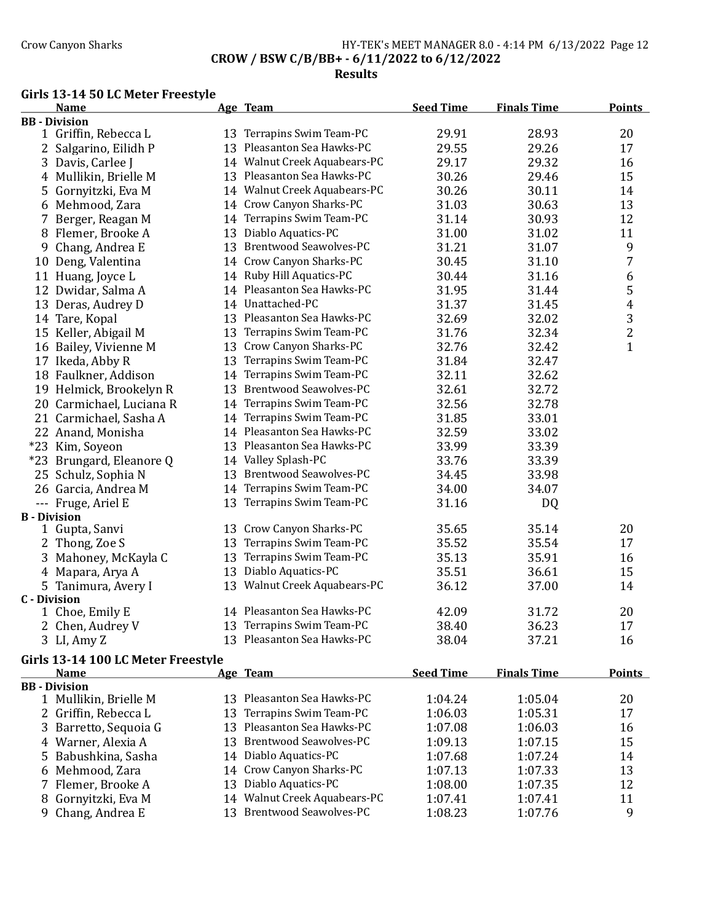CROW / BSW C/B/BB+ - 6/11/2022 to 6/12/2022

Results

## Girls 13-14 50 LC Meter Freestyle

| | Name | Age | Team | Seed Time | Finals Time | Points |
|---|---|---|---|---|---|---|
| **BB - Division** | | | | | | |
| 1 | Griffin, Rebecca L | 13 | Terrapins Swim Team-PC | 29.91 | 28.93 | 20 |
| 2 | Salgarino, Eilidh P | 13 | Pleasanton Sea Hawks-PC | 29.55 | 29.26 | 17 |
| 3 | Davis, Carlee J | 14 | Walnut Creek Aquabears-PC | 29.17 | 29.32 | 16 |
| 4 | Mullikin, Brielle M | 13 | Pleasanton Sea Hawks-PC | 30.26 | 29.46 | 15 |
| 5 | Gornyitzki, Eva M | 14 | Walnut Creek Aquabears-PC | 30.26 | 30.11 | 14 |
| 6 | Mehmood, Zara | 14 | Crow Canyon Sharks-PC | 31.03 | 30.63 | 13 |
| 7 | Berger, Reagan M | 14 | Terrapins Swim Team-PC | 31.14 | 30.93 | 12 |
| 8 | Flemer, Brooke A | 13 | Diablo Aquatics-PC | 31.00 | 31.02 | 11 |
| 9 | Chang, Andrea E | 13 | Brentwood Seawolves-PC | 31.21 | 31.07 | 9 |
| 10 | Deng, Valentina | 14 | Crow Canyon Sharks-PC | 30.45 | 31.10 | 7 |
| 11 | Huang, Joyce L | 14 | Ruby Hill Aquatics-PC | 30.44 | 31.16 | 6 |
| 12 | Dwidar, Salma A | 14 | Pleasanton Sea Hawks-PC | 31.95 | 31.44 | 5 |
| 13 | Deras, Audrey D | 14 | Unattached-PC | 31.37 | 31.45 | 4 |
| 14 | Tare, Kopal | 13 | Pleasanton Sea Hawks-PC | 32.69 | 32.02 | 3 |
| 15 | Keller, Abigail M | 13 | Terrapins Swim Team-PC | 31.76 | 32.34 | 2 |
| 16 | Bailey, Vivienne M | 13 | Crow Canyon Sharks-PC | 32.76 | 32.42 | 1 |
| 17 | Ikeda, Abby R | 13 | Terrapins Swim Team-PC | 31.84 | 32.47 | |
| 18 | Faulkner, Addison | 14 | Terrapins Swim Team-PC | 32.11 | 32.62 | |
| 19 | Helmick, Brookelyn R | 13 | Brentwood Seawolves-PC | 32.61 | 32.72 | |
| 20 | Carmichael, Luciana R | 14 | Terrapins Swim Team-PC | 32.56 | 32.78 | |
| 21 | Carmichael, Sasha A | 14 | Terrapins Swim Team-PC | 31.85 | 33.01 | |
| 22 | Anand, Monisha | 14 | Pleasanton Sea Hawks-PC | 32.59 | 33.02 | |
| *23 | Kim, Soyeon | 13 | Pleasanton Sea Hawks-PC | 33.99 | 33.39 | |
| *23 | Brungard, Eleanore Q | 14 | Valley Splash-PC | 33.76 | 33.39 | |
| 25 | Schulz, Sophia N | 13 | Brentwood Seawolves-PC | 34.45 | 33.98 | |
| 26 | Garcia, Andrea M | 14 | Terrapins Swim Team-PC | 34.00 | 34.07 | |
| --- | Fruge, Ariel E | 13 | Terrapins Swim Team-PC | 31.16 | DQ | |
| **B - Division** | | | | | | |
| 1 | Gupta, Sanvi | 13 | Crow Canyon Sharks-PC | 35.65 | 35.14 | 20 |
| 2 | Thong, Zoe S | 13 | Terrapins Swim Team-PC | 35.52 | 35.54 | 17 |
| 3 | Mahoney, McKayla C | 13 | Terrapins Swim Team-PC | 35.13 | 35.91 | 16 |
| 4 | Mapara, Arya A | 13 | Diablo Aquatics-PC | 35.51 | 36.61 | 15 |
| 5 | Tanimura, Avery I | 13 | Walnut Creek Aquabears-PC | 36.12 | 37.00 | 14 |
| **C - Division** | | | | | | |
| 1 | Choe, Emily E | 14 | Pleasanton Sea Hawks-PC | 42.09 | 31.72 | 20 |
| 2 | Chen, Audrey V | 13 | Terrapins Swim Team-PC | 38.40 | 36.23 | 17 |
| 3 | LI, Amy Z | 13 | Pleasanton Sea Hawks-PC | 38.04 | 37.21 | 16 |

## Girls 13-14 100 LC Meter Freestyle

| | Name | Age | Team | Seed Time | Finals Time | Points |
|---|---|---|---|---|---|---|
| **BB - Division** | | | | | | |
| 1 | Mullikin, Brielle M | 13 | Pleasanton Sea Hawks-PC | 1:04.24 | 1:05.04 | 20 |
| 2 | Griffin, Rebecca L | 13 | Terrapins Swim Team-PC | 1:06.03 | 1:05.31 | 17 |
| 3 | Barretto, Sequoia G | 13 | Pleasanton Sea Hawks-PC | 1:07.08 | 1:06.03 | 16 |
| 4 | Warner, Alexia A | 13 | Brentwood Seawolves-PC | 1:09.13 | 1:07.15 | 15 |
| 5 | Babushkina, Sasha | 14 | Diablo Aquatics-PC | 1:07.68 | 1:07.24 | 14 |
| 6 | Mehmood, Zara | 14 | Crow Canyon Sharks-PC | 1:07.13 | 1:07.33 | 13 |
| 7 | Flemer, Brooke A | 13 | Diablo Aquatics-PC | 1:08.00 | 1:07.35 | 12 |
| 8 | Gornyitzki, Eva M | 14 | Walnut Creek Aquabears-PC | 1:07.41 | 1:07.41 | 11 |
| 9 | Chang, Andrea E | 13 | Brentwood Seawolves-PC | 1:08.23 | 1:07.76 | 9 |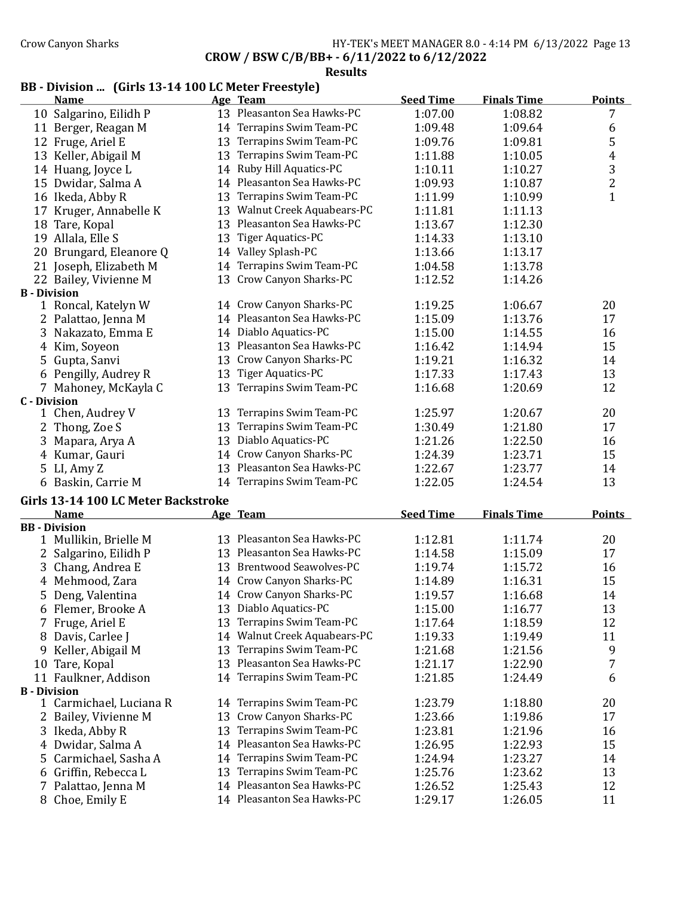CROW / BSW C/B/BB+ - 6/11/2022 to 6/12/2022

## Results

### BB - Division ... (Girls 13-14 100 LC Meter Freestyle)

| | Name | Age | Team | Seed Time | Finals Time | Points |
|---|---|---|---|---|---|---|
| 10 | Salgarino, Eilidh P | 13 | Pleasanton Sea Hawks-PC | 1:07.00 | 1:08.82 | 7 |
| 11 | Berger, Reagan M | 14 | Terrapins Swim Team-PC | 1:09.48 | 1:09.64 | 6 |
| 12 | Fruge, Ariel E | 13 | Terrapins Swim Team-PC | 1:09.76 | 1:09.81 | 5 |
| 13 | Keller, Abigail M | 13 | Terrapins Swim Team-PC | 1:11.88 | 1:10.05 | 4 |
| 14 | Huang, Joyce L | 14 | Ruby Hill Aquatics-PC | 1:10.11 | 1:10.27 | 3 |
| 15 | Dwidar, Salma A | 14 | Pleasanton Sea Hawks-PC | 1:09.93 | 1:10.87 | 2 |
| 16 | Ikeda, Abby R | 13 | Terrapins Swim Team-PC | 1:11.99 | 1:10.99 | 1 |
| 17 | Kruger, Annabelle K | 13 | Walnut Creek Aquabears-PC | 1:11.81 | 1:11.13 | |
| 18 | Tare, Kopal | 13 | Pleasanton Sea Hawks-PC | 1:13.67 | 1:12.30 | |
| 19 | Allala, Elle S | 13 | Tiger Aquatics-PC | 1:14.33 | 1:13.10 | |
| 20 | Brungard, Eleanore Q | 14 | Valley Splash-PC | 1:13.66 | 1:13.17 | |
| 21 | Joseph, Elizabeth M | 14 | Terrapins Swim Team-PC | 1:04.58 | 1:13.78 | |
| 22 | Bailey, Vivienne M | 13 | Crow Canyon Sharks-PC | 1:12.52 | 1:14.26 | |
| **B - Division** | | | | | | |
| 1 | Roncal, Katelyn W | 14 | Crow Canyon Sharks-PC | 1:19.25 | 1:06.67 | 20 |
| 2 | Palattao, Jenna M | 14 | Pleasanton Sea Hawks-PC | 1:15.09 | 1:13.76 | 17 |
| 3 | Nakazato, Emma E | 14 | Diablo Aquatics-PC | 1:15.00 | 1:14.55 | 16 |
| 4 | Kim, Soyeon | 13 | Pleasanton Sea Hawks-PC | 1:16.42 | 1:14.94 | 15 |
| 5 | Gupta, Sanvi | 13 | Crow Canyon Sharks-PC | 1:19.21 | 1:16.32 | 14 |
| 6 | Pengilly, Audrey R | 13 | Tiger Aquatics-PC | 1:17.33 | 1:17.43 | 13 |
| 7 | Mahoney, McKayla C | 13 | Terrapins Swim Team-PC | 1:16.68 | 1:20.69 | 12 |
| **C - Division** | | | | | | |
| 1 | Chen, Audrey V | 13 | Terrapins Swim Team-PC | 1:25.97 | 1:20.67 | 20 |
| 2 | Thong, Zoe S | 13 | Terrapins Swim Team-PC | 1:30.49 | 1:21.80 | 17 |
| 3 | Mapara, Arya A | 13 | Diablo Aquatics-PC | 1:21.26 | 1:22.50 | 16 |
| 4 | Kumar, Gauri | 14 | Crow Canyon Sharks-PC | 1:24.39 | 1:23.71 | 15 |
| 5 | LI, Amy Z | 13 | Pleasanton Sea Hawks-PC | 1:22.67 | 1:23.77 | 14 |
| 6 | Baskin, Carrie M | 14 | Terrapins Swim Team-PC | 1:22.05 | 1:24.54 | 13 |

### Girls 13-14 100 LC Meter Backstroke

| | Name | Age | Team | Seed Time | Finals Time | Points |
|---|---|---|---|---|---|---|
| **BB - Division** | | | | | | |
| 1 | Mullikin, Brielle M | 13 | Pleasanton Sea Hawks-PC | 1:12.81 | 1:11.74 | 20 |
| 2 | Salgarino, Eilidh P | 13 | Pleasanton Sea Hawks-PC | 1:14.58 | 1:15.09 | 17 |
| 3 | Chang, Andrea E | 13 | Brentwood Seawolves-PC | 1:19.74 | 1:15.72 | 16 |
| 4 | Mehmood, Zara | 14 | Crow Canyon Sharks-PC | 1:14.89 | 1:16.31 | 15 |
| 5 | Deng, Valentina | 14 | Crow Canyon Sharks-PC | 1:19.57 | 1:16.68 | 14 |
| 6 | Flemer, Brooke A | 13 | Diablo Aquatics-PC | 1:15.00 | 1:16.77 | 13 |
| 7 | Fruge, Ariel E | 13 | Terrapins Swim Team-PC | 1:17.64 | 1:18.59 | 12 |
| 8 | Davis, Carlee J | 14 | Walnut Creek Aquabears-PC | 1:19.33 | 1:19.49 | 11 |
| 9 | Keller, Abigail M | 13 | Terrapins Swim Team-PC | 1:21.68 | 1:21.56 | 9 |
| 10 | Tare, Kopal | 13 | Pleasanton Sea Hawks-PC | 1:21.17 | 1:22.90 | 7 |
| 11 | Faulkner, Addison | 14 | Terrapins Swim Team-PC | 1:21.85 | 1:24.49 | 6 |
| **B - Division** | | | | | | |
| 1 | Carmichael, Luciana R | 14 | Terrapins Swim Team-PC | 1:23.79 | 1:18.80 | 20 |
| 2 | Bailey, Vivienne M | 13 | Crow Canyon Sharks-PC | 1:23.66 | 1:19.86 | 17 |
| 3 | Ikeda, Abby R | 13 | Terrapins Swim Team-PC | 1:23.81 | 1:21.96 | 16 |
| 4 | Dwidar, Salma A | 14 | Pleasanton Sea Hawks-PC | 1:26.95 | 1:22.93 | 15 |
| 5 | Carmichael, Sasha A | 14 | Terrapins Swim Team-PC | 1:24.94 | 1:23.27 | 14 |
| 6 | Griffin, Rebecca L | 13 | Terrapins Swim Team-PC | 1:25.76 | 1:23.62 | 13 |
| 7 | Palattao, Jenna M | 14 | Pleasanton Sea Hawks-PC | 1:26.52 | 1:25.43 | 12 |
| 8 | Choe, Emily E | 14 | Pleasanton Sea Hawks-PC | 1:29.17 | 1:26.05 | 11 |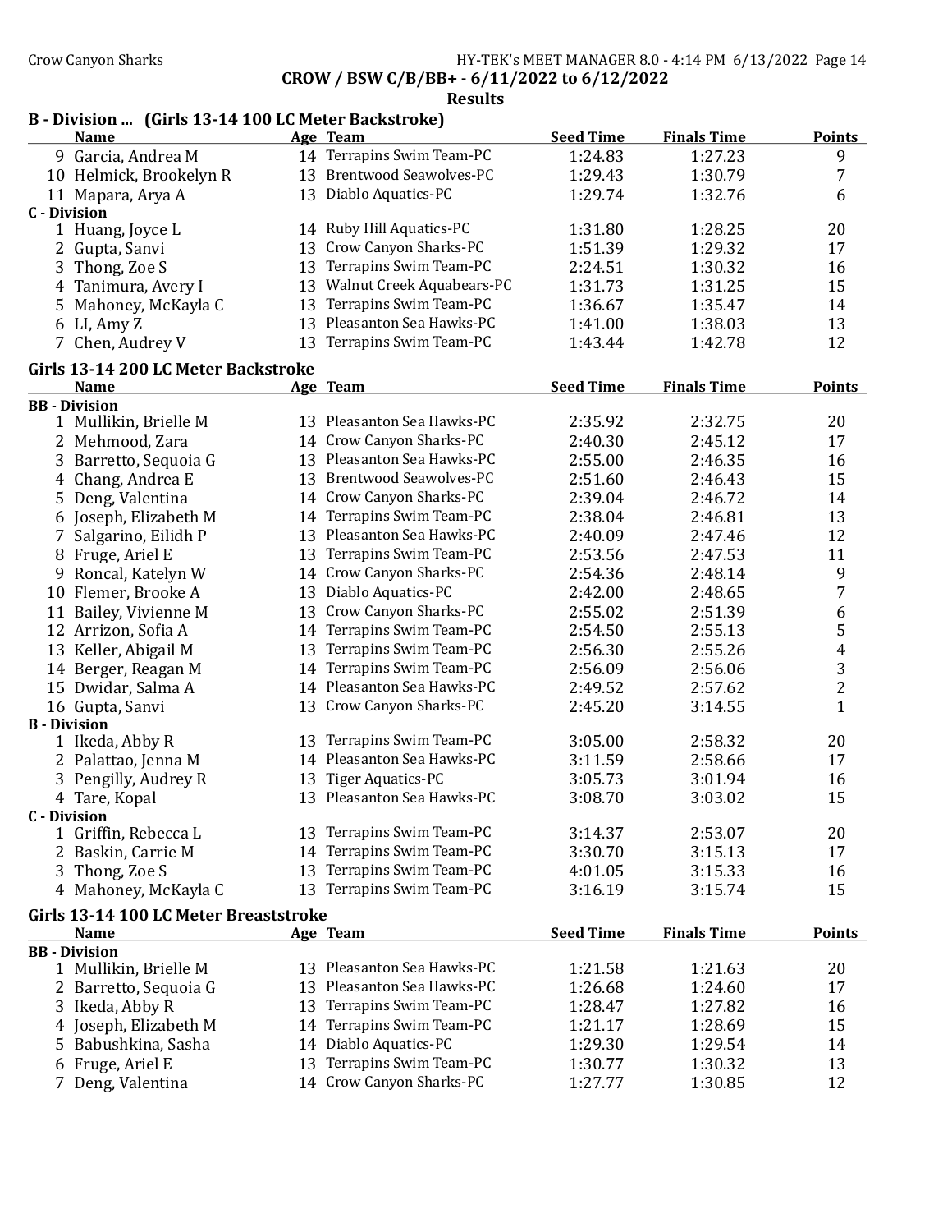## CROW / BSW C/B/BB+ - 6/11/2022 to 6/12/2022

### Results

### B - Division ... (Girls 13-14 100 LC Meter Backstroke)

| | Name | Age | Team | Seed Time | Finals Time | Points |
|---|---|---|---|---|---|---|
| 9 | Garcia, Andrea M | 14 | Terrapins Swim Team-PC | 1:24.83 | 1:27.23 | 9 |
| 10 | Helmick, Brookelyn R | 13 | Brentwood Seawolves-PC | 1:29.43 | 1:30.79 | 7 |
| 11 | Mapara, Arya A | 13 | Diablo Aquatics-PC | 1:29.74 | 1:32.76 | 6 |
| **C - Division** | | | | | | |
| 1 | Huang, Joyce L | 14 | Ruby Hill Aquatics-PC | 1:31.80 | 1:28.25 | 20 |
| 2 | Gupta, Sanvi | 13 | Crow Canyon Sharks-PC | 1:51.39 | 1:29.32 | 17 |
| 3 | Thong, Zoe S | 13 | Terrapins Swim Team-PC | 2:24.51 | 1:30.32 | 16 |
| 4 | Tanimura, Avery I | 13 | Walnut Creek Aquabears-PC | 1:31.73 | 1:31.25 | 15 |
| 5 | Mahoney, McKayla C | 13 | Terrapins Swim Team-PC | 1:36.67 | 1:35.47 | 14 |
| 6 | LI, Amy Z | 13 | Pleasanton Sea Hawks-PC | 1:41.00 | 1:38.03 | 13 |
| 7 | Chen, Audrey V | 13 | Terrapins Swim Team-PC | 1:43.44 | 1:42.78 | 12 |

### Girls 13-14 200 LC Meter Backstroke

| | Name | Age | Team | Seed Time | Finals Time | Points |
|---|---|---|---|---|---|---|
| **BB - Division** | | | | | | |
| 1 | Mullikin, Brielle M | 13 | Pleasanton Sea Hawks-PC | 2:35.92 | 2:32.75 | 20 |
| 2 | Mehmood, Zara | 14 | Crow Canyon Sharks-PC | 2:40.30 | 2:45.12 | 17 |
| 3 | Barretto, Sequoia G | 13 | Pleasanton Sea Hawks-PC | 2:55.00 | 2:46.35 | 16 |
| 4 | Chang, Andrea E | 13 | Brentwood Seawolves-PC | 2:51.60 | 2:46.43 | 15 |
| 5 | Deng, Valentina | 14 | Crow Canyon Sharks-PC | 2:39.04 | 2:46.72 | 14 |
| 6 | Joseph, Elizabeth M | 14 | Terrapins Swim Team-PC | 2:38.04 | 2:46.81 | 13 |
| 7 | Salgarino, Eilidh P | 13 | Pleasanton Sea Hawks-PC | 2:40.09 | 2:47.46 | 12 |
| 8 | Fruge, Ariel E | 13 | Terrapins Swim Team-PC | 2:53.56 | 2:47.53 | 11 |
| 9 | Roncal, Katelyn W | 14 | Crow Canyon Sharks-PC | 2:54.36 | 2:48.14 | 9 |
| 10 | Flemer, Brooke A | 13 | Diablo Aquatics-PC | 2:42.00 | 2:48.65 | 7 |
| 11 | Bailey, Vivienne M | 13 | Crow Canyon Sharks-PC | 2:55.02 | 2:51.39 | 6 |
| 12 | Arrizon, Sofia A | 14 | Terrapins Swim Team-PC | 2:54.50 | 2:55.13 | 5 |
| 13 | Keller, Abigail M | 13 | Terrapins Swim Team-PC | 2:56.30 | 2:55.26 | 4 |
| 14 | Berger, Reagan M | 14 | Terrapins Swim Team-PC | 2:56.09 | 2:56.06 | 3 |
| 15 | Dwidar, Salma A | 14 | Pleasanton Sea Hawks-PC | 2:49.52 | 2:57.62 | 2 |
| 16 | Gupta, Sanvi | 13 | Crow Canyon Sharks-PC | 2:45.20 | 3:14.55 | 1 |
| **B - Division** | | | | | | |
| 1 | Ikeda, Abby R | 13 | Terrapins Swim Team-PC | 3:05.00 | 2:58.32 | 20 |
| 2 | Palattao, Jenna M | 14 | Pleasanton Sea Hawks-PC | 3:11.59 | 2:58.66 | 17 |
| 3 | Pengilly, Audrey R | 13 | Tiger Aquatics-PC | 3:05.73 | 3:01.94 | 16 |
| 4 | Tare, Kopal | 13 | Pleasanton Sea Hawks-PC | 3:08.70 | 3:03.02 | 15 |
| **C - Division** | | | | | | |
| 1 | Griffin, Rebecca L | 13 | Terrapins Swim Team-PC | 3:14.37 | 2:53.07 | 20 |
| 2 | Baskin, Carrie M | 14 | Terrapins Swim Team-PC | 3:30.70 | 3:15.13 | 17 |
| 3 | Thong, Zoe S | 13 | Terrapins Swim Team-PC | 4:01.05 | 3:15.33 | 16 |
| 4 | Mahoney, McKayla C | 13 | Terrapins Swim Team-PC | 3:16.19 | 3:15.74 | 15 |

### Girls 13-14 100 LC Meter Breaststroke

| | Name | Age | Team | Seed Time | Finals Time | Points |
|---|---|---|---|---|---|---|
| **BB - Division** | | | | | | |
| 1 | Mullikin, Brielle M | 13 | Pleasanton Sea Hawks-PC | 1:21.58 | 1:21.63 | 20 |
| 2 | Barretto, Sequoia G | 13 | Pleasanton Sea Hawks-PC | 1:26.68 | 1:24.60 | 17 |
| 3 | Ikeda, Abby R | 13 | Terrapins Swim Team-PC | 1:28.47 | 1:27.82 | 16 |
| 4 | Joseph, Elizabeth M | 14 | Terrapins Swim Team-PC | 1:21.17 | 1:28.69 | 15 |
| 5 | Babushkina, Sasha | 14 | Diablo Aquatics-PC | 1:29.30 | 1:29.54 | 14 |
| 6 | Fruge, Ariel E | 13 | Terrapins Swim Team-PC | 1:30.77 | 1:30.32 | 13 |
| 7 | Deng, Valentina | 14 | Crow Canyon Sharks-PC | 1:27.77 | 1:30.85 | 12 |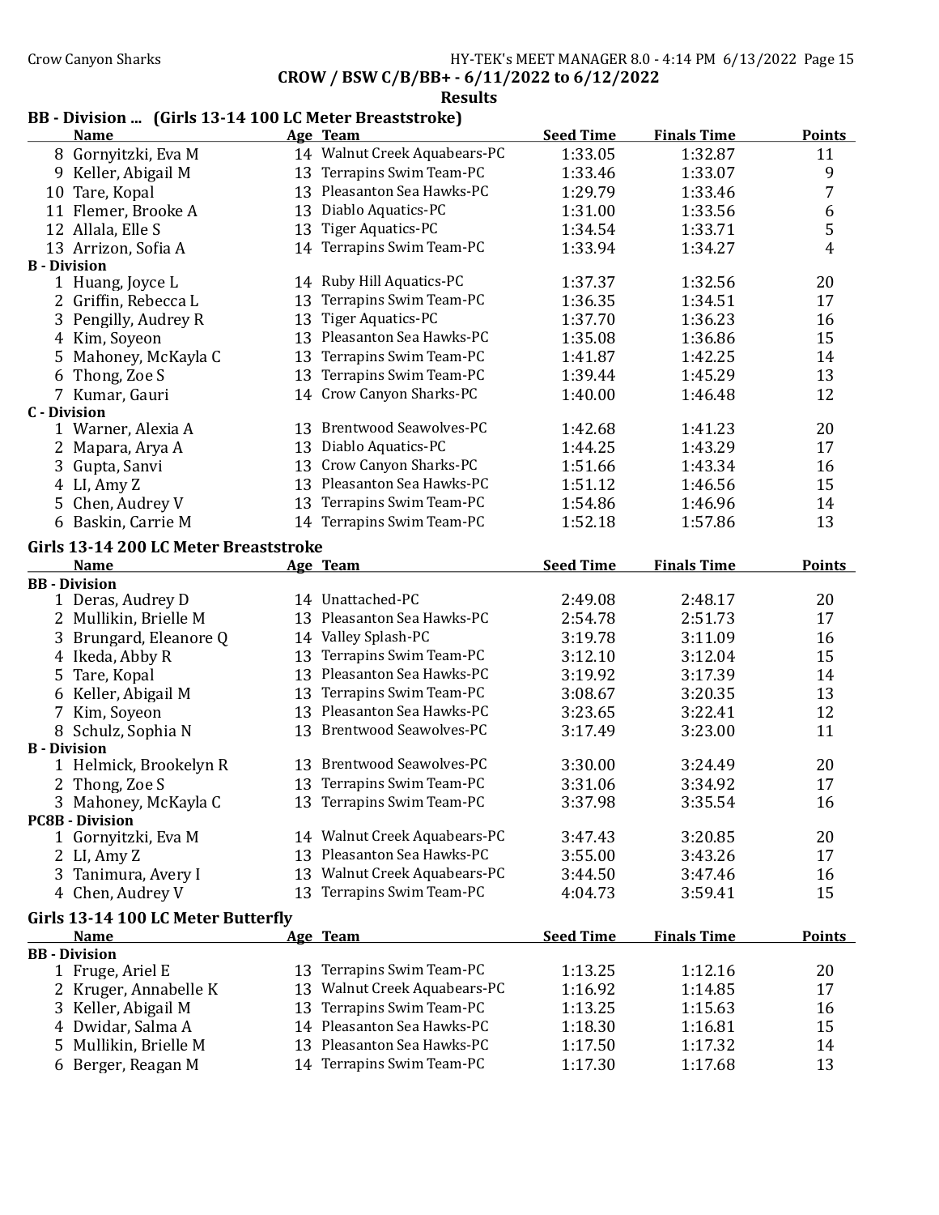CROW / BSW C/B/BB+ - 6/11/2022 to 6/12/2022

**Results**

### BB - Division ... (Girls 13-14 100 LC Meter Breaststroke)

| | Name | Age | Team | Seed Time | Finals Time | Points |
|---|---|---|---|---|---|---|
| 8 | Gornyitzki, Eva M | 14 | Walnut Creek Aquabears-PC | 1:33.05 | 1:32.87 | 11 |
| 9 | Keller, Abigail M | 13 | Terrapins Swim Team-PC | 1:33.46 | 1:33.07 | 9 |
| 10 | Tare, Kopal | 13 | Pleasanton Sea Hawks-PC | 1:29.79 | 1:33.46 | 7 |
| 11 | Flemer, Brooke A | 13 | Diablo Aquatics-PC | 1:31.00 | 1:33.56 | 6 |
| 12 | Allala, Elle S | 13 | Tiger Aquatics-PC | 1:34.54 | 1:33.71 | 5 |
| 13 | Arrizon, Sofia A | 14 | Terrapins Swim Team-PC | 1:33.94 | 1:34.27 | 4 |
| **B - Division** | | | | | | |
| 1 | Huang, Joyce L | 14 | Ruby Hill Aquatics-PC | 1:37.37 | 1:32.56 | 20 |
| 2 | Griffin, Rebecca L | 13 | Terrapins Swim Team-PC | 1:36.35 | 1:34.51 | 17 |
| 3 | Pengilly, Audrey R | 13 | Tiger Aquatics-PC | 1:37.70 | 1:36.23 | 16 |
| 4 | Kim, Soyeon | 13 | Pleasanton Sea Hawks-PC | 1:35.08 | 1:36.86 | 15 |
| 5 | Mahoney, McKayla C | 13 | Terrapins Swim Team-PC | 1:41.87 | 1:42.25 | 14 |
| 6 | Thong, Zoe S | 13 | Terrapins Swim Team-PC | 1:39.44 | 1:45.29 | 13 |
| 7 | Kumar, Gauri | 14 | Crow Canyon Sharks-PC | 1:40.00 | 1:46.48 | 12 |
| **C - Division** | | | | | | |
| 1 | Warner, Alexia A | 13 | Brentwood Seawolves-PC | 1:42.68 | 1:41.23 | 20 |
| 2 | Mapara, Arya A | 13 | Diablo Aquatics-PC | 1:44.25 | 1:43.29 | 17 |
| 3 | Gupta, Sanvi | 13 | Crow Canyon Sharks-PC | 1:51.66 | 1:43.34 | 16 |
| 4 | LI, Amy Z | 13 | Pleasanton Sea Hawks-PC | 1:51.12 | 1:46.56 | 15 |
| 5 | Chen, Audrey V | 13 | Terrapins Swim Team-PC | 1:54.86 | 1:46.96 | 14 |
| 6 | Baskin, Carrie M | 14 | Terrapins Swim Team-PC | 1:52.18 | 1:57.86 | 13 |

### Girls 13-14 200 LC Meter Breaststroke

| | Name | Age | Team | Seed Time | Finals Time | Points |
|---|---|---|---|---|---|---|
| **BB - Division** | | | | | | |
| 1 | Deras, Audrey D | 14 | Unattached-PC | 2:49.08 | 2:48.17 | 20 |
| 2 | Mullikin, Brielle M | 13 | Pleasanton Sea Hawks-PC | 2:54.78 | 2:51.73 | 17 |
| 3 | Brungard, Eleanore Q | 14 | Valley Splash-PC | 3:19.78 | 3:11.09 | 16 |
| 4 | Ikeda, Abby R | 13 | Terrapins Swim Team-PC | 3:12.10 | 3:12.04 | 15 |
| 5 | Tare, Kopal | 13 | Pleasanton Sea Hawks-PC | 3:19.92 | 3:17.39 | 14 |
| 6 | Keller, Abigail M | 13 | Terrapins Swim Team-PC | 3:08.67 | 3:20.35 | 13 |
| 7 | Kim, Soyeon | 13 | Pleasanton Sea Hawks-PC | 3:23.65 | 3:22.41 | 12 |
| 8 | Schulz, Sophia N | 13 | Brentwood Seawolves-PC | 3:17.49 | 3:23.00 | 11 |
| **B - Division** | | | | | | |
| 1 | Helmick, Brookelyn R | 13 | Brentwood Seawolves-PC | 3:30.00 | 3:24.49 | 20 |
| 2 | Thong, Zoe S | 13 | Terrapins Swim Team-PC | 3:31.06 | 3:34.92 | 17 |
| 3 | Mahoney, McKayla C | 13 | Terrapins Swim Team-PC | 3:37.98 | 3:35.54 | 16 |
| **PC8B - Division** | | | | | | |
| 1 | Gornyitzki, Eva M | 14 | Walnut Creek Aquabears-PC | 3:47.43 | 3:20.85 | 20 |
| 2 | LI, Amy Z | 13 | Pleasanton Sea Hawks-PC | 3:55.00 | 3:43.26 | 17 |
| 3 | Tanimura, Avery I | 13 | Walnut Creek Aquabears-PC | 3:44.50 | 3:47.46 | 16 |
| 4 | Chen, Audrey V | 13 | Terrapins Swim Team-PC | 4:04.73 | 3:59.41 | 15 |

### Girls 13-14 100 LC Meter Butterfly

| | Name | Age | Team | Seed Time | Finals Time | Points |
|---|---|---|---|---|---|---|
| **BB - Division** | | | | | | |
| 1 | Fruge, Ariel E | 13 | Terrapins Swim Team-PC | 1:13.25 | 1:12.16 | 20 |
| 2 | Kruger, Annabelle K | 13 | Walnut Creek Aquabears-PC | 1:16.92 | 1:14.85 | 17 |
| 3 | Keller, Abigail M | 13 | Terrapins Swim Team-PC | 1:13.25 | 1:15.63 | 16 |
| 4 | Dwidar, Salma A | 14 | Pleasanton Sea Hawks-PC | 1:18.30 | 1:16.81 | 15 |
| 5 | Mullikin, Brielle M | 13 | Pleasanton Sea Hawks-PC | 1:17.50 | 1:17.32 | 14 |
| 6 | Berger, Reagan M | 14 | Terrapins Swim Team-PC | 1:17.30 | 1:17.68 | 13 |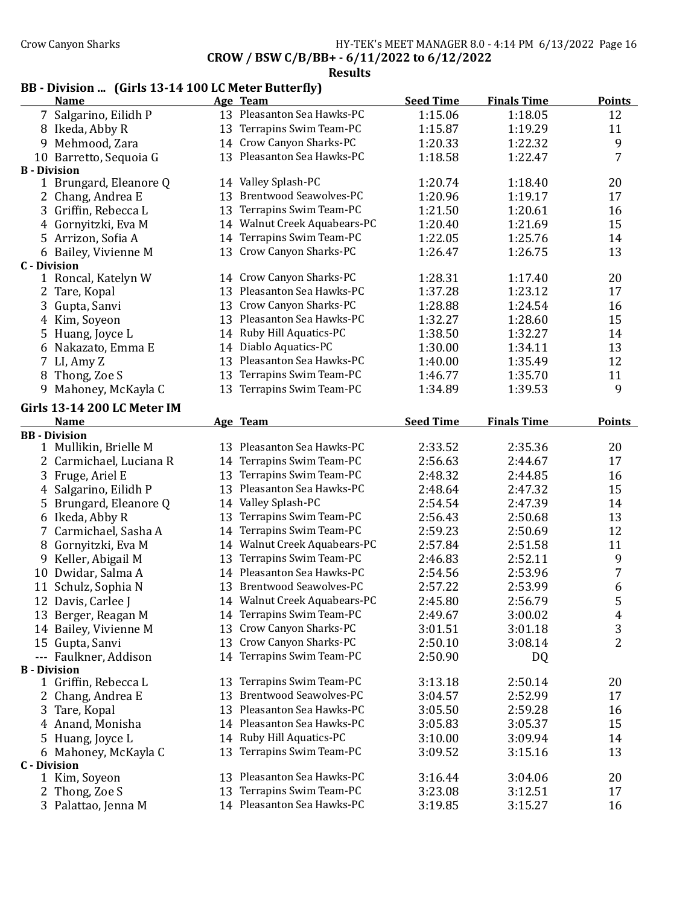## CROW / BSW C/B/BB+ - 6/11/2022 to 6/12/2022

### Results

### BB - Division ... (Girls 13-14 100 LC Meter Butterfly)

| | Name | Age | Team | Seed Time | Finals Time | Points |
|---|---|---|---|---|---|---|
| 7 | Salgarino, Eilidh P | 13 | Pleasanton Sea Hawks-PC | 1:15.06 | 1:18.05 | 12 |
| 8 | Ikeda, Abby R | 13 | Terrapins Swim Team-PC | 1:15.87 | 1:19.29 | 11 |
| 9 | Mehmood, Zara | 14 | Crow Canyon Sharks-PC | 1:20.33 | 1:22.32 | 9 |
| 10 | Barretto, Sequoia G | 13 | Pleasanton Sea Hawks-PC | 1:18.58 | 1:22.47 | 7 |
| **B - Division** | | | | | | |
| 1 | Brungard, Eleanore Q | 14 | Valley Splash-PC | 1:20.74 | 1:18.40 | 20 |
| 2 | Chang, Andrea E | 13 | Brentwood Seawolves-PC | 1:20.96 | 1:19.17 | 17 |
| 3 | Griffin, Rebecca L | 13 | Terrapins Swim Team-PC | 1:21.50 | 1:20.61 | 16 |
| 4 | Gornyitzki, Eva M | 14 | Walnut Creek Aquabears-PC | 1:20.40 | 1:21.69 | 15 |
| 5 | Arrizon, Sofia A | 14 | Terrapins Swim Team-PC | 1:22.05 | 1:25.76 | 14 |
| 6 | Bailey, Vivienne M | 13 | Crow Canyon Sharks-PC | 1:26.47 | 1:26.75 | 13 |
| **C - Division** | | | | | | |
| 1 | Roncal, Katelyn W | 14 | Crow Canyon Sharks-PC | 1:28.31 | 1:17.40 | 20 |
| 2 | Tare, Kopal | 13 | Pleasanton Sea Hawks-PC | 1:37.28 | 1:23.12 | 17 |
| 3 | Gupta, Sanvi | 13 | Crow Canyon Sharks-PC | 1:28.88 | 1:24.54 | 16 |
| 4 | Kim, Soyeon | 13 | Pleasanton Sea Hawks-PC | 1:32.27 | 1:28.60 | 15 |
| 5 | Huang, Joyce L | 14 | Ruby Hill Aquatics-PC | 1:38.50 | 1:32.27 | 14 |
| 6 | Nakazato, Emma E | 14 | Diablo Aquatics-PC | 1:30.00 | 1:34.11 | 13 |
| 7 | LI, Amy Z | 13 | Pleasanton Sea Hawks-PC | 1:40.00 | 1:35.49 | 12 |
| 8 | Thong, Zoe S | 13 | Terrapins Swim Team-PC | 1:46.77 | 1:35.70 | 11 |
| 9 | Mahoney, McKayla C | 13 | Terrapins Swim Team-PC | 1:34.89 | 1:39.53 | 9 |

### Girls 13-14 200 LC Meter IM

| | Name | Age | Team | Seed Time | Finals Time | Points |
|---|---|---|---|---|---|---|
| **BB - Division** | | | | | | |
| 1 | Mullikin, Brielle M | 13 | Pleasanton Sea Hawks-PC | 2:33.52 | 2:35.36 | 20 |
| 2 | Carmichael, Luciana R | 14 | Terrapins Swim Team-PC | 2:56.63 | 2:44.67 | 17 |
| 3 | Fruge, Ariel E | 13 | Terrapins Swim Team-PC | 2:48.32 | 2:44.85 | 16 |
| 4 | Salgarino, Eilidh P | 13 | Pleasanton Sea Hawks-PC | 2:48.64 | 2:47.32 | 15 |
| 5 | Brungard, Eleanore Q | 14 | Valley Splash-PC | 2:54.54 | 2:47.39 | 14 |
| 6 | Ikeda, Abby R | 13 | Terrapins Swim Team-PC | 2:56.43 | 2:50.68 | 13 |
| 7 | Carmichael, Sasha A | 14 | Terrapins Swim Team-PC | 2:59.23 | 2:50.69 | 12 |
| 8 | Gornyitzki, Eva M | 14 | Walnut Creek Aquabears-PC | 2:57.84 | 2:51.58 | 11 |
| 9 | Keller, Abigail M | 13 | Terrapins Swim Team-PC | 2:46.83 | 2:52.11 | 9 |
| 10 | Dwidar, Salma A | 14 | Pleasanton Sea Hawks-PC | 2:54.56 | 2:53.96 | 7 |
| 11 | Schulz, Sophia N | 13 | Brentwood Seawolves-PC | 2:57.22 | 2:53.99 | 6 |
| 12 | Davis, Carlee J | 14 | Walnut Creek Aquabears-PC | 2:45.80 | 2:56.79 | 5 |
| 13 | Berger, Reagan M | 14 | Terrapins Swim Team-PC | 2:49.67 | 3:00.02 | 4 |
| 14 | Bailey, Vivienne M | 13 | Crow Canyon Sharks-PC | 3:01.51 | 3:01.18 | 3 |
| 15 | Gupta, Sanvi | 13 | Crow Canyon Sharks-PC | 2:50.10 | 3:08.14 | 2 |
| --- | Faulkner, Addison | 14 | Terrapins Swim Team-PC | 2:50.90 | DQ | |
| **B - Division** | | | | | | |
| 1 | Griffin, Rebecca L | 13 | Terrapins Swim Team-PC | 3:13.18 | 2:50.14 | 20 |
| 2 | Chang, Andrea E | 13 | Brentwood Seawolves-PC | 3:04.57 | 2:52.99 | 17 |
| 3 | Tare, Kopal | 13 | Pleasanton Sea Hawks-PC | 3:05.50 | 2:59.28 | 16 |
| 4 | Anand, Monisha | 14 | Pleasanton Sea Hawks-PC | 3:05.83 | 3:05.37 | 15 |
| 5 | Huang, Joyce L | 14 | Ruby Hill Aquatics-PC | 3:10.00 | 3:09.94 | 14 |
| 6 | Mahoney, McKayla C | 13 | Terrapins Swim Team-PC | 3:09.52 | 3:15.16 | 13 |
| **C - Division** | | | | | | |
| 1 | Kim, Soyeon | 13 | Pleasanton Sea Hawks-PC | 3:16.44 | 3:04.06 | 20 |
| 2 | Thong, Zoe S | 13 | Terrapins Swim Team-PC | 3:23.08 | 3:12.51 | 17 |
| 3 | Palattao, Jenna M | 14 | Pleasanton Sea Hawks-PC | 3:19.85 | 3:15.27 | 16 |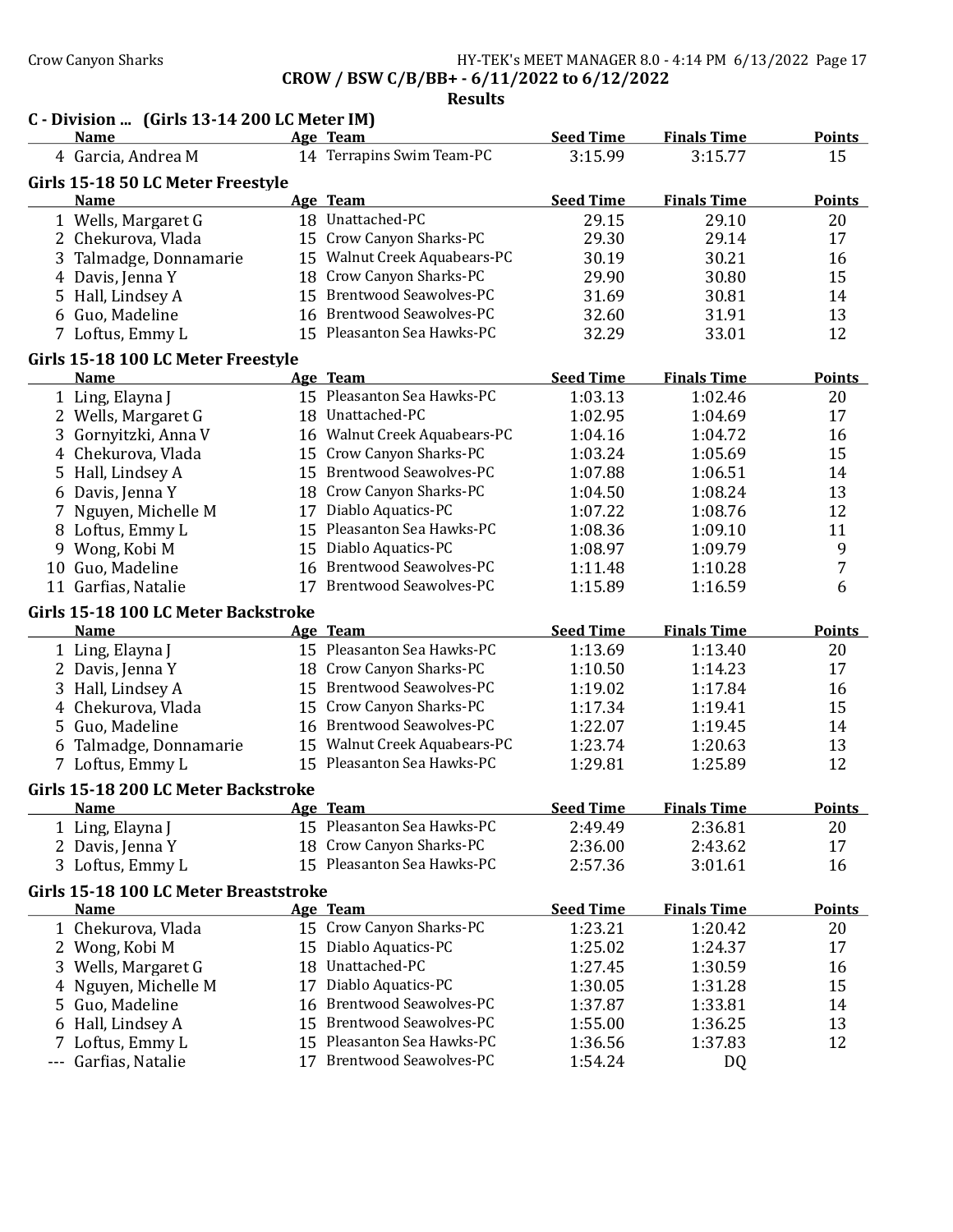## Results

### C - Division ... (Girls 13-14 200 LC Meter IM)

| | Name | Age | Team | Seed Time | Finals Time | Points |
|---|---|---|---|---|---|---|
| 4 | Garcia, Andrea M | 14 | Terrapins Swim Team-PC | 3:15.99 | 3:15.77 | 15 |

### Girls 15-18 50 LC Meter Freestyle

| | Name | Age | Team | Seed Time | Finals Time | Points |
|---|---|---|---|---|---|---|
| 1 | Wells, Margaret G | 18 | Unattached-PC | 29.15 | 29.10 | 20 |
| 2 | Chekurova, Vlada | 15 | Crow Canyon Sharks-PC | 29.30 | 29.14 | 17 |
| 3 | Talmadge, Donnamarie | 15 | Walnut Creek Aquabears-PC | 30.19 | 30.21 | 16 |
| 4 | Davis, Jenna Y | 18 | Crow Canyon Sharks-PC | 29.90 | 30.80 | 15 |
| 5 | Hall, Lindsey A | 15 | Brentwood Seawolves-PC | 31.69 | 30.81 | 14 |
| 6 | Guo, Madeline | 16 | Brentwood Seawolves-PC | 32.60 | 31.91 | 13 |
| 7 | Loftus, Emmy L | 15 | Pleasanton Sea Hawks-PC | 32.29 | 33.01 | 12 |

### Girls 15-18 100 LC Meter Freestyle

| | Name | Age | Team | Seed Time | Finals Time | Points |
|---|---|---|---|---|---|---|
| 1 | Ling, Elayna J | 15 | Pleasanton Sea Hawks-PC | 1:03.13 | 1:02.46 | 20 |
| 2 | Wells, Margaret G | 18 | Unattached-PC | 1:02.95 | 1:04.69 | 17 |
| 3 | Gornyitzki, Anna V | 16 | Walnut Creek Aquabears-PC | 1:04.16 | 1:04.72 | 16 |
| 4 | Chekurova, Vlada | 15 | Crow Canyon Sharks-PC | 1:03.24 | 1:05.69 | 15 |
| 5 | Hall, Lindsey A | 15 | Brentwood Seawolves-PC | 1:07.88 | 1:06.51 | 14 |
| 6 | Davis, Jenna Y | 18 | Crow Canyon Sharks-PC | 1:04.50 | 1:08.24 | 13 |
| 7 | Nguyen, Michelle M | 17 | Diablo Aquatics-PC | 1:07.22 | 1:08.76 | 12 |
| 8 | Loftus, Emmy L | 15 | Pleasanton Sea Hawks-PC | 1:08.36 | 1:09.10 | 11 |
| 9 | Wong, Kobi M | 15 | Diablo Aquatics-PC | 1:08.97 | 1:09.79 | 9 |
| 10 | Guo, Madeline | 16 | Brentwood Seawolves-PC | 1:11.48 | 1:10.28 | 7 |
| 11 | Garfias, Natalie | 17 | Brentwood Seawolves-PC | 1:15.89 | 1:16.59 | 6 |

### Girls 15-18 100 LC Meter Backstroke

| | Name | Age | Team | Seed Time | Finals Time | Points |
|---|---|---|---|---|---|---|
| 1 | Ling, Elayna J | 15 | Pleasanton Sea Hawks-PC | 1:13.69 | 1:13.40 | 20 |
| 2 | Davis, Jenna Y | 18 | Crow Canyon Sharks-PC | 1:10.50 | 1:14.23 | 17 |
| 3 | Hall, Lindsey A | 15 | Brentwood Seawolves-PC | 1:19.02 | 1:17.84 | 16 |
| 4 | Chekurova, Vlada | 15 | Crow Canyon Sharks-PC | 1:17.34 | 1:19.41 | 15 |
| 5 | Guo, Madeline | 16 | Brentwood Seawolves-PC | 1:22.07 | 1:19.45 | 14 |
| 6 | Talmadge, Donnamarie | 15 | Walnut Creek Aquabears-PC | 1:23.74 | 1:20.63 | 13 |
| 7 | Loftus, Emmy L | 15 | Pleasanton Sea Hawks-PC | 1:29.81 | 1:25.89 | 12 |

### Girls 15-18 200 LC Meter Backstroke

| | Name | Age | Team | Seed Time | Finals Time | Points |
|---|---|---|---|---|---|---|
| 1 | Ling, Elayna J | 15 | Pleasanton Sea Hawks-PC | 2:49.49 | 2:36.81 | 20 |
| 2 | Davis, Jenna Y | 18 | Crow Canyon Sharks-PC | 2:36.00 | 2:43.62 | 17 |
| 3 | Loftus, Emmy L | 15 | Pleasanton Sea Hawks-PC | 2:57.36 | 3:01.61 | 16 |

### Girls 15-18 100 LC Meter Breaststroke

| | Name | Age | Team | Seed Time | Finals Time | Points |
|---|---|---|---|---|---|---|
| 1 | Chekurova, Vlada | 15 | Crow Canyon Sharks-PC | 1:23.21 | 1:20.42 | 20 |
| 2 | Wong, Kobi M | 15 | Diablo Aquatics-PC | 1:25.02 | 1:24.37 | 17 |
| 3 | Wells, Margaret G | 18 | Unattached-PC | 1:27.45 | 1:30.59 | 16 |
| 4 | Nguyen, Michelle M | 17 | Diablo Aquatics-PC | 1:30.05 | 1:31.28 | 15 |
| 5 | Guo, Madeline | 16 | Brentwood Seawolves-PC | 1:37.87 | 1:33.81 | 14 |
| 6 | Hall, Lindsey A | 15 | Brentwood Seawolves-PC | 1:55.00 | 1:36.25 | 13 |
| 7 | Loftus, Emmy L | 15 | Pleasanton Sea Hawks-PC | 1:36.56 | 1:37.83 | 12 |
| --- | Garfias, Natalie | 17 | Brentwood Seawolves-PC | 1:54.24 | DQ | |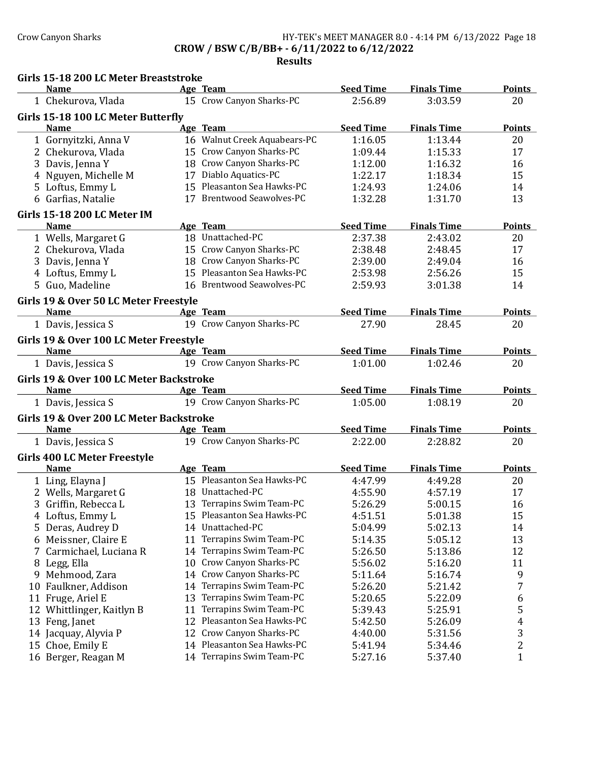## CROW / BSW C/B/BB+ - 6/11/2022 to 6/12/2022

### Results

#### Girls 15-18 200 LC Meter Breaststroke

| | Name | Age | Team | Seed Time | Finals Time | Points |
|---|---|---|---|---|---|---|
| 1 | Chekurova, Vlada | 15 | Crow Canyon Sharks-PC | 2:56.89 | 3:03.59 | 20 |

#### Girls 15-18 100 LC Meter Butterfly

| | Name | Age | Team | Seed Time | Finals Time | Points |
|---|---|---|---|---|---|---|
| 1 | Gornyitzki, Anna V | 16 | Walnut Creek Aquabears-PC | 1:16.05 | 1:13.44 | 20 |
| 2 | Chekurova, Vlada | 15 | Crow Canyon Sharks-PC | 1:09.44 | 1:15.33 | 17 |
| 3 | Davis, Jenna Y | 18 | Crow Canyon Sharks-PC | 1:12.00 | 1:16.32 | 16 |
| 4 | Nguyen, Michelle M | 17 | Diablo Aquatics-PC | 1:22.17 | 1:18.34 | 15 |
| 5 | Loftus, Emmy L | 15 | Pleasanton Sea Hawks-PC | 1:24.93 | 1:24.06 | 14 |
| 6 | Garfias, Natalie | 17 | Brentwood Seawolves-PC | 1:32.28 | 1:31.70 | 13 |

#### Girls 15-18 200 LC Meter IM

| | Name | Age | Team | Seed Time | Finals Time | Points |
|---|---|---|---|---|---|---|
| 1 | Wells, Margaret G | 18 | Unattached-PC | 2:37.38 | 2:43.02 | 20 |
| 2 | Chekurova, Vlada | 15 | Crow Canyon Sharks-PC | 2:38.48 | 2:48.45 | 17 |
| 3 | Davis, Jenna Y | 18 | Crow Canyon Sharks-PC | 2:39.00 | 2:49.04 | 16 |
| 4 | Loftus, Emmy L | 15 | Pleasanton Sea Hawks-PC | 2:53.98 | 2:56.26 | 15 |
| 5 | Guo, Madeline | 16 | Brentwood Seawolves-PC | 2:59.93 | 3:01.38 | 14 |

#### Girls 19 & Over 50 LC Meter Freestyle

| | Name | Age | Team | Seed Time | Finals Time | Points |
|---|---|---|---|---|---|---|
| 1 | Davis, Jessica S | 19 | Crow Canyon Sharks-PC | 27.90 | 28.45 | 20 |

#### Girls 19 & Over 100 LC Meter Freestyle

| | Name | Age | Team | Seed Time | Finals Time | Points |
|---|---|---|---|---|---|---|
| 1 | Davis, Jessica S | 19 | Crow Canyon Sharks-PC | 1:01.00 | 1:02.46 | 20 |

#### Girls 19 & Over 100 LC Meter Backstroke

| | Name | Age | Team | Seed Time | Finals Time | Points |
|---|---|---|---|---|---|---|
| 1 | Davis, Jessica S | 19 | Crow Canyon Sharks-PC | 1:05.00 | 1:08.19 | 20 |

#### Girls 19 & Over 200 LC Meter Backstroke

| | Name | Age | Team | Seed Time | Finals Time | Points |
|---|---|---|---|---|---|---|
| 1 | Davis, Jessica S | 19 | Crow Canyon Sharks-PC | 2:22.00 | 2:28.82 | 20 |

#### Girls 400 LC Meter Freestyle

| | Name | Age | Team | Seed Time | Finals Time | Points |
|---|---|---|---|---|---|---|
| 1 | Ling, Elayna J | 15 | Pleasanton Sea Hawks-PC | 4:47.99 | 4:49.28 | 20 |
| 2 | Wells, Margaret G | 18 | Unattached-PC | 4:55.90 | 4:57.19 | 17 |
| 3 | Griffin, Rebecca L | 13 | Terrapins Swim Team-PC | 5:26.29 | 5:00.15 | 16 |
| 4 | Loftus, Emmy L | 15 | Pleasanton Sea Hawks-PC | 4:51.51 | 5:01.38 | 15 |
| 5 | Deras, Audrey D | 14 | Unattached-PC | 5:04.99 | 5:02.13 | 14 |
| 6 | Meissner, Claire E | 11 | Terrapins Swim Team-PC | 5:14.35 | 5:05.12 | 13 |
| 7 | Carmichael, Luciana R | 14 | Terrapins Swim Team-PC | 5:26.50 | 5:13.86 | 12 |
| 8 | Legg, Ella | 10 | Crow Canyon Sharks-PC | 5:56.02 | 5:16.20 | 11 |
| 9 | Mehmood, Zara | 14 | Crow Canyon Sharks-PC | 5:11.64 | 5:16.74 | 9 |
| 10 | Faulkner, Addison | 14 | Terrapins Swim Team-PC | 5:26.20 | 5:21.42 | 7 |
| 11 | Fruge, Ariel E | 13 | Terrapins Swim Team-PC | 5:20.65 | 5:22.09 | 6 |
| 12 | Whittlinger, Kaitlyn B | 11 | Terrapins Swim Team-PC | 5:39.43 | 5:25.91 | 5 |
| 13 | Feng, Janet | 12 | Pleasanton Sea Hawks-PC | 5:42.50 | 5:26.09 | 4 |
| 14 | Jacquay, Alyvia P | 12 | Crow Canyon Sharks-PC | 4:40.00 | 5:31.56 | 3 |
| 15 | Choe, Emily E | 14 | Pleasanton Sea Hawks-PC | 5:41.94 | 5:34.46 | 2 |
| 16 | Berger, Reagan M | 14 | Terrapins Swim Team-PC | 5:27.16 | 5:37.40 | 1 |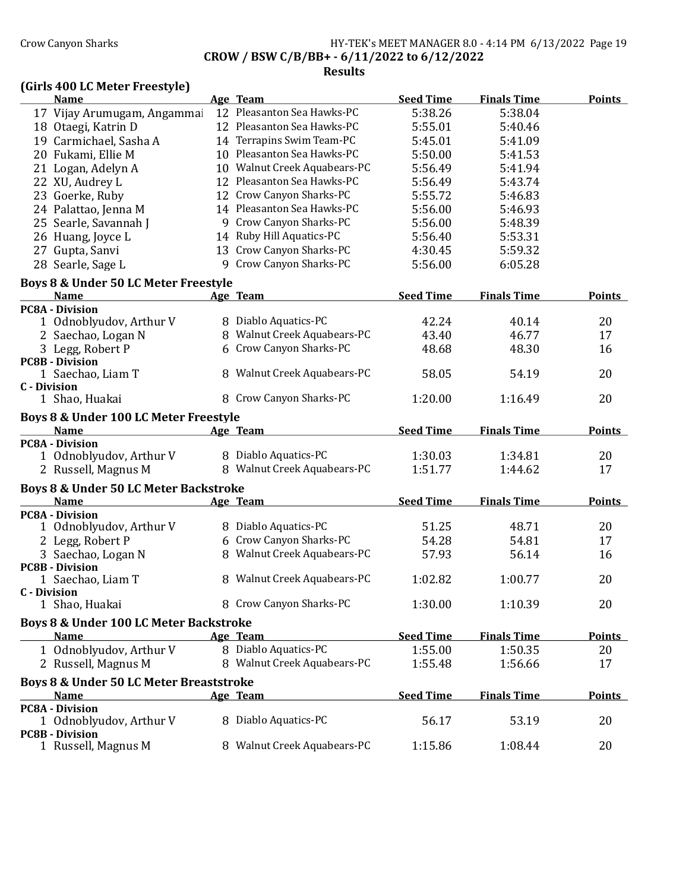## CROW / BSW C/B/BB+ - 6/11/2022 to 6/12/2022

### Results

### (Girls 400 LC Meter Freestyle)

| | Name | Age | Team | Seed Time | Finals Time | Points |
|---|---|---|---|---|---|---|
| 17 | Vijay Arumugam, Angammai | 12 | Pleasanton Sea Hawks-PC | 5:38.26 | 5:38.04 | |
| 18 | Otaegi, Katrin D | 12 | Pleasanton Sea Hawks-PC | 5:55.01 | 5:40.46 | |
| 19 | Carmichael, Sasha A | 14 | Terrapins Swim Team-PC | 5:45.01 | 5:41.09 | |
| 20 | Fukami, Ellie M | 10 | Pleasanton Sea Hawks-PC | 5:50.00 | 5:41.53 | |
| 21 | Logan, Adelyn A | 10 | Walnut Creek Aquabears-PC | 5:56.49 | 5:41.94 | |
| 22 | XU, Audrey L | 12 | Pleasanton Sea Hawks-PC | 5:56.49 | 5:43.74 | |
| 23 | Goerke, Ruby | 12 | Crow Canyon Sharks-PC | 5:55.72 | 5:46.83 | |
| 24 | Palattao, Jenna M | 14 | Pleasanton Sea Hawks-PC | 5:56.00 | 5:46.93 | |
| 25 | Searle, Savannah J | 9 | Crow Canyon Sharks-PC | 5:56.00 | 5:48.39 | |
| 26 | Huang, Joyce L | 14 | Ruby Hill Aquatics-PC | 5:56.40 | 5:53.31 | |
| 27 | Gupta, Sanvi | 13 | Crow Canyon Sharks-PC | 4:30.45 | 5:59.32 | |
| 28 | Searle, Sage L | 9 | Crow Canyon Sharks-PC | 5:56.00 | 6:05.28 | |

### Boys 8 & Under 50 LC Meter Freestyle

| | Name | Age | Team | Seed Time | Finals Time | Points |
|---|---|---|---|---|---|---|
| **PC8A - Division** | | | | | | |
| 1 | Odnoblyudov, Arthur V | 8 | Diablo Aquatics-PC | 42.24 | 40.14 | 20 |
| 2 | Saechao, Logan N | 8 | Walnut Creek Aquabears-PC | 43.40 | 46.77 | 17 |
| 3 | Legg, Robert P | 6 | Crow Canyon Sharks-PC | 48.68 | 48.30 | 16 |
| **PC8B - Division** | | | | | | |
| 1 | Saechao, Liam T | 8 | Walnut Creek Aquabears-PC | 58.05 | 54.19 | 20 |
| **C - Division** | | | | | | |
| 1 | Shao, Huakai | 8 | Crow Canyon Sharks-PC | 1:20.00 | 1:16.49 | 20 |

### Boys 8 & Under 100 LC Meter Freestyle

| | Name | Age | Team | Seed Time | Finals Time | Points |
|---|---|---|---|---|---|---|
| **PC8A - Division** | | | | | | |
| 1 | Odnoblyudov, Arthur V | 8 | Diablo Aquatics-PC | 1:30.03 | 1:34.81 | 20 |
| 2 | Russell, Magnus M | 8 | Walnut Creek Aquabears-PC | 1:51.77 | 1:44.62 | 17 |

### Boys 8 & Under 50 LC Meter Backstroke

| | Name | Age | Team | Seed Time | Finals Time | Points |
|---|---|---|---|---|---|---|
| **PC8A - Division** | | | | | | |
| 1 | Odnoblyudov, Arthur V | 8 | Diablo Aquatics-PC | 51.25 | 48.71 | 20 |
| 2 | Legg, Robert P | 6 | Crow Canyon Sharks-PC | 54.28 | 54.81 | 17 |
| 3 | Saechao, Logan N | 8 | Walnut Creek Aquabears-PC | 57.93 | 56.14 | 16 |
| **PC8B - Division** | | | | | | |
| 1 | Saechao, Liam T | 8 | Walnut Creek Aquabears-PC | 1:02.82 | 1:00.77 | 20 |
| **C - Division** | | | | | | |
| 1 | Shao, Huakai | 8 | Crow Canyon Sharks-PC | 1:30.00 | 1:10.39 | 20 |

### Boys 8 & Under 100 LC Meter Backstroke

| | Name | Age | Team | Seed Time | Finals Time | Points |
|---|---|---|---|---|---|---|
| 1 | Odnoblyudov, Arthur V | 8 | Diablo Aquatics-PC | 1:55.00 | 1:50.35 | 20 |
| 2 | Russell, Magnus M | 8 | Walnut Creek Aquabears-PC | 1:55.48 | 1:56.66 | 17 |

### Boys 8 & Under 50 LC Meter Breaststroke

| | Name | Age | Team | Seed Time | Finals Time | Points |
|---|---|---|---|---|---|---|
| **PC8A - Division** | | | | | | |
| 1 | Odnoblyudov, Arthur V | 8 | Diablo Aquatics-PC | 56.17 | 53.19 | 20 |
| **PC8B - Division** | | | | | | |
| 1 | Russell, Magnus M | 8 | Walnut Creek Aquabears-PC | 1:15.86 | 1:08.44 | 20 |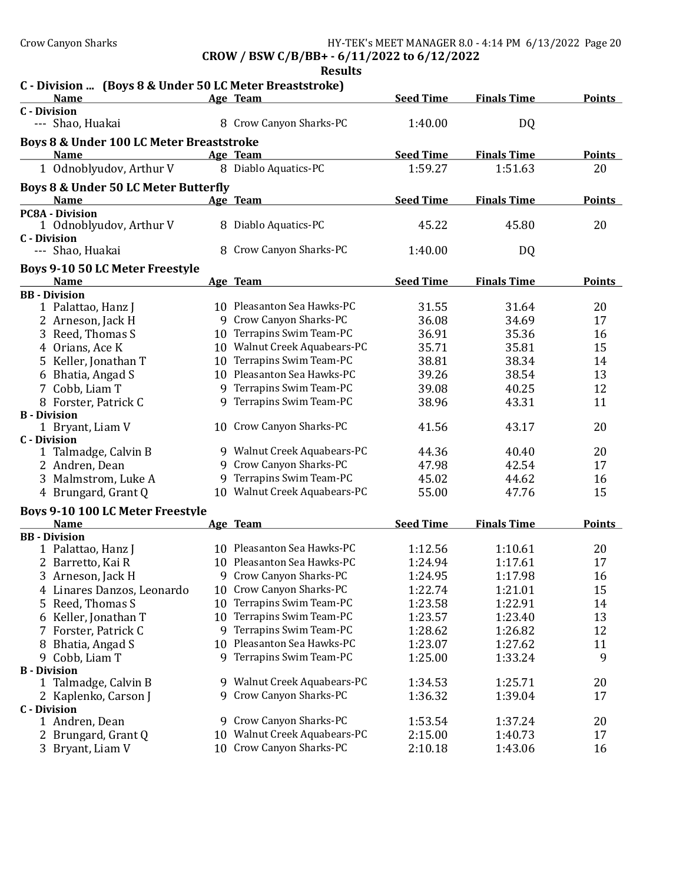## CROW / BSW C/B/BB+ - 6/11/2022 to 6/12/2022

### Results

#### C - Division ... (Boys 8 & Under 50 LC Meter Breaststroke)

| Name | Age | Team | Seed Time | Finals Time | Points |
|---|---|---|---|---|---|
| **C - Division** | | | | | |
| --- Shao, Huakai | 8 | Crow Canyon Sharks-PC | 1:40.00 | DQ | |

#### Boys 8 & Under 100 LC Meter Breaststroke

| Name | Age | Team | Seed Time | Finals Time | Points |
|---|---|---|---|---|---|
| 1 Odnoblyudov, Arthur V | 8 | Diablo Aquatics-PC | 1:59.27 | 1:51.63 | 20 |

#### Boys 8 & Under 50 LC Meter Butterfly

| Name | Age | Team | Seed Time | Finals Time | Points |
|---|---|---|---|---|---|
| **PC8A - Division** | | | | | |
| 1 Odnoblyudov, Arthur V | 8 | Diablo Aquatics-PC | 45.22 | 45.80 | 20 |
| **C - Division** | | | | | |
| --- Shao, Huakai | 8 | Crow Canyon Sharks-PC | 1:40.00 | DQ | |

#### Boys 9-10 50 LC Meter Freestyle

| Name | Age | Team | Seed Time | Finals Time | Points |
|---|---|---|---|---|---|
| **BB - Division** | | | | | |
| 1 Palattao, Hanz J | 10 | Pleasanton Sea Hawks-PC | 31.55 | 31.64 | 20 |
| 2 Arneson, Jack H | 9 | Crow Canyon Sharks-PC | 36.08 | 34.69 | 17 |
| 3 Reed, Thomas S | 10 | Terrapins Swim Team-PC | 36.91 | 35.36 | 16 |
| 4 Orians, Ace K | 10 | Walnut Creek Aquabears-PC | 35.71 | 35.81 | 15 |
| 5 Keller, Jonathan T | 10 | Terrapins Swim Team-PC | 38.81 | 38.34 | 14 |
| 6 Bhatia, Angad S | 10 | Pleasanton Sea Hawks-PC | 39.26 | 38.54 | 13 |
| 7 Cobb, Liam T | 9 | Terrapins Swim Team-PC | 39.08 | 40.25 | 12 |
| 8 Forster, Patrick C | 9 | Terrapins Swim Team-PC | 38.96 | 43.31 | 11 |
| **B - Division** | | | | | |
| 1 Bryant, Liam V | 10 | Crow Canyon Sharks-PC | 41.56 | 43.17 | 20 |
| **C - Division** | | | | | |
| 1 Talmadge, Calvin B | 9 | Walnut Creek Aquabears-PC | 44.36 | 40.40 | 20 |
| 2 Andren, Dean | 9 | Crow Canyon Sharks-PC | 47.98 | 42.54 | 17 |
| 3 Malmstrom, Luke A | 9 | Terrapins Swim Team-PC | 45.02 | 44.62 | 16 |
| 4 Brungard, Grant Q | 10 | Walnut Creek Aquabears-PC | 55.00 | 47.76 | 15 |

#### Boys 9-10 100 LC Meter Freestyle

| Name | Age | Team | Seed Time | Finals Time | Points |
|---|---|---|---|---|---|
| **BB - Division** | | | | | |
| 1 Palattao, Hanz J | 10 | Pleasanton Sea Hawks-PC | 1:12.56 | 1:10.61 | 20 |
| 2 Barretto, Kai R | 10 | Pleasanton Sea Hawks-PC | 1:24.94 | 1:17.61 | 17 |
| 3 Arneson, Jack H | 9 | Crow Canyon Sharks-PC | 1:24.95 | 1:17.98 | 16 |
| 4 Linares Danzos, Leonardo | 10 | Crow Canyon Sharks-PC | 1:22.74 | 1:21.01 | 15 |
| 5 Reed, Thomas S | 10 | Terrapins Swim Team-PC | 1:23.58 | 1:22.91 | 14 |
| 6 Keller, Jonathan T | 10 | Terrapins Swim Team-PC | 1:23.57 | 1:23.40 | 13 |
| 7 Forster, Patrick C | 9 | Terrapins Swim Team-PC | 1:28.62 | 1:26.82 | 12 |
| 8 Bhatia, Angad S | 10 | Pleasanton Sea Hawks-PC | 1:23.07 | 1:27.62 | 11 |
| 9 Cobb, Liam T | 9 | Terrapins Swim Team-PC | 1:25.00 | 1:33.24 | 9 |
| **B - Division** | | | | | |
| 1 Talmadge, Calvin B | 9 | Walnut Creek Aquabears-PC | 1:34.53 | 1:25.71 | 20 |
| 2 Kaplenko, Carson J | 9 | Crow Canyon Sharks-PC | 1:36.32 | 1:39.04 | 17 |
| **C - Division** | | | | | |
| 1 Andren, Dean | 9 | Crow Canyon Sharks-PC | 1:53.54 | 1:37.24 | 20 |
| 2 Brungard, Grant Q | 10 | Walnut Creek Aquabears-PC | 2:15.00 | 1:40.73 | 17 |
| 3 Bryant, Liam V | 10 | Crow Canyon Sharks-PC | 2:10.18 | 1:43.06 | 16 |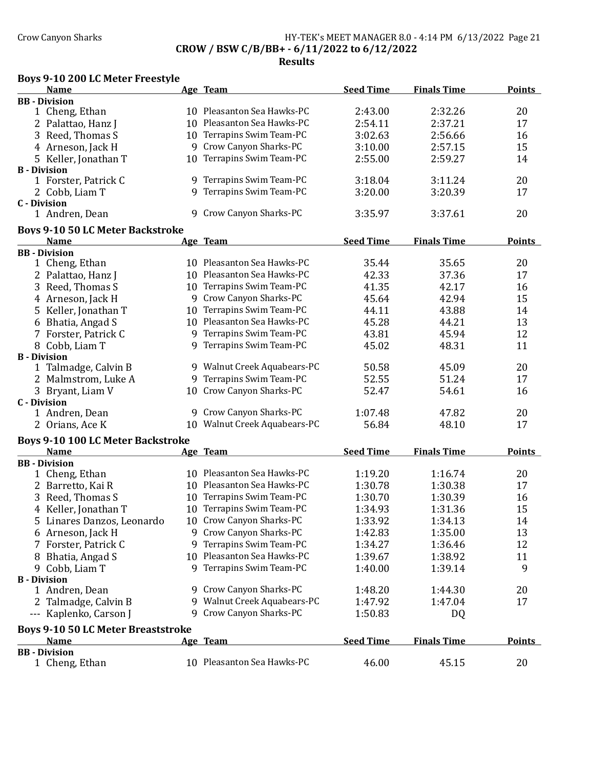**CROW / BSW C/B/BB+ - 6/11/2022 to 6/12/2022**

**Results**

## Boys 9-10 200 LC Meter Freestyle

| | Name | Age | Team | Seed Time | Finals Time | Points |
|---|---|---|---|---|---|---|
| **BB - Division** | | | | | | |
| 1 | Cheng, Ethan | 10 | Pleasanton Sea Hawks-PC | 2:43.00 | 2:32.26 | 20 |
| 2 | Palattao, Hanz J | 10 | Pleasanton Sea Hawks-PC | 2:54.11 | 2:37.21 | 17 |
| 3 | Reed, Thomas S | 10 | Terrapins Swim Team-PC | 3:02.63 | 2:56.66 | 16 |
| 4 | Arneson, Jack H | 9 | Crow Canyon Sharks-PC | 3:10.00 | 2:57.15 | 15 |
| 5 | Keller, Jonathan T | 10 | Terrapins Swim Team-PC | 2:55.00 | 2:59.27 | 14 |
| **B - Division** | | | | | | |
| 1 | Forster, Patrick C | 9 | Terrapins Swim Team-PC | 3:18.04 | 3:11.24 | 20 |
| 2 | Cobb, Liam T | 9 | Terrapins Swim Team-PC | 3:20.00 | 3:20.39 | 17 |
| **C - Division** | | | | | | |
| 1 | Andren, Dean | 9 | Crow Canyon Sharks-PC | 3:35.97 | 3:37.61 | 20 |

## Boys 9-10 50 LC Meter Backstroke

| | Name | Age | Team | Seed Time | Finals Time | Points |
|---|---|---|---|---|---|---|
| **BB - Division** | | | | | | |
| 1 | Cheng, Ethan | 10 | Pleasanton Sea Hawks-PC | 35.44 | 35.65 | 20 |
| 2 | Palattao, Hanz J | 10 | Pleasanton Sea Hawks-PC | 42.33 | 37.36 | 17 |
| 3 | Reed, Thomas S | 10 | Terrapins Swim Team-PC | 41.35 | 42.17 | 16 |
| 4 | Arneson, Jack H | 9 | Crow Canyon Sharks-PC | 45.64 | 42.94 | 15 |
| 5 | Keller, Jonathan T | 10 | Terrapins Swim Team-PC | 44.11 | 43.88 | 14 |
| 6 | Bhatia, Angad S | 10 | Pleasanton Sea Hawks-PC | 45.28 | 44.21 | 13 |
| 7 | Forster, Patrick C | 9 | Terrapins Swim Team-PC | 43.81 | 45.94 | 12 |
| 8 | Cobb, Liam T | 9 | Terrapins Swim Team-PC | 45.02 | 48.31 | 11 |
| **B - Division** | | | | | | |
| 1 | Talmadge, Calvin B | 9 | Walnut Creek Aquabears-PC | 50.58 | 45.09 | 20 |
| 2 | Malmstrom, Luke A | 9 | Terrapins Swim Team-PC | 52.55 | 51.24 | 17 |
| 3 | Bryant, Liam V | 10 | Crow Canyon Sharks-PC | 52.47 | 54.61 | 16 |
| **C - Division** | | | | | | |
| 1 | Andren, Dean | 9 | Crow Canyon Sharks-PC | 1:07.48 | 47.82 | 20 |
| 2 | Orians, Ace K | 10 | Walnut Creek Aquabears-PC | 56.84 | 48.10 | 17 |

## Boys 9-10 100 LC Meter Backstroke

| | Name | Age | Team | Seed Time | Finals Time | Points |
|---|---|---|---|---|---|---|
| **BB - Division** | | | | | | |
| 1 | Cheng, Ethan | 10 | Pleasanton Sea Hawks-PC | 1:19.20 | 1:16.74 | 20 |
| 2 | Barretto, Kai R | 10 | Pleasanton Sea Hawks-PC | 1:30.78 | 1:30.38 | 17 |
| 3 | Reed, Thomas S | 10 | Terrapins Swim Team-PC | 1:30.70 | 1:30.39 | 16 |
| 4 | Keller, Jonathan T | 10 | Terrapins Swim Team-PC | 1:34.93 | 1:31.36 | 15 |
| 5 | Linares Danzos, Leonardo | 10 | Crow Canyon Sharks-PC | 1:33.92 | 1:34.13 | 14 |
| 6 | Arneson, Jack H | 9 | Crow Canyon Sharks-PC | 1:42.83 | 1:35.00 | 13 |
| 7 | Forster, Patrick C | 9 | Terrapins Swim Team-PC | 1:34.27 | 1:36.46 | 12 |
| 8 | Bhatia, Angad S | 10 | Pleasanton Sea Hawks-PC | 1:39.67 | 1:38.92 | 11 |
| 9 | Cobb, Liam T | 9 | Terrapins Swim Team-PC | 1:40.00 | 1:39.14 | 9 |
| **B - Division** | | | | | | |
| 1 | Andren, Dean | 9 | Crow Canyon Sharks-PC | 1:48.20 | 1:44.30 | 20 |
| 2 | Talmadge, Calvin B | 9 | Walnut Creek Aquabears-PC | 1:47.92 | 1:47.04 | 17 |
| --- | Kaplenko, Carson J | 9 | Crow Canyon Sharks-PC | 1:50.83 | DQ | |

## Boys 9-10 50 LC Meter Breaststroke

| | Name | Age | Team | Seed Time | Finals Time | Points |
|---|---|---|---|---|---|---|
| **BB - Division** | | | | | | |
| 1 | Cheng, Ethan | 10 | Pleasanton Sea Hawks-PC | 46.00 | 45.15 | 20 |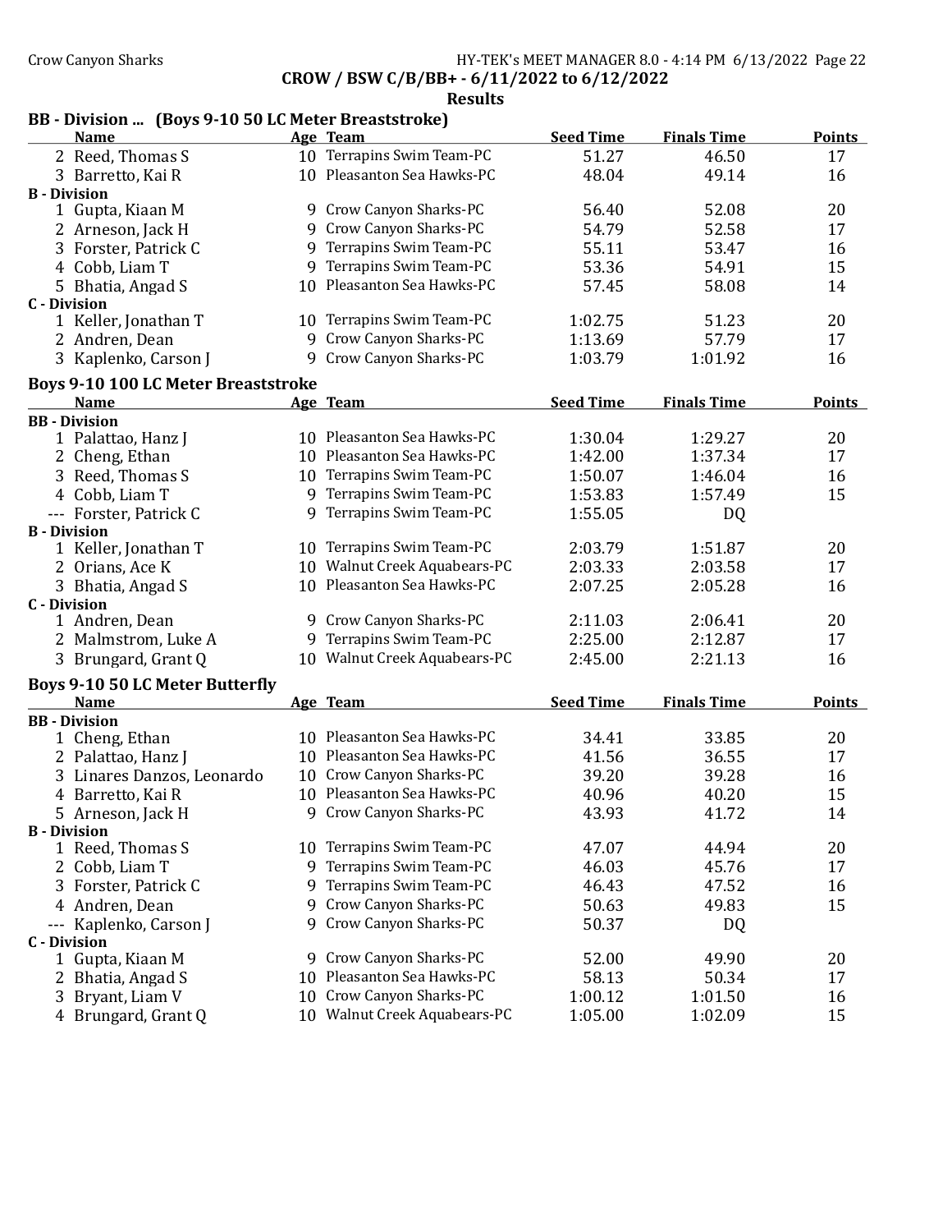CROW / BSW C/B/BB+ - 6/11/2022 to 6/12/2022

**Results**

### BB - Division ... (Boys 9-10 50 LC Meter Breaststroke)

| | Name | Age | Team | Seed Time | Finals Time | Points |
|---|---|---|---|---|---|---|
| 2 | Reed, Thomas S | 10 | Terrapins Swim Team-PC | 51.27 | 46.50 | 17 |
| 3 | Barretto, Kai R | 10 | Pleasanton Sea Hawks-PC | 48.04 | 49.14 | 16 |
| **B - Division** | | | | | | |
| 1 | Gupta, Kiaan M | 9 | Crow Canyon Sharks-PC | 56.40 | 52.08 | 20 |
| 2 | Arneson, Jack H | 9 | Crow Canyon Sharks-PC | 54.79 | 52.58 | 17 |
| 3 | Forster, Patrick C | 9 | Terrapins Swim Team-PC | 55.11 | 53.47 | 16 |
| 4 | Cobb, Liam T | 9 | Terrapins Swim Team-PC | 53.36 | 54.91 | 15 |
| 5 | Bhatia, Angad S | 10 | Pleasanton Sea Hawks-PC | 57.45 | 58.08 | 14 |
| **C - Division** | | | | | | |
| 1 | Keller, Jonathan T | 10 | Terrapins Swim Team-PC | 1:02.75 | 51.23 | 20 |
| 2 | Andren, Dean | 9 | Crow Canyon Sharks-PC | 1:13.69 | 57.79 | 17 |
| 3 | Kaplenko, Carson J | 9 | Crow Canyon Sharks-PC | 1:03.79 | 1:01.92 | 16 |

### Boys 9-10 100 LC Meter Breaststroke

| | Name | Age | Team | Seed Time | Finals Time | Points |
|---|---|---|---|---|---|---|
| **BB - Division** | | | | | | |
| 1 | Palattao, Hanz J | 10 | Pleasanton Sea Hawks-PC | 1:30.04 | 1:29.27 | 20 |
| 2 | Cheng, Ethan | 10 | Pleasanton Sea Hawks-PC | 1:42.00 | 1:37.34 | 17 |
| 3 | Reed, Thomas S | 10 | Terrapins Swim Team-PC | 1:50.07 | 1:46.04 | 16 |
| 4 | Cobb, Liam T | 9 | Terrapins Swim Team-PC | 1:53.83 | 1:57.49 | 15 |
| --- | Forster, Patrick C | 9 | Terrapins Swim Team-PC | 1:55.05 | DQ | |
| **B - Division** | | | | | | |
| 1 | Keller, Jonathan T | 10 | Terrapins Swim Team-PC | 2:03.79 | 1:51.87 | 20 |
| 2 | Orians, Ace K | 10 | Walnut Creek Aquabears-PC | 2:03.33 | 2:03.58 | 17 |
| 3 | Bhatia, Angad S | 10 | Pleasanton Sea Hawks-PC | 2:07.25 | 2:05.28 | 16 |
| **C - Division** | | | | | | |
| 1 | Andren, Dean | 9 | Crow Canyon Sharks-PC | 2:11.03 | 2:06.41 | 20 |
| 2 | Malmstrom, Luke A | 9 | Terrapins Swim Team-PC | 2:25.00 | 2:12.87 | 17 |
| 3 | Brungard, Grant Q | 10 | Walnut Creek Aquabears-PC | 2:45.00 | 2:21.13 | 16 |

### Boys 9-10 50 LC Meter Butterfly

| | Name | Age | Team | Seed Time | Finals Time | Points |
|---|---|---|---|---|---|---|
| **BB - Division** | | | | | | |
| 1 | Cheng, Ethan | 10 | Pleasanton Sea Hawks-PC | 34.41 | 33.85 | 20 |
| 2 | Palattao, Hanz J | 10 | Pleasanton Sea Hawks-PC | 41.56 | 36.55 | 17 |
| 3 | Linares Danzos, Leonardo | 10 | Crow Canyon Sharks-PC | 39.20 | 39.28 | 16 |
| 4 | Barretto, Kai R | 10 | Pleasanton Sea Hawks-PC | 40.96 | 40.20 | 15 |
| 5 | Arneson, Jack H | 9 | Crow Canyon Sharks-PC | 43.93 | 41.72 | 14 |
| **B - Division** | | | | | | |
| 1 | Reed, Thomas S | 10 | Terrapins Swim Team-PC | 47.07 | 44.94 | 20 |
| 2 | Cobb, Liam T | 9 | Terrapins Swim Team-PC | 46.03 | 45.76 | 17 |
| 3 | Forster, Patrick C | 9 | Terrapins Swim Team-PC | 46.43 | 47.52 | 16 |
| 4 | Andren, Dean | 9 | Crow Canyon Sharks-PC | 50.63 | 49.83 | 15 |
| --- | Kaplenko, Carson J | 9 | Crow Canyon Sharks-PC | 50.37 | DQ | |
| **C - Division** | | | | | | |
| 1 | Gupta, Kiaan M | 9 | Crow Canyon Sharks-PC | 52.00 | 49.90 | 20 |
| 2 | Bhatia, Angad S | 10 | Pleasanton Sea Hawks-PC | 58.13 | 50.34 | 17 |
| 3 | Bryant, Liam V | 10 | Crow Canyon Sharks-PC | 1:00.12 | 1:01.50 | 16 |
| 4 | Brungard, Grant Q | 10 | Walnut Creek Aquabears-PC | 1:05.00 | 1:02.09 | 15 |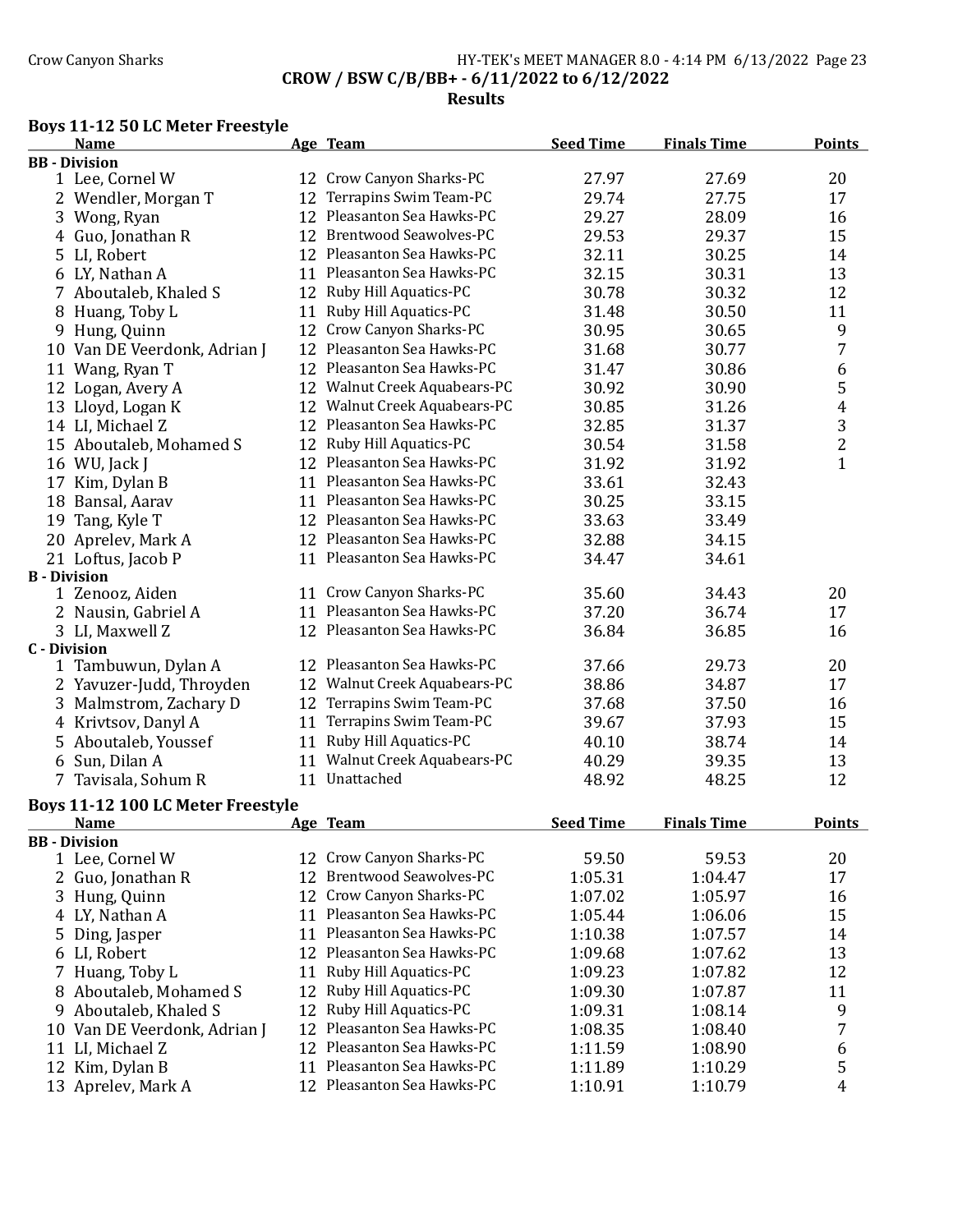CROW / BSW C/B/BB+ - 6/11/2022 to 6/12/2022

**Results**

## Boys 11-12 50 LC Meter Freestyle

| | Name | Age | Team | Seed Time | Finals Time | Points |
|---|---|---|---|---|---|---|
| **BB - Division** | | | | | | |
| 1 | Lee, Cornel W | 12 | Crow Canyon Sharks-PC | 27.97 | 27.69 | 20 |
| 2 | Wendler, Morgan T | 12 | Terrapins Swim Team-PC | 29.74 | 27.75 | 17 |
| 3 | Wong, Ryan | 12 | Pleasanton Sea Hawks-PC | 29.27 | 28.09 | 16 |
| 4 | Guo, Jonathan R | 12 | Brentwood Seawolves-PC | 29.53 | 29.37 | 15 |
| 5 | LI, Robert | 12 | Pleasanton Sea Hawks-PC | 32.11 | 30.25 | 14 |
| 6 | LY, Nathan A | 11 | Pleasanton Sea Hawks-PC | 32.15 | 30.31 | 13 |
| 7 | Aboutaleb, Khaled S | 12 | Ruby Hill Aquatics-PC | 30.78 | 30.32 | 12 |
| 8 | Huang, Toby L | 11 | Ruby Hill Aquatics-PC | 31.48 | 30.50 | 11 |
| 9 | Hung, Quinn | 12 | Crow Canyon Sharks-PC | 30.95 | 30.65 | 9 |
| 10 | Van DE Veerdonk, Adrian J | 12 | Pleasanton Sea Hawks-PC | 31.68 | 30.77 | 7 |
| 11 | Wang, Ryan T | 12 | Pleasanton Sea Hawks-PC | 31.47 | 30.86 | 6 |
| 12 | Logan, Avery A | 12 | Walnut Creek Aquabears-PC | 30.92 | 30.90 | 5 |
| 13 | Lloyd, Logan K | 12 | Walnut Creek Aquabears-PC | 30.85 | 31.26 | 4 |
| 14 | LI, Michael Z | 12 | Pleasanton Sea Hawks-PC | 32.85 | 31.37 | 3 |
| 15 | Aboutaleb, Mohamed S | 12 | Ruby Hill Aquatics-PC | 30.54 | 31.58 | 2 |
| 16 | WU, Jack J | 12 | Pleasanton Sea Hawks-PC | 31.92 | 31.92 | 1 |
| 17 | Kim, Dylan B | 11 | Pleasanton Sea Hawks-PC | 33.61 | 32.43 | |
| 18 | Bansal, Aarav | 11 | Pleasanton Sea Hawks-PC | 30.25 | 33.15 | |
| 19 | Tang, Kyle T | 12 | Pleasanton Sea Hawks-PC | 33.63 | 33.49 | |
| 20 | Aprelev, Mark A | 12 | Pleasanton Sea Hawks-PC | 32.88 | 34.15 | |
| 21 | Loftus, Jacob P | 11 | Pleasanton Sea Hawks-PC | 34.47 | 34.61 | |
| **B - Division** | | | | | | |
| 1 | Zenooz, Aiden | 11 | Crow Canyon Sharks-PC | 35.60 | 34.43 | 20 |
| 2 | Nausin, Gabriel A | 11 | Pleasanton Sea Hawks-PC | 37.20 | 36.74 | 17 |
| 3 | LI, Maxwell Z | 12 | Pleasanton Sea Hawks-PC | 36.84 | 36.85 | 16 |
| **C - Division** | | | | | | |
| 1 | Tambuwun, Dylan A | 12 | Pleasanton Sea Hawks-PC | 37.66 | 29.73 | 20 |
| 2 | Yavuzer-Judd, Throyden | 12 | Walnut Creek Aquabears-PC | 38.86 | 34.87 | 17 |
| 3 | Malmstrom, Zachary D | 12 | Terrapins Swim Team-PC | 37.68 | 37.50 | 16 |
| 4 | Krivtsov, Danyl A | 11 | Terrapins Swim Team-PC | 39.67 | 37.93 | 15 |
| 5 | Aboutaleb, Youssef | 11 | Ruby Hill Aquatics-PC | 40.10 | 38.74 | 14 |
| 6 | Sun, Dilan A | 11 | Walnut Creek Aquabears-PC | 40.29 | 39.35 | 13 |
| 7 | Tavisala, Sohum R | 11 | Unattached | 48.92 | 48.25 | 12 |

## Boys 11-12 100 LC Meter Freestyle

| | Name | Age | Team | Seed Time | Finals Time | Points |
|---|---|---|---|---|---|---|
| **BB - Division** | | | | | | |
| 1 | Lee, Cornel W | 12 | Crow Canyon Sharks-PC | 59.50 | 59.53 | 20 |
| 2 | Guo, Jonathan R | 12 | Brentwood Seawolves-PC | 1:05.31 | 1:04.47 | 17 |
| 3 | Hung, Quinn | 12 | Crow Canyon Sharks-PC | 1:07.02 | 1:05.97 | 16 |
| 4 | LY, Nathan A | 11 | Pleasanton Sea Hawks-PC | 1:05.44 | 1:06.06 | 15 |
| 5 | Ding, Jasper | 11 | Pleasanton Sea Hawks-PC | 1:10.38 | 1:07.57 | 14 |
| 6 | LI, Robert | 12 | Pleasanton Sea Hawks-PC | 1:09.68 | 1:07.62 | 13 |
| 7 | Huang, Toby L | 11 | Ruby Hill Aquatics-PC | 1:09.23 | 1:07.82 | 12 |
| 8 | Aboutaleb, Mohamed S | 12 | Ruby Hill Aquatics-PC | 1:09.30 | 1:07.87 | 11 |
| 9 | Aboutaleb, Khaled S | 12 | Ruby Hill Aquatics-PC | 1:09.31 | 1:08.14 | 9 |
| 10 | Van DE Veerdonk, Adrian J | 12 | Pleasanton Sea Hawks-PC | 1:08.35 | 1:08.40 | 7 |
| 11 | LI, Michael Z | 12 | Pleasanton Sea Hawks-PC | 1:11.59 | 1:08.90 | 6 |
| 12 | Kim, Dylan B | 11 | Pleasanton Sea Hawks-PC | 1:11.89 | 1:10.29 | 5 |
| 13 | Aprelev, Mark A | 12 | Pleasanton Sea Hawks-PC | 1:10.91 | 1:10.79 | 4 |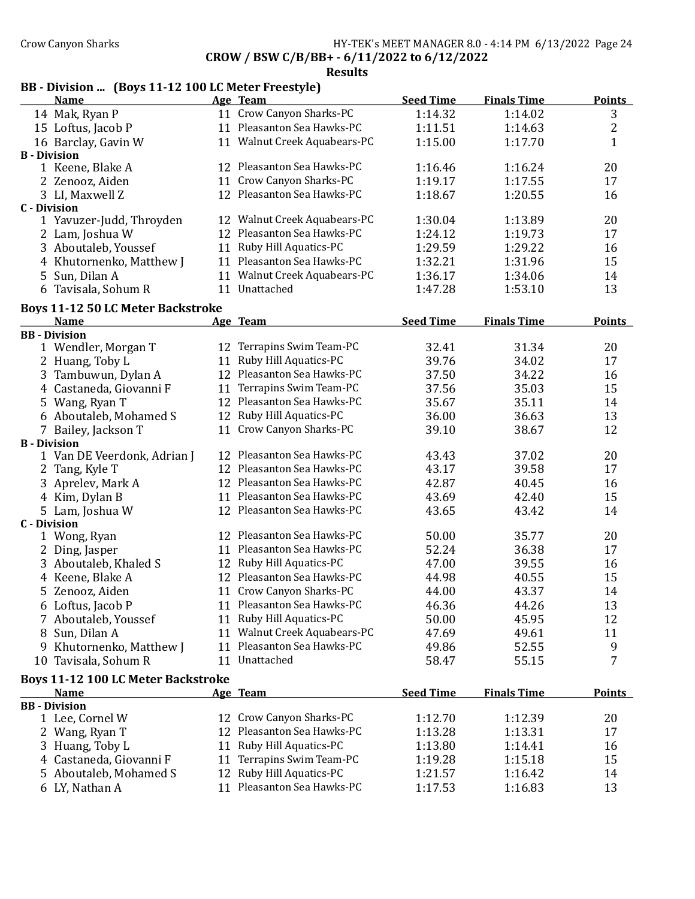CROW / BSW C/B/BB+ - 6/11/2022 to 6/12/2022

Results

## BB - Division ... (Boys 11-12 100 LC Meter Freestyle)

| | Name | Age | Team | Seed Time | Finals Time | Points |
|---|---|---|---|---|---|---|
| 14 | Mak, Ryan P | 11 | Crow Canyon Sharks-PC | 1:14.32 | 1:14.02 | 3 |
| 15 | Loftus, Jacob P | 11 | Pleasanton Sea Hawks-PC | 1:11.51 | 1:14.63 | 2 |
| 16 | Barclay, Gavin W | 11 | Walnut Creek Aquabears-PC | 1:15.00 | 1:17.70 | 1 |
| **B - Division** | | | | | | |
| 1 | Keene, Blake A | 12 | Pleasanton Sea Hawks-PC | 1:16.46 | 1:16.24 | 20 |
| 2 | Zenooz, Aiden | 11 | Crow Canyon Sharks-PC | 1:19.17 | 1:17.55 | 17 |
| 3 | LI, Maxwell Z | 12 | Pleasanton Sea Hawks-PC | 1:18.67 | 1:20.55 | 16 |
| **C - Division** | | | | | | |
| 1 | Yavuzer-Judd, Throyden | 12 | Walnut Creek Aquabears-PC | 1:30.04 | 1:13.89 | 20 |
| 2 | Lam, Joshua W | 12 | Pleasanton Sea Hawks-PC | 1:24.12 | 1:19.73 | 17 |
| 3 | Aboutaleb, Youssef | 11 | Ruby Hill Aquatics-PC | 1:29.59 | 1:29.22 | 16 |
| 4 | Khutornenko, Matthew J | 11 | Pleasanton Sea Hawks-PC | 1:32.21 | 1:31.96 | 15 |
| 5 | Sun, Dilan A | 11 | Walnut Creek Aquabears-PC | 1:36.17 | 1:34.06 | 14 |
| 6 | Tavisala, Sohum R | 11 | Unattached | 1:47.28 | 1:53.10 | 13 |

## Boys 11-12 50 LC Meter Backstroke

| | Name | Age | Team | Seed Time | Finals Time | Points |
|---|---|---|---|---|---|---|
| **BB - Division** | | | | | | |
| 1 | Wendler, Morgan T | 12 | Terrapins Swim Team-PC | 32.41 | 31.34 | 20 |
| 2 | Huang, Toby L | 11 | Ruby Hill Aquatics-PC | 39.76 | 34.02 | 17 |
| 3 | Tambuwun, Dylan A | 12 | Pleasanton Sea Hawks-PC | 37.50 | 34.22 | 16 |
| 4 | Castaneda, Giovanni F | 11 | Terrapins Swim Team-PC | 37.56 | 35.03 | 15 |
| 5 | Wang, Ryan T | 12 | Pleasanton Sea Hawks-PC | 35.67 | 35.11 | 14 |
| 6 | Aboutaleb, Mohamed S | 12 | Ruby Hill Aquatics-PC | 36.00 | 36.63 | 13 |
| 7 | Bailey, Jackson T | 11 | Crow Canyon Sharks-PC | 39.10 | 38.67 | 12 |
| **B - Division** | | | | | | |
| 1 | Van DE Veerdonk, Adrian J | 12 | Pleasanton Sea Hawks-PC | 43.43 | 37.02 | 20 |
| 2 | Tang, Kyle T | 12 | Pleasanton Sea Hawks-PC | 43.17 | 39.58 | 17 |
| 3 | Aprelev, Mark A | 12 | Pleasanton Sea Hawks-PC | 42.87 | 40.45 | 16 |
| 4 | Kim, Dylan B | 11 | Pleasanton Sea Hawks-PC | 43.69 | 42.40 | 15 |
| 5 | Lam, Joshua W | 12 | Pleasanton Sea Hawks-PC | 43.65 | 43.42 | 14 |
| **C - Division** | | | | | | |
| 1 | Wong, Ryan | 12 | Pleasanton Sea Hawks-PC | 50.00 | 35.77 | 20 |
| 2 | Ding, Jasper | 11 | Pleasanton Sea Hawks-PC | 52.24 | 36.38 | 17 |
| 3 | Aboutaleb, Khaled S | 12 | Ruby Hill Aquatics-PC | 47.00 | 39.55 | 16 |
| 4 | Keene, Blake A | 12 | Pleasanton Sea Hawks-PC | 44.98 | 40.55 | 15 |
| 5 | Zenooz, Aiden | 11 | Crow Canyon Sharks-PC | 44.00 | 43.37 | 14 |
| 6 | Loftus, Jacob P | 11 | Pleasanton Sea Hawks-PC | 46.36 | 44.26 | 13 |
| 7 | Aboutaleb, Youssef | 11 | Ruby Hill Aquatics-PC | 50.00 | 45.95 | 12 |
| 8 | Sun, Dilan A | 11 | Walnut Creek Aquabears-PC | 47.69 | 49.61 | 11 |
| 9 | Khutornenko, Matthew J | 11 | Pleasanton Sea Hawks-PC | 49.86 | 52.55 | 9 |
| 10 | Tavisala, Sohum R | 11 | Unattached | 58.47 | 55.15 | 7 |

## Boys 11-12 100 LC Meter Backstroke

| | Name | Age | Team | Seed Time | Finals Time | Points |
|---|---|---|---|---|---|---|
| **BB - Division** | | | | | | |
| 1 | Lee, Cornel W | 12 | Crow Canyon Sharks-PC | 1:12.70 | 1:12.39 | 20 |
| 2 | Wang, Ryan T | 12 | Pleasanton Sea Hawks-PC | 1:13.28 | 1:13.31 | 17 |
| 3 | Huang, Toby L | 11 | Ruby Hill Aquatics-PC | 1:13.80 | 1:14.41 | 16 |
| 4 | Castaneda, Giovanni F | 11 | Terrapins Swim Team-PC | 1:19.28 | 1:15.18 | 15 |
| 5 | Aboutaleb, Mohamed S | 12 | Ruby Hill Aquatics-PC | 1:21.57 | 1:16.42 | 14 |
| 6 | LY, Nathan A | 11 | Pleasanton Sea Hawks-PC | 1:17.53 | 1:16.83 | 13 |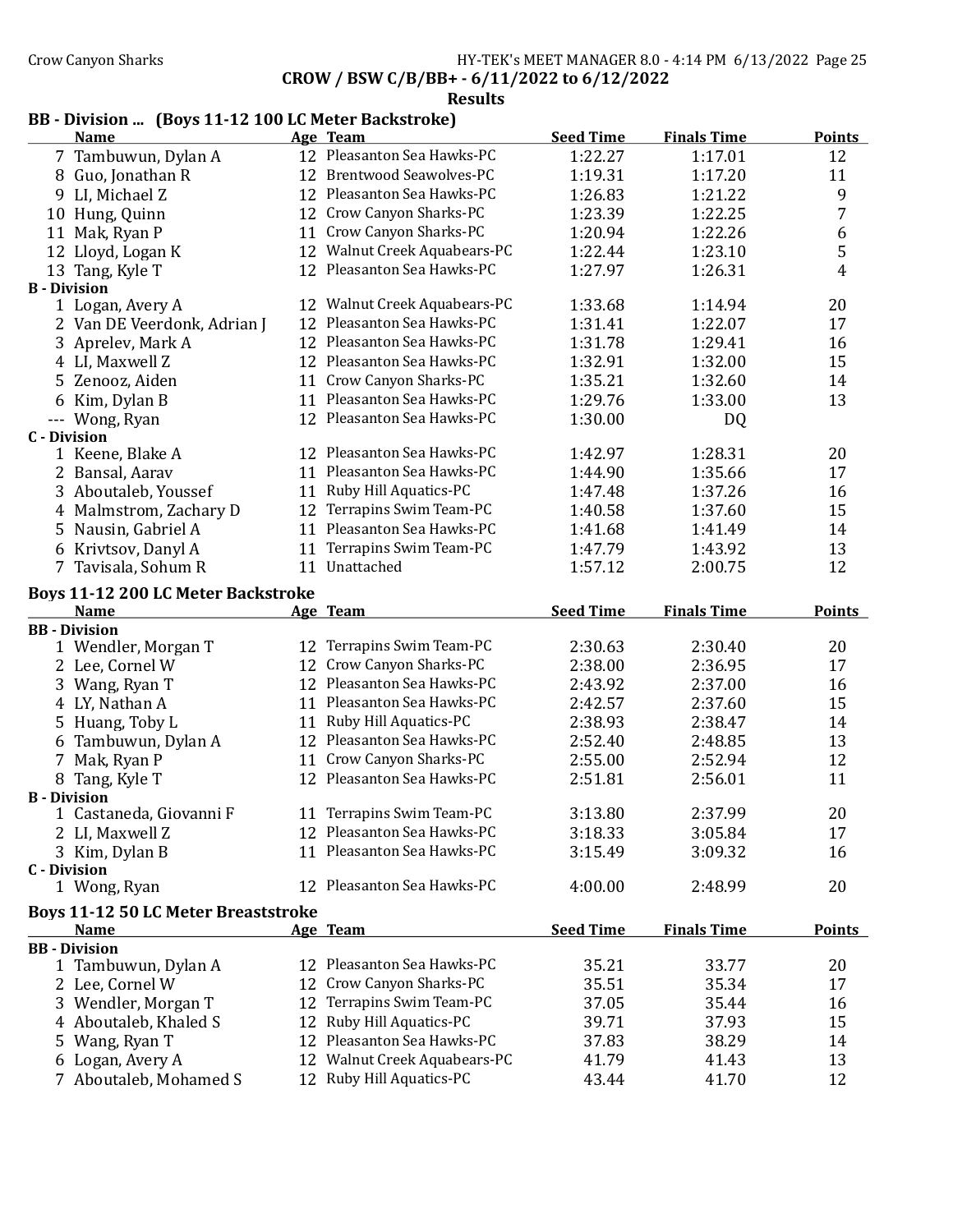CROW / BSW C/B/BB+ - 6/11/2022 to 6/12/2022

## Results

### BB - Division ... (Boys 11-12 100 LC Meter Backstroke)

| | Name | Age | Team | Seed Time | Finals Time | Points |
|---|---|---|---|---|---|---|
| 7 | Tambuwun, Dylan A | 12 | Pleasanton Sea Hawks-PC | 1:22.27 | 1:17.01 | 12 |
| 8 | Guo, Jonathan R | 12 | Brentwood Seawolves-PC | 1:19.31 | 1:17.20 | 11 |
| 9 | LI, Michael Z | 12 | Pleasanton Sea Hawks-PC | 1:26.83 | 1:21.22 | 9 |
| 10 | Hung, Quinn | 12 | Crow Canyon Sharks-PC | 1:23.39 | 1:22.25 | 7 |
| 11 | Mak, Ryan P | 11 | Crow Canyon Sharks-PC | 1:20.94 | 1:22.26 | 6 |
| 12 | Lloyd, Logan K | 12 | Walnut Creek Aquabears-PC | 1:22.44 | 1:23.10 | 5 |
| 13 | Tang, Kyle T | 12 | Pleasanton Sea Hawks-PC | 1:27.97 | 1:26.31 | 4 |
| **B - Division** | | | | | | |
| 1 | Logan, Avery A | 12 | Walnut Creek Aquabears-PC | 1:33.68 | 1:14.94 | 20 |
| 2 | Van DE Veerdonk, Adrian J | 12 | Pleasanton Sea Hawks-PC | 1:31.41 | 1:22.07 | 17 |
| 3 | Aprelev, Mark A | 12 | Pleasanton Sea Hawks-PC | 1:31.78 | 1:29.41 | 16 |
| 4 | LI, Maxwell Z | 12 | Pleasanton Sea Hawks-PC | 1:32.91 | 1:32.00 | 15 |
| 5 | Zenooz, Aiden | 11 | Crow Canyon Sharks-PC | 1:35.21 | 1:32.60 | 14 |
| 6 | Kim, Dylan B | 11 | Pleasanton Sea Hawks-PC | 1:29.76 | 1:33.00 | 13 |
| --- | Wong, Ryan | 12 | Pleasanton Sea Hawks-PC | 1:30.00 | DQ | |
| **C - Division** | | | | | | |
| 1 | Keene, Blake A | 12 | Pleasanton Sea Hawks-PC | 1:42.97 | 1:28.31 | 20 |
| 2 | Bansal, Aarav | 11 | Pleasanton Sea Hawks-PC | 1:44.90 | 1:35.66 | 17 |
| 3 | Aboutaleb, Youssef | 11 | Ruby Hill Aquatics-PC | 1:47.48 | 1:37.26 | 16 |
| 4 | Malmstrom, Zachary D | 12 | Terrapins Swim Team-PC | 1:40.58 | 1:37.60 | 15 |
| 5 | Nausin, Gabriel A | 11 | Pleasanton Sea Hawks-PC | 1:41.68 | 1:41.49 | 14 |
| 6 | Krivtsov, Danyl A | 11 | Terrapins Swim Team-PC | 1:47.79 | 1:43.92 | 13 |
| 7 | Tavisala, Sohum R | 11 | Unattached | 1:57.12 | 2:00.75 | 12 |

### Boys 11-12 200 LC Meter Backstroke

| | Name | Age | Team | Seed Time | Finals Time | Points |
|---|---|---|---|---|---|---|
| **BB - Division** | | | | | | |
| 1 | Wendler, Morgan T | 12 | Terrapins Swim Team-PC | 2:30.63 | 2:30.40 | 20 |
| 2 | Lee, Cornel W | 12 | Crow Canyon Sharks-PC | 2:38.00 | 2:36.95 | 17 |
| 3 | Wang, Ryan T | 12 | Pleasanton Sea Hawks-PC | 2:43.92 | 2:37.00 | 16 |
| 4 | LY, Nathan A | 11 | Pleasanton Sea Hawks-PC | 2:42.57 | 2:37.60 | 15 |
| 5 | Huang, Toby L | 11 | Ruby Hill Aquatics-PC | 2:38.93 | 2:38.47 | 14 |
| 6 | Tambuwun, Dylan A | 12 | Pleasanton Sea Hawks-PC | 2:52.40 | 2:48.85 | 13 |
| 7 | Mak, Ryan P | 11 | Crow Canyon Sharks-PC | 2:55.00 | 2:52.94 | 12 |
| 8 | Tang, Kyle T | 12 | Pleasanton Sea Hawks-PC | 2:51.81 | 2:56.01 | 11 |
| **B - Division** | | | | | | |
| 1 | Castaneda, Giovanni F | 11 | Terrapins Swim Team-PC | 3:13.80 | 2:37.99 | 20 |
| 2 | LI, Maxwell Z | 12 | Pleasanton Sea Hawks-PC | 3:18.33 | 3:05.84 | 17 |
| 3 | Kim, Dylan B | 11 | Pleasanton Sea Hawks-PC | 3:15.49 | 3:09.32 | 16 |
| **C - Division** | | | | | | |
| 1 | Wong, Ryan | 12 | Pleasanton Sea Hawks-PC | 4:00.00 | 2:48.99 | 20 |

### Boys 11-12 50 LC Meter Breaststroke

| | Name | Age | Team | Seed Time | Finals Time | Points |
|---|---|---|---|---|---|---|
| **BB - Division** | | | | | | |
| 1 | Tambuwun, Dylan A | 12 | Pleasanton Sea Hawks-PC | 35.21 | 33.77 | 20 |
| 2 | Lee, Cornel W | 12 | Crow Canyon Sharks-PC | 35.51 | 35.34 | 17 |
| 3 | Wendler, Morgan T | 12 | Terrapins Swim Team-PC | 37.05 | 35.44 | 16 |
| 4 | Aboutaleb, Khaled S | 12 | Ruby Hill Aquatics-PC | 39.71 | 37.93 | 15 |
| 5 | Wang, Ryan T | 12 | Pleasanton Sea Hawks-PC | 37.83 | 38.29 | 14 |
| 6 | Logan, Avery A | 12 | Walnut Creek Aquabears-PC | 41.79 | 41.43 | 13 |
| 7 | Aboutaleb, Mohamed S | 12 | Ruby Hill Aquatics-PC | 43.44 | 41.70 | 12 |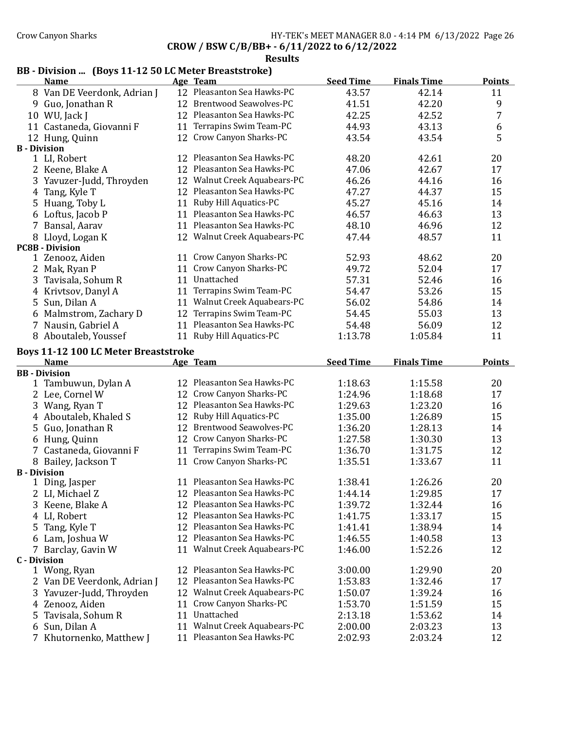CROW / BSW C/B/BB+ - 6/11/2022 to 6/12/2022

Results

## BB - Division ... (Boys 11-12 50 LC Meter Breaststroke)

| | Name | Age | Team | Seed Time | Finals Time | Points |
|---|---|---|---|---|---|---|
| 8 | Van DE Veerdonk, Adrian J | 12 | Pleasanton Sea Hawks-PC | 43.57 | 42.14 | 11 |
| 9 | Guo, Jonathan R | 12 | Brentwood Seawolves-PC | 41.51 | 42.20 | 9 |
| 10 | WU, Jack J | 12 | Pleasanton Sea Hawks-PC | 42.25 | 42.52 | 7 |
| 11 | Castaneda, Giovanni F | 11 | Terrapins Swim Team-PC | 44.93 | 43.13 | 6 |
| 12 | Hung, Quinn | 12 | Crow Canyon Sharks-PC | 43.54 | 43.54 | 5 |
| **B - Division** | | | | | | |
| 1 | LI, Robert | 12 | Pleasanton Sea Hawks-PC | 48.20 | 42.61 | 20 |
| 2 | Keene, Blake A | 12 | Pleasanton Sea Hawks-PC | 47.06 | 42.67 | 17 |
| 3 | Yavuzer-Judd, Throyden | 12 | Walnut Creek Aquabears-PC | 46.26 | 44.16 | 16 |
| 4 | Tang, Kyle T | 12 | Pleasanton Sea Hawks-PC | 47.27 | 44.37 | 15 |
| 5 | Huang, Toby L | 11 | Ruby Hill Aquatics-PC | 45.27 | 45.16 | 14 |
| 6 | Loftus, Jacob P | 11 | Pleasanton Sea Hawks-PC | 46.57 | 46.63 | 13 |
| 7 | Bansal, Aarav | 11 | Pleasanton Sea Hawks-PC | 48.10 | 46.96 | 12 |
| 8 | Lloyd, Logan K | 12 | Walnut Creek Aquabears-PC | 47.44 | 48.57 | 11 |
| **PC8B - Division** | | | | | | |
| 1 | Zenooz, Aiden | 11 | Crow Canyon Sharks-PC | 52.93 | 48.62 | 20 |
| 2 | Mak, Ryan P | 11 | Crow Canyon Sharks-PC | 49.72 | 52.04 | 17 |
| 3 | Tavisala, Sohum R | 11 | Unattached | 57.31 | 52.46 | 16 |
| 4 | Krivtsov, Danyl A | 11 | Terrapins Swim Team-PC | 54.47 | 53.26 | 15 |
| 5 | Sun, Dilan A | 11 | Walnut Creek Aquabears-PC | 56.02 | 54.86 | 14 |
| 6 | Malmstrom, Zachary D | 12 | Terrapins Swim Team-PC | 54.45 | 55.03 | 13 |
| 7 | Nausin, Gabriel A | 11 | Pleasanton Sea Hawks-PC | 54.48 | 56.09 | 12 |
| 8 | Aboutaleb, Youssef | 11 | Ruby Hill Aquatics-PC | 1:13.78 | 1:05.84 | 11 |

## Boys 11-12 100 LC Meter Breaststroke

| | Name | Age | Team | Seed Time | Finals Time | Points |
|---|---|---|---|---|---|---|
| **BB - Division** | | | | | | |
| 1 | Tambuwun, Dylan A | 12 | Pleasanton Sea Hawks-PC | 1:18.63 | 1:15.58 | 20 |
| 2 | Lee, Cornel W | 12 | Crow Canyon Sharks-PC | 1:24.96 | 1:18.68 | 17 |
| 3 | Wang, Ryan T | 12 | Pleasanton Sea Hawks-PC | 1:29.63 | 1:23.20 | 16 |
| 4 | Aboutaleb, Khaled S | 12 | Ruby Hill Aquatics-PC | 1:35.00 | 1:26.89 | 15 |
| 5 | Guo, Jonathan R | 12 | Brentwood Seawolves-PC | 1:36.20 | 1:28.13 | 14 |
| 6 | Hung, Quinn | 12 | Crow Canyon Sharks-PC | 1:27.58 | 1:30.30 | 13 |
| 7 | Castaneda, Giovanni F | 11 | Terrapins Swim Team-PC | 1:36.70 | 1:31.75 | 12 |
| 8 | Bailey, Jackson T | 11 | Crow Canyon Sharks-PC | 1:35.51 | 1:33.67 | 11 |
| **B - Division** | | | | | | |
| 1 | Ding, Jasper | 11 | Pleasanton Sea Hawks-PC | 1:38.41 | 1:26.26 | 20 |
| 2 | LI, Michael Z | 12 | Pleasanton Sea Hawks-PC | 1:44.14 | 1:29.85 | 17 |
| 3 | Keene, Blake A | 12 | Pleasanton Sea Hawks-PC | 1:39.72 | 1:32.44 | 16 |
| 4 | LI, Robert | 12 | Pleasanton Sea Hawks-PC | 1:41.75 | 1:33.17 | 15 |
| 5 | Tang, Kyle T | 12 | Pleasanton Sea Hawks-PC | 1:41.41 | 1:38.94 | 14 |
| 6 | Lam, Joshua W | 12 | Pleasanton Sea Hawks-PC | 1:46.55 | 1:40.58 | 13 |
| 7 | Barclay, Gavin W | 11 | Walnut Creek Aquabears-PC | 1:46.00 | 1:52.26 | 12 |
| **C - Division** | | | | | | |
| 1 | Wong, Ryan | 12 | Pleasanton Sea Hawks-PC | 3:00.00 | 1:29.90 | 20 |
| 2 | Van DE Veerdonk, Adrian J | 12 | Pleasanton Sea Hawks-PC | 1:53.83 | 1:32.46 | 17 |
| 3 | Yavuzer-Judd, Throyden | 12 | Walnut Creek Aquabears-PC | 1:50.07 | 1:39.24 | 16 |
| 4 | Zenooz, Aiden | 11 | Crow Canyon Sharks-PC | 1:53.70 | 1:51.59 | 15 |
| 5 | Tavisala, Sohum R | 11 | Unattached | 2:13.18 | 1:53.62 | 14 |
| 6 | Sun, Dilan A | 11 | Walnut Creek Aquabears-PC | 2:00.00 | 2:03.23 | 13 |
| 7 | Khutornenko, Matthew J | 11 | Pleasanton Sea Hawks-PC | 2:02.93 | 2:03.24 | 12 |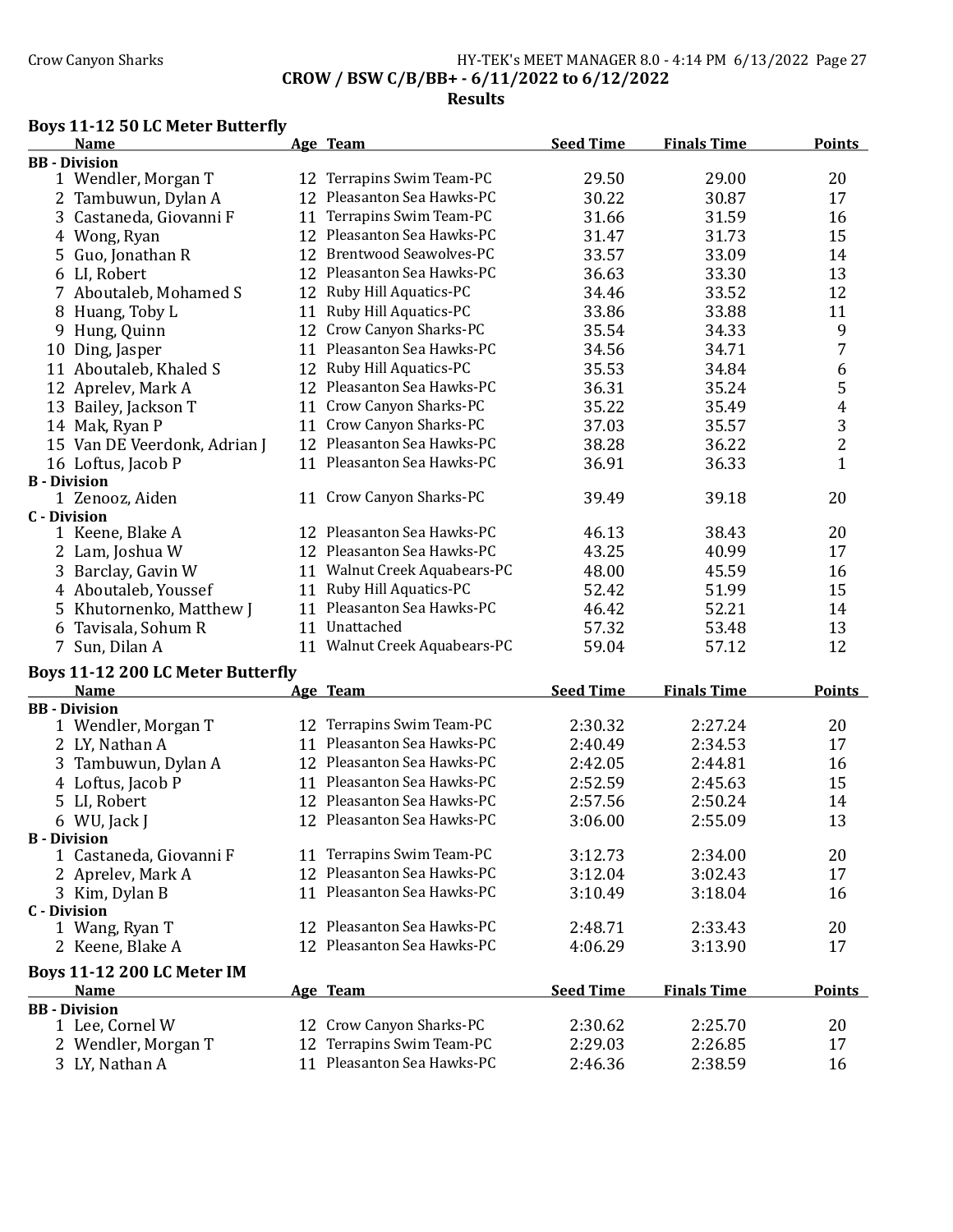# CROW / BSW C/B/BB+ - 6/11/2022 to 6/12/2022

## Results

### Boys 11-12 50 LC Meter Butterfly

| | Name | Age | Team | Seed Time | Finals Time | Points |
|---|---|---|---|---|---|---|
| **BB - Division** | | | | | | |
| 1 | Wendler, Morgan T | 12 | Terrapins Swim Team-PC | 29.50 | 29.00 | 20 |
| 2 | Tambuwun, Dylan A | 12 | Pleasanton Sea Hawks-PC | 30.22 | 30.87 | 17 |
| 3 | Castaneda, Giovanni F | 11 | Terrapins Swim Team-PC | 31.66 | 31.59 | 16 |
| 4 | Wong, Ryan | 12 | Pleasanton Sea Hawks-PC | 31.47 | 31.73 | 15 |
| 5 | Guo, Jonathan R | 12 | Brentwood Seawolves-PC | 33.57 | 33.09 | 14 |
| 6 | LI, Robert | 12 | Pleasanton Sea Hawks-PC | 36.63 | 33.30 | 13 |
| 7 | Aboutaleb, Mohamed S | 12 | Ruby Hill Aquatics-PC | 34.46 | 33.52 | 12 |
| 8 | Huang, Toby L | 11 | Ruby Hill Aquatics-PC | 33.86 | 33.88 | 11 |
| 9 | Hung, Quinn | 12 | Crow Canyon Sharks-PC | 35.54 | 34.33 | 9 |
| 10 | Ding, Jasper | 11 | Pleasanton Sea Hawks-PC | 34.56 | 34.71 | 7 |
| 11 | Aboutaleb, Khaled S | 12 | Ruby Hill Aquatics-PC | 35.53 | 34.84 | 6 |
| 12 | Aprelev, Mark A | 12 | Pleasanton Sea Hawks-PC | 36.31 | 35.24 | 5 |
| 13 | Bailey, Jackson T | 11 | Crow Canyon Sharks-PC | 35.22 | 35.49 | 4 |
| 14 | Mak, Ryan P | 11 | Crow Canyon Sharks-PC | 37.03 | 35.57 | 3 |
| 15 | Van DE Veerdonk, Adrian J | 12 | Pleasanton Sea Hawks-PC | 38.28 | 36.22 | 2 |
| 16 | Loftus, Jacob P | 11 | Pleasanton Sea Hawks-PC | 36.91 | 36.33 | 1 |
| **B - Division** | | | | | | |
| 1 | Zenooz, Aiden | 11 | Crow Canyon Sharks-PC | 39.49 | 39.18 | 20 |
| **C - Division** | | | | | | |
| 1 | Keene, Blake A | 12 | Pleasanton Sea Hawks-PC | 46.13 | 38.43 | 20 |
| 2 | Lam, Joshua W | 12 | Pleasanton Sea Hawks-PC | 43.25 | 40.99 | 17 |
| 3 | Barclay, Gavin W | 11 | Walnut Creek Aquabears-PC | 48.00 | 45.59 | 16 |
| 4 | Aboutaleb, Youssef | 11 | Ruby Hill Aquatics-PC | 52.42 | 51.99 | 15 |
| 5 | Khutornenko, Matthew J | 11 | Pleasanton Sea Hawks-PC | 46.42 | 52.21 | 14 |
| 6 | Tavisala, Sohum R | 11 | Unattached | 57.32 | 53.48 | 13 |
| 7 | Sun, Dilan A | 11 | Walnut Creek Aquabears-PC | 59.04 | 57.12 | 12 |

### Boys 11-12 200 LC Meter Butterfly

| | Name | Age | Team | Seed Time | Finals Time | Points |
|---|---|---|---|---|---|---|
| **BB - Division** | | | | | | |
| 1 | Wendler, Morgan T | 12 | Terrapins Swim Team-PC | 2:30.32 | 2:27.24 | 20 |
| 2 | LY, Nathan A | 11 | Pleasanton Sea Hawks-PC | 2:40.49 | 2:34.53 | 17 |
| 3 | Tambuwun, Dylan A | 12 | Pleasanton Sea Hawks-PC | 2:42.05 | 2:44.81 | 16 |
| 4 | Loftus, Jacob P | 11 | Pleasanton Sea Hawks-PC | 2:52.59 | 2:45.63 | 15 |
| 5 | LI, Robert | 12 | Pleasanton Sea Hawks-PC | 2:57.56 | 2:50.24 | 14 |
| 6 | WU, Jack J | 12 | Pleasanton Sea Hawks-PC | 3:06.00 | 2:55.09 | 13 |
| **B - Division** | | | | | | |
| 1 | Castaneda, Giovanni F | 11 | Terrapins Swim Team-PC | 3:12.73 | 2:34.00 | 20 |
| 2 | Aprelev, Mark A | 12 | Pleasanton Sea Hawks-PC | 3:12.04 | 3:02.43 | 17 |
| 3 | Kim, Dylan B | 11 | Pleasanton Sea Hawks-PC | 3:10.49 | 3:18.04 | 16 |
| **C - Division** | | | | | | |
| 1 | Wang, Ryan T | 12 | Pleasanton Sea Hawks-PC | 2:48.71 | 2:33.43 | 20 |
| 2 | Keene, Blake A | 12 | Pleasanton Sea Hawks-PC | 4:06.29 | 3:13.90 | 17 |

### Boys 11-12 200 LC Meter IM

| | Name | Age | Team | Seed Time | Finals Time | Points |
|---|---|---|---|---|---|---|
| **BB - Division** | | | | | | |
| 1 | Lee, Cornel W | 12 | Crow Canyon Sharks-PC | 2:30.62 | 2:25.70 | 20 |
| 2 | Wendler, Morgan T | 12 | Terrapins Swim Team-PC | 2:29.03 | 2:26.85 | 17 |
| 3 | LY, Nathan A | 11 | Pleasanton Sea Hawks-PC | 2:46.36 | 2:38.59 | 16 |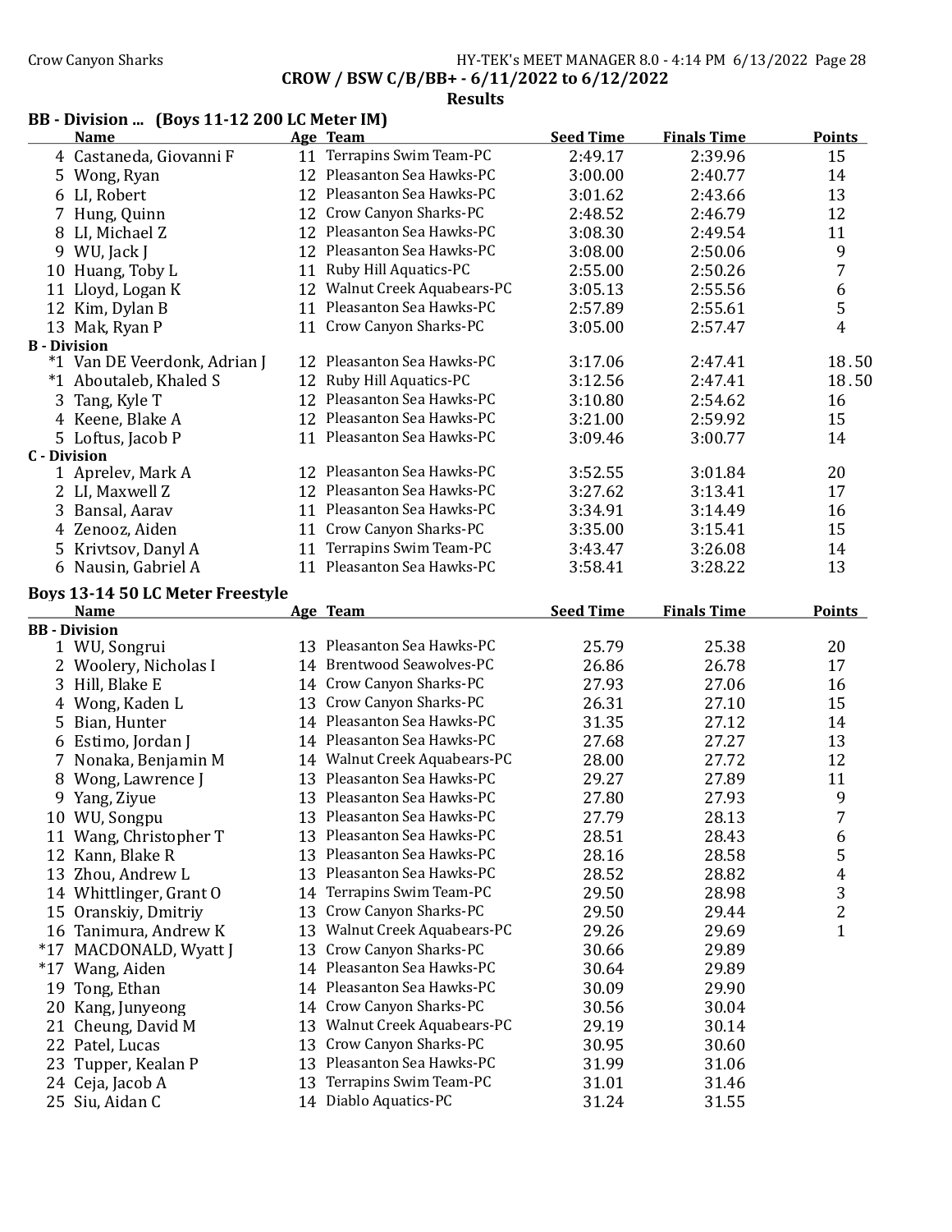# CROW / BSW C/B/BB+ - 6/11/2022 to 6/12/2022

## Results

### BB - Division ... (Boys 11-12 200 LC Meter IM)

| | Name | Age | Team | Seed Time | Finals Time | Points |
|---|---|---|---|---|---|---|
| 4 | Castaneda, Giovanni F | 11 | Terrapins Swim Team-PC | 2:49.17 | 2:39.96 | 15 |
| 5 | Wong, Ryan | 12 | Pleasanton Sea Hawks-PC | 3:00.00 | 2:40.77 | 14 |
| 6 | LI, Robert | 12 | Pleasanton Sea Hawks-PC | 3:01.62 | 2:43.66 | 13 |
| 7 | Hung, Quinn | 12 | Crow Canyon Sharks-PC | 2:48.52 | 2:46.79 | 12 |
| 8 | LI, Michael Z | 12 | Pleasanton Sea Hawks-PC | 3:08.30 | 2:49.54 | 11 |
| 9 | WU, Jack J | 12 | Pleasanton Sea Hawks-PC | 3:08.00 | 2:50.06 | 9 |
| 10 | Huang, Toby L | 11 | Ruby Hill Aquatics-PC | 2:55.00 | 2:50.26 | 7 |
| 11 | Lloyd, Logan K | 12 | Walnut Creek Aquabears-PC | 3:05.13 | 2:55.56 | 6 |
| 12 | Kim, Dylan B | 11 | Pleasanton Sea Hawks-PC | 2:57.89 | 2:55.61 | 5 |
| 13 | Mak, Ryan P | 11 | Crow Canyon Sharks-PC | 3:05.00 | 2:57.47 | 4 |
| **B - Division** | | | | | | |
| *1 | Van DE Veerdonk, Adrian J | 12 | Pleasanton Sea Hawks-PC | 3:17.06 | 2:47.41 | 18.50 |
| *1 | Aboutaleb, Khaled S | 12 | Ruby Hill Aquatics-PC | 3:12.56 | 2:47.41 | 18.50 |
| 3 | Tang, Kyle T | 12 | Pleasanton Sea Hawks-PC | 3:10.80 | 2:54.62 | 16 |
| 4 | Keene, Blake A | 12 | Pleasanton Sea Hawks-PC | 3:21.00 | 2:59.92 | 15 |
| 5 | Loftus, Jacob P | 11 | Pleasanton Sea Hawks-PC | 3:09.46 | 3:00.77 | 14 |
| **C - Division** | | | | | | |
| 1 | Aprelev, Mark A | 12 | Pleasanton Sea Hawks-PC | 3:52.55 | 3:01.84 | 20 |
| 2 | LI, Maxwell Z | 12 | Pleasanton Sea Hawks-PC | 3:27.62 | 3:13.41 | 17 |
| 3 | Bansal, Aarav | 11 | Pleasanton Sea Hawks-PC | 3:34.91 | 3:14.49 | 16 |
| 4 | Zenooz, Aiden | 11 | Crow Canyon Sharks-PC | 3:35.00 | 3:15.41 | 15 |
| 5 | Krivtsov, Danyl A | 11 | Terrapins Swim Team-PC | 3:43.47 | 3:26.08 | 14 |
| 6 | Nausin, Gabriel A | 11 | Pleasanton Sea Hawks-PC | 3:58.41 | 3:28.22 | 13 |

### Boys 13-14 50 LC Meter Freestyle

| | Name | Age | Team | Seed Time | Finals Time | Points |
|---|---|---|---|---|---|---|
| **BB - Division** | | | | | | |
| 1 | WU, Songrui | 13 | Pleasanton Sea Hawks-PC | 25.79 | 25.38 | 20 |
| 2 | Woolery, Nicholas I | 14 | Brentwood Seawolves-PC | 26.86 | 26.78 | 17 |
| 3 | Hill, Blake E | 14 | Crow Canyon Sharks-PC | 27.93 | 27.06 | 16 |
| 4 | Wong, Kaden L | 13 | Crow Canyon Sharks-PC | 26.31 | 27.10 | 15 |
| 5 | Bian, Hunter | 14 | Pleasanton Sea Hawks-PC | 31.35 | 27.12 | 14 |
| 6 | Estimo, Jordan J | 14 | Pleasanton Sea Hawks-PC | 27.68 | 27.27 | 13 |
| 7 | Nonaka, Benjamin M | 14 | Walnut Creek Aquabears-PC | 28.00 | 27.72 | 12 |
| 8 | Wong, Lawrence J | 13 | Pleasanton Sea Hawks-PC | 29.27 | 27.89 | 11 |
| 9 | Yang, Ziyue | 13 | Pleasanton Sea Hawks-PC | 27.80 | 27.93 | 9 |
| 10 | WU, Songpu | 13 | Pleasanton Sea Hawks-PC | 27.79 | 28.13 | 7 |
| 11 | Wang, Christopher T | 13 | Pleasanton Sea Hawks-PC | 28.51 | 28.43 | 6 |
| 12 | Kann, Blake R | 13 | Pleasanton Sea Hawks-PC | 28.16 | 28.58 | 5 |
| 13 | Zhou, Andrew L | 13 | Pleasanton Sea Hawks-PC | 28.52 | 28.82 | 4 |
| 14 | Whittlinger, Grant O | 14 | Terrapins Swim Team-PC | 29.50 | 28.98 | 3 |
| 15 | Oranskiy, Dmitriy | 13 | Crow Canyon Sharks-PC | 29.50 | 29.44 | 2 |
| 16 | Tanimura, Andrew K | 13 | Walnut Creek Aquabears-PC | 29.26 | 29.69 | 1 |
| *17 | MACDONALD, Wyatt J | 13 | Crow Canyon Sharks-PC | 30.66 | 29.89 | |
| *17 | Wang, Aiden | 14 | Pleasanton Sea Hawks-PC | 30.64 | 29.89 | |
| 19 | Tong, Ethan | 14 | Pleasanton Sea Hawks-PC | 30.09 | 29.90 | |
| 20 | Kang, Junyeong | 14 | Crow Canyon Sharks-PC | 30.56 | 30.04 | |
| 21 | Cheung, David M | 13 | Walnut Creek Aquabears-PC | 29.19 | 30.14 | |
| 22 | Patel, Lucas | 13 | Crow Canyon Sharks-PC | 30.95 | 30.60 | |
| 23 | Tupper, Kealan P | 13 | Pleasanton Sea Hawks-PC | 31.99 | 31.06 | |
| 24 | Ceja, Jacob A | 13 | Terrapins Swim Team-PC | 31.01 | 31.46 | |
| 25 | Siu, Aidan C | 14 | Diablo Aquatics-PC | 31.24 | 31.55 | |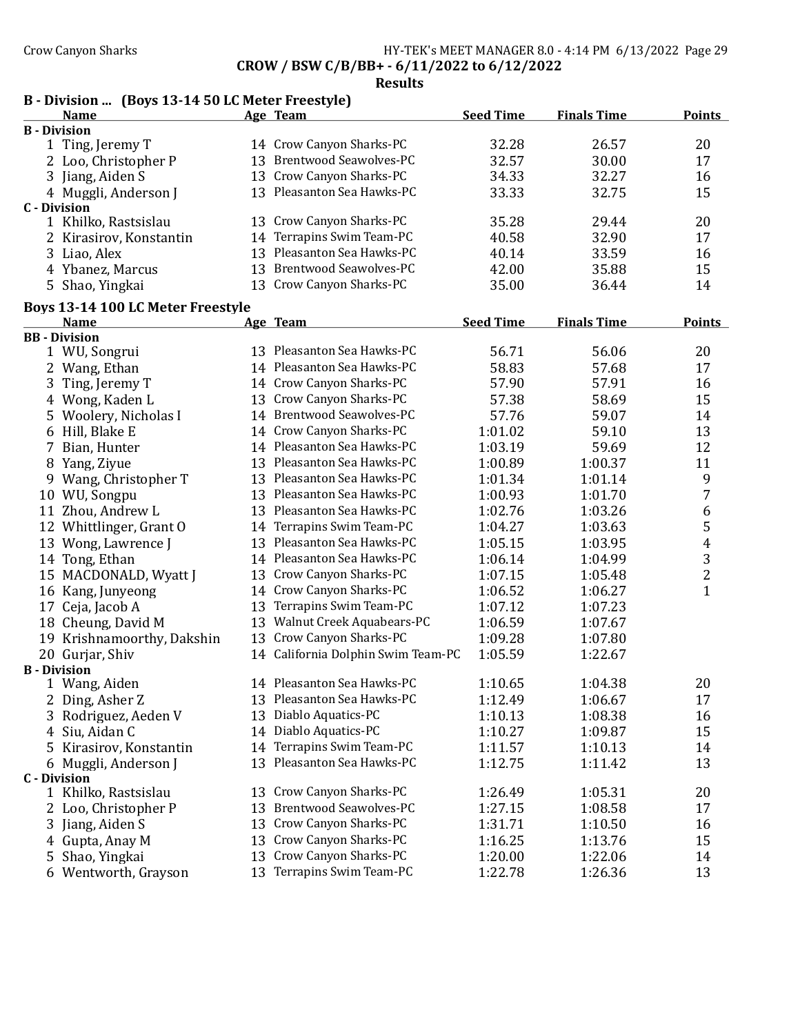**CROW / BSW C/B/BB+ - 6/11/2022 to 6/12/2022**

**Results**

### B - Division ... (Boys 13-14 50 LC Meter Freestyle)

| | Name | Age | Team | Seed Time | Finals Time | Points |
|---|---|---|---|---|---|---|
| **B - Division** | | | | | | |
| 1 | Ting, Jeremy T | 14 | Crow Canyon Sharks-PC | 32.28 | 26.57 | 20 |
| 2 | Loo, Christopher P | 13 | Brentwood Seawolves-PC | 32.57 | 30.00 | 17 |
| 3 | Jiang, Aiden S | 13 | Crow Canyon Sharks-PC | 34.33 | 32.27 | 16 |
| 4 | Muggli, Anderson J | 13 | Pleasanton Sea Hawks-PC | 33.33 | 32.75 | 15 |
| **C - Division** | | | | | | |
| 1 | Khilko, Rastsislau | 13 | Crow Canyon Sharks-PC | 35.28 | 29.44 | 20 |
| 2 | Kirasirov, Konstantin | 14 | Terrapins Swim Team-PC | 40.58 | 32.90 | 17 |
| 3 | Liao, Alex | 13 | Pleasanton Sea Hawks-PC | 40.14 | 33.59 | 16 |
| 4 | Ybanez, Marcus | 13 | Brentwood Seawolves-PC | 42.00 | 35.88 | 15 |
| 5 | Shao, Yingkai | 13 | Crow Canyon Sharks-PC | 35.00 | 36.44 | 14 |

### Boys 13-14 100 LC Meter Freestyle

| | Name | Age | Team | Seed Time | Finals Time | Points |
|---|---|---|---|---|---|---|
| **BB - Division** | | | | | | |
| 1 | WU, Songrui | 13 | Pleasanton Sea Hawks-PC | 56.71 | 56.06 | 20 |
| 2 | Wang, Ethan | 14 | Pleasanton Sea Hawks-PC | 58.83 | 57.68 | 17 |
| 3 | Ting, Jeremy T | 14 | Crow Canyon Sharks-PC | 57.90 | 57.91 | 16 |
| 4 | Wong, Kaden L | 13 | Crow Canyon Sharks-PC | 57.38 | 58.69 | 15 |
| 5 | Woolery, Nicholas I | 14 | Brentwood Seawolves-PC | 57.76 | 59.07 | 14 |
| 6 | Hill, Blake E | 14 | Crow Canyon Sharks-PC | 1:01.02 | 59.10 | 13 |
| 7 | Bian, Hunter | 14 | Pleasanton Sea Hawks-PC | 1:03.19 | 59.69 | 12 |
| 8 | Yang, Ziyue | 13 | Pleasanton Sea Hawks-PC | 1:00.89 | 1:00.37 | 11 |
| 9 | Wang, Christopher T | 13 | Pleasanton Sea Hawks-PC | 1:01.34 | 1:01.14 | 9 |
| 10 | WU, Songpu | 13 | Pleasanton Sea Hawks-PC | 1:00.93 | 1:01.70 | 7 |
| 11 | Zhou, Andrew L | 13 | Pleasanton Sea Hawks-PC | 1:02.76 | 1:03.26 | 6 |
| 12 | Whittlinger, Grant O | 14 | Terrapins Swim Team-PC | 1:04.27 | 1:03.63 | 5 |
| 13 | Wong, Lawrence J | 13 | Pleasanton Sea Hawks-PC | 1:05.15 | 1:03.95 | 4 |
| 14 | Tong, Ethan | 14 | Pleasanton Sea Hawks-PC | 1:06.14 | 1:04.99 | 3 |
| 15 | MACDONALD, Wyatt J | 13 | Crow Canyon Sharks-PC | 1:07.15 | 1:05.48 | 2 |
| 16 | Kang, Junyeong | 14 | Crow Canyon Sharks-PC | 1:06.52 | 1:06.27 | 1 |
| 17 | Ceja, Jacob A | 13 | Terrapins Swim Team-PC | 1:07.12 | 1:07.23 | |
| 18 | Cheung, David M | 13 | Walnut Creek Aquabears-PC | 1:06.59 | 1:07.67 | |
| 19 | Krishnamoorthy, Dakshin | 13 | Crow Canyon Sharks-PC | 1:09.28 | 1:07.80 | |
| 20 | Gurjar, Shiv | 14 | California Dolphin Swim Team-PC | 1:05.59 | 1:22.67 | |
| **B - Division** | | | | | | |
| 1 | Wang, Aiden | 14 | Pleasanton Sea Hawks-PC | 1:10.65 | 1:04.38 | 20 |
| 2 | Ding, Asher Z | 13 | Pleasanton Sea Hawks-PC | 1:12.49 | 1:06.67 | 17 |
| 3 | Rodriguez, Aeden V | 13 | Diablo Aquatics-PC | 1:10.13 | 1:08.38 | 16 |
| 4 | Siu, Aidan C | 14 | Diablo Aquatics-PC | 1:10.27 | 1:09.87 | 15 |
| 5 | Kirasirov, Konstantin | 14 | Terrapins Swim Team-PC | 1:11.57 | 1:10.13 | 14 |
| 6 | Muggli, Anderson J | 13 | Pleasanton Sea Hawks-PC | 1:12.75 | 1:11.42 | 13 |
| **C - Division** | | | | | | |
| 1 | Khilko, Rastsislau | 13 | Crow Canyon Sharks-PC | 1:26.49 | 1:05.31 | 20 |
| 2 | Loo, Christopher P | 13 | Brentwood Seawolves-PC | 1:27.15 | 1:08.58 | 17 |
| 3 | Jiang, Aiden S | 13 | Crow Canyon Sharks-PC | 1:31.71 | 1:10.50 | 16 |
| 4 | Gupta, Anay M | 13 | Crow Canyon Sharks-PC | 1:16.25 | 1:13.76 | 15 |
| 5 | Shao, Yingkai | 13 | Crow Canyon Sharks-PC | 1:20.00 | 1:22.06 | 14 |
| 6 | Wentworth, Grayson | 13 | Terrapins Swim Team-PC | 1:22.78 | 1:26.36 | 13 |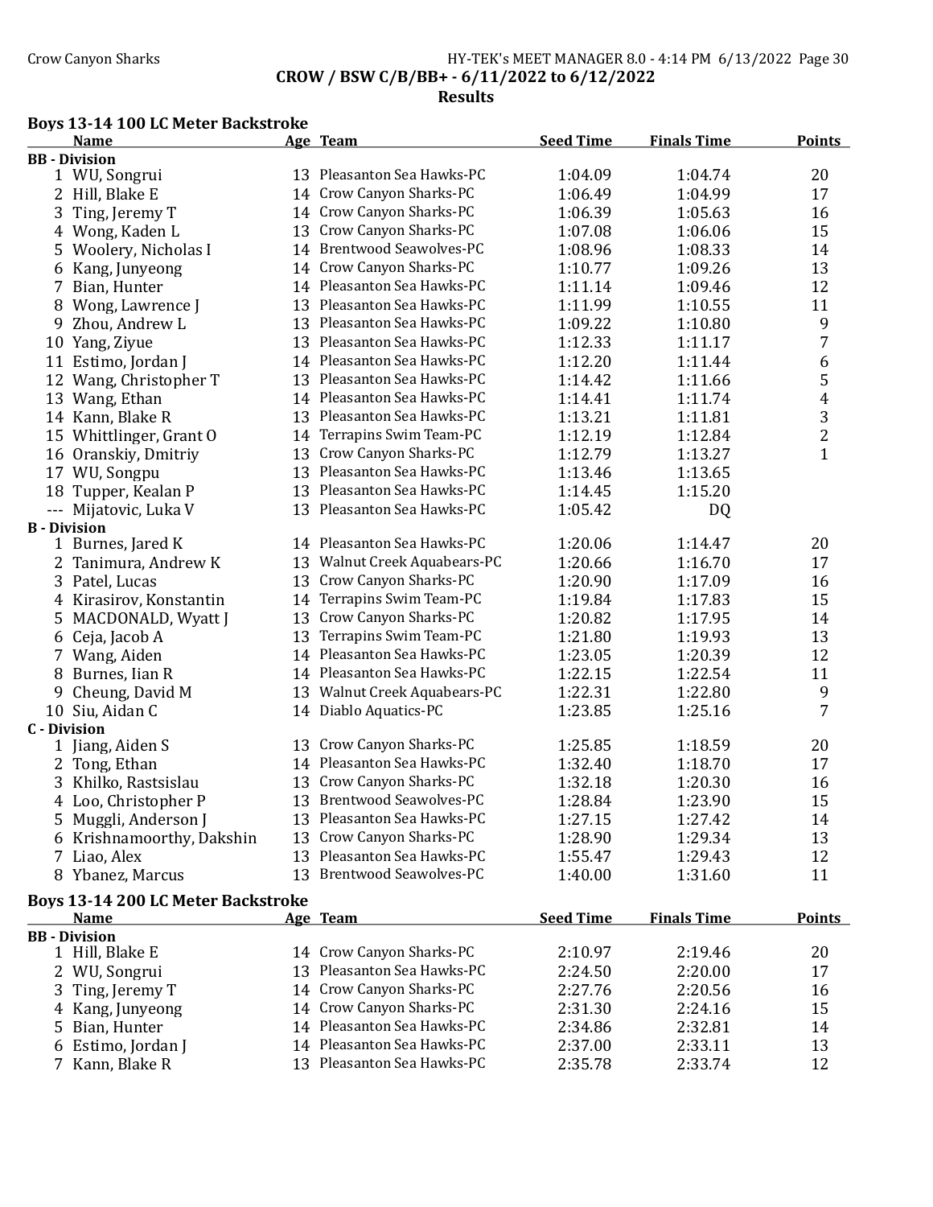CROW / BSW C/B/BB+ - 6/11/2022 to 6/12/2022

Results

## Boys 13-14 100 LC Meter Backstroke

| | Name | Age | Team | Seed Time | Finals Time | Points |
|---|---|---|---|---|---|---|
| **BB - Division** | | | | | | |
| 1 | WU, Songrui | 13 | Pleasanton Sea Hawks-PC | 1:04.09 | 1:04.74 | 20 |
| 2 | Hill, Blake E | 14 | Crow Canyon Sharks-PC | 1:06.49 | 1:04.99 | 17 |
| 3 | Ting, Jeremy T | 14 | Crow Canyon Sharks-PC | 1:06.39 | 1:05.63 | 16 |
| 4 | Wong, Kaden L | 13 | Crow Canyon Sharks-PC | 1:07.08 | 1:06.06 | 15 |
| 5 | Woolery, Nicholas I | 14 | Brentwood Seawolves-PC | 1:08.96 | 1:08.33 | 14 |
| 6 | Kang, Junyeong | 14 | Crow Canyon Sharks-PC | 1:10.77 | 1:09.26 | 13 |
| 7 | Bian, Hunter | 14 | Pleasanton Sea Hawks-PC | 1:11.14 | 1:09.46 | 12 |
| 8 | Wong, Lawrence J | 13 | Pleasanton Sea Hawks-PC | 1:11.99 | 1:10.55 | 11 |
| 9 | Zhou, Andrew L | 13 | Pleasanton Sea Hawks-PC | 1:09.22 | 1:10.80 | 9 |
| 10 | Yang, Ziyue | 13 | Pleasanton Sea Hawks-PC | 1:12.33 | 1:11.17 | 7 |
| 11 | Estimo, Jordan J | 14 | Pleasanton Sea Hawks-PC | 1:12.20 | 1:11.44 | 6 |
| 12 | Wang, Christopher T | 13 | Pleasanton Sea Hawks-PC | 1:14.42 | 1:11.66 | 5 |
| 13 | Wang, Ethan | 14 | Pleasanton Sea Hawks-PC | 1:14.41 | 1:11.74 | 4 |
| 14 | Kann, Blake R | 13 | Pleasanton Sea Hawks-PC | 1:13.21 | 1:11.81 | 3 |
| 15 | Whittlinger, Grant O | 14 | Terrapins Swim Team-PC | 1:12.19 | 1:12.84 | 2 |
| 16 | Oranskiy, Dmitriy | 13 | Crow Canyon Sharks-PC | 1:12.79 | 1:13.27 | 1 |
| 17 | WU, Songpu | 13 | Pleasanton Sea Hawks-PC | 1:13.46 | 1:13.65 | |
| 18 | Tupper, Kealan P | 13 | Pleasanton Sea Hawks-PC | 1:14.45 | 1:15.20 | |
| --- | Mijatovic, Luka V | 13 | Pleasanton Sea Hawks-PC | 1:05.42 | DQ | |
| **B - Division** | | | | | | |
| 1 | Burnes, Jared K | 14 | Pleasanton Sea Hawks-PC | 1:20.06 | 1:14.47 | 20 |
| 2 | Tanimura, Andrew K | 13 | Walnut Creek Aquabears-PC | 1:20.66 | 1:16.70 | 17 |
| 3 | Patel, Lucas | 13 | Crow Canyon Sharks-PC | 1:20.90 | 1:17.09 | 16 |
| 4 | Kirasirov, Konstantin | 14 | Terrapins Swim Team-PC | 1:19.84 | 1:17.83 | 15 |
| 5 | MACDONALD, Wyatt J | 13 | Crow Canyon Sharks-PC | 1:20.82 | 1:17.95 | 14 |
| 6 | Ceja, Jacob A | 13 | Terrapins Swim Team-PC | 1:21.80 | 1:19.93 | 13 |
| 7 | Wang, Aiden | 14 | Pleasanton Sea Hawks-PC | 1:23.05 | 1:20.39 | 12 |
| 8 | Burnes, Iian R | 14 | Pleasanton Sea Hawks-PC | 1:22.15 | 1:22.54 | 11 |
| 9 | Cheung, David M | 13 | Walnut Creek Aquabears-PC | 1:22.31 | 1:22.80 | 9 |
| 10 | Siu, Aidan C | 14 | Diablo Aquatics-PC | 1:23.85 | 1:25.16 | 7 |
| **C - Division** | | | | | | |
| 1 | Jiang, Aiden S | 13 | Crow Canyon Sharks-PC | 1:25.85 | 1:18.59 | 20 |
| 2 | Tong, Ethan | 14 | Pleasanton Sea Hawks-PC | 1:32.40 | 1:18.70 | 17 |
| 3 | Khilko, Rastsislau | 13 | Crow Canyon Sharks-PC | 1:32.18 | 1:20.30 | 16 |
| 4 | Loo, Christopher P | 13 | Brentwood Seawolves-PC | 1:28.84 | 1:23.90 | 15 |
| 5 | Muggli, Anderson J | 13 | Pleasanton Sea Hawks-PC | 1:27.15 | 1:27.42 | 14 |
| 6 | Krishnamoorthy, Dakshin | 13 | Crow Canyon Sharks-PC | 1:28.90 | 1:29.34 | 13 |
| 7 | Liao, Alex | 13 | Pleasanton Sea Hawks-PC | 1:55.47 | 1:29.43 | 12 |
| 8 | Ybanez, Marcus | 13 | Brentwood Seawolves-PC | 1:40.00 | 1:31.60 | 11 |

## Boys 13-14 200 LC Meter Backstroke

| | Name | Age | Team | Seed Time | Finals Time | Points |
|---|---|---|---|---|---|---|
| **BB - Division** | | | | | | |
| 1 | Hill, Blake E | 14 | Crow Canyon Sharks-PC | 2:10.97 | 2:19.46 | 20 |
| 2 | WU, Songrui | 13 | Pleasanton Sea Hawks-PC | 2:24.50 | 2:20.00 | 17 |
| 3 | Ting, Jeremy T | 14 | Crow Canyon Sharks-PC | 2:27.76 | 2:20.56 | 16 |
| 4 | Kang, Junyeong | 14 | Crow Canyon Sharks-PC | 2:31.30 | 2:24.16 | 15 |
| 5 | Bian, Hunter | 14 | Pleasanton Sea Hawks-PC | 2:34.86 | 2:32.81 | 14 |
| 6 | Estimo, Jordan J | 14 | Pleasanton Sea Hawks-PC | 2:37.00 | 2:33.11 | 13 |
| 7 | Kann, Blake R | 13 | Pleasanton Sea Hawks-PC | 2:35.78 | 2:33.74 | 12 |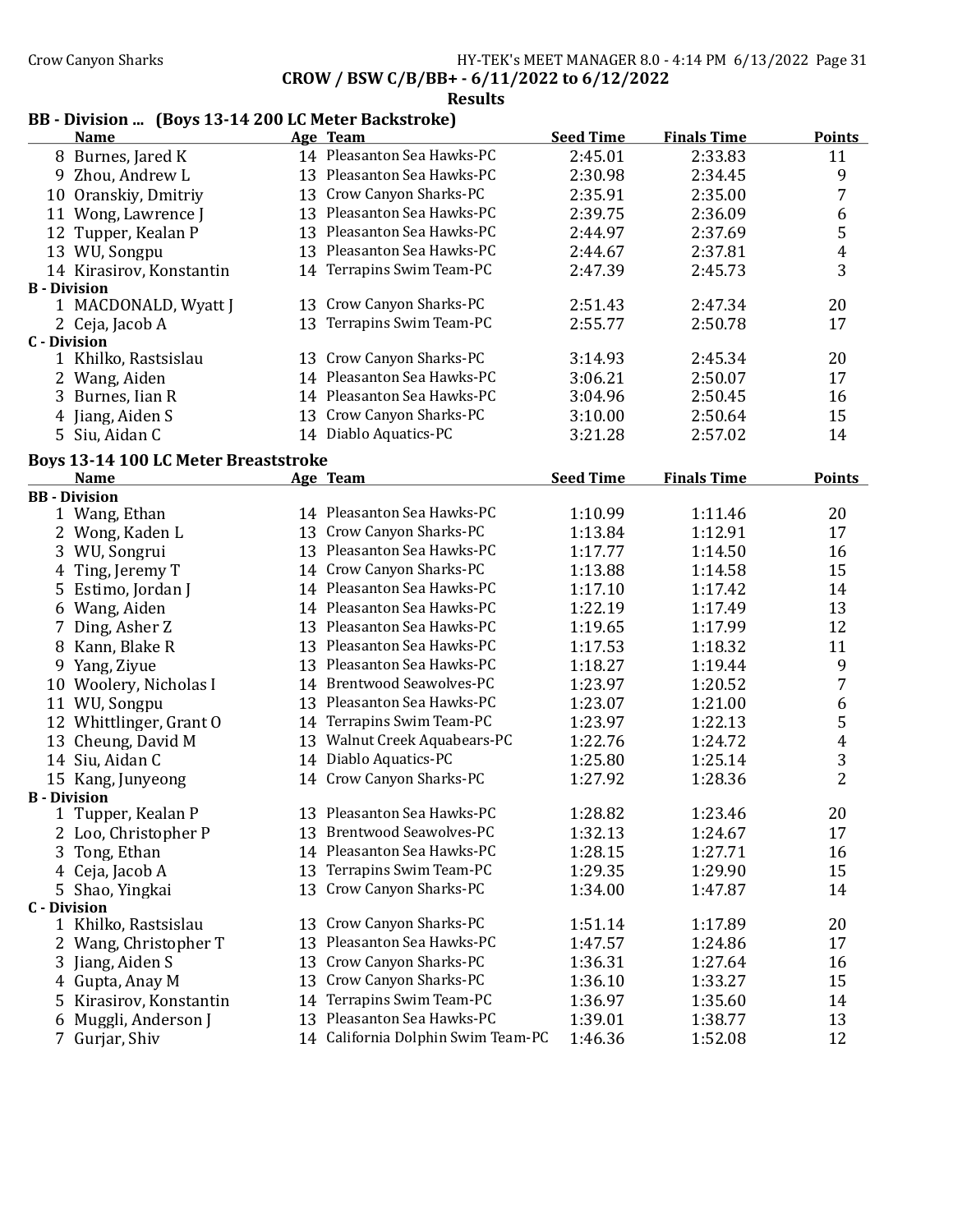CROW / BSW C/B/BB+ - 6/11/2022 to 6/12/2022

**Results**

## BB - Division ... (Boys 13-14 200 LC Meter Backstroke)

| | Name | Age | Team | Seed Time | Finals Time | Points |
|---|---|---|---|---|---|---|
| 8 | Burnes, Jared K | 14 | Pleasanton Sea Hawks-PC | 2:45.01 | 2:33.83 | 11 |
| 9 | Zhou, Andrew L | 13 | Pleasanton Sea Hawks-PC | 2:30.98 | 2:34.45 | 9 |
| 10 | Oranskiy, Dmitriy | 13 | Crow Canyon Sharks-PC | 2:35.91 | 2:35.00 | 7 |
| 11 | Wong, Lawrence J | 13 | Pleasanton Sea Hawks-PC | 2:39.75 | 2:36.09 | 6 |
| 12 | Tupper, Kealan P | 13 | Pleasanton Sea Hawks-PC | 2:44.97 | 2:37.69 | 5 |
| 13 | WU, Songpu | 13 | Pleasanton Sea Hawks-PC | 2:44.67 | 2:37.81 | 4 |
| 14 | Kirasirov, Konstantin | 14 | Terrapins Swim Team-PC | 2:47.39 | 2:45.73 | 3 |
| **B - Division** | | | | | | |
| 1 | MACDONALD, Wyatt J | 13 | Crow Canyon Sharks-PC | 2:51.43 | 2:47.34 | 20 |
| 2 | Ceja, Jacob A | 13 | Terrapins Swim Team-PC | 2:55.77 | 2:50.78 | 17 |
| **C - Division** | | | | | | |
| 1 | Khilko, Rastsislau | 13 | Crow Canyon Sharks-PC | 3:14.93 | 2:45.34 | 20 |
| 2 | Wang, Aiden | 14 | Pleasanton Sea Hawks-PC | 3:06.21 | 2:50.07 | 17 |
| 3 | Burnes, Iian R | 14 | Pleasanton Sea Hawks-PC | 3:04.96 | 2:50.45 | 16 |
| 4 | Jiang, Aiden S | 13 | Crow Canyon Sharks-PC | 3:10.00 | 2:50.64 | 15 |
| 5 | Siu, Aidan C | 14 | Diablo Aquatics-PC | 3:21.28 | 2:57.02 | 14 |

## Boys 13-14 100 LC Meter Breaststroke

| | Name | Age | Team | Seed Time | Finals Time | Points |
|---|---|---|---|---|---|---|
| **BB - Division** | | | | | | |
| 1 | Wang, Ethan | 14 | Pleasanton Sea Hawks-PC | 1:10.99 | 1:11.46 | 20 |
| 2 | Wong, Kaden L | 13 | Crow Canyon Sharks-PC | 1:13.84 | 1:12.91 | 17 |
| 3 | WU, Songrui | 13 | Pleasanton Sea Hawks-PC | 1:17.77 | 1:14.50 | 16 |
| 4 | Ting, Jeremy T | 14 | Crow Canyon Sharks-PC | 1:13.88 | 1:14.58 | 15 |
| 5 | Estimo, Jordan J | 14 | Pleasanton Sea Hawks-PC | 1:17.10 | 1:17.42 | 14 |
| 6 | Wang, Aiden | 14 | Pleasanton Sea Hawks-PC | 1:22.19 | 1:17.49 | 13 |
| 7 | Ding, Asher Z | 13 | Pleasanton Sea Hawks-PC | 1:19.65 | 1:17.99 | 12 |
| 8 | Kann, Blake R | 13 | Pleasanton Sea Hawks-PC | 1:17.53 | 1:18.32 | 11 |
| 9 | Yang, Ziyue | 13 | Pleasanton Sea Hawks-PC | 1:18.27 | 1:19.44 | 9 |
| 10 | Woolery, Nicholas I | 14 | Brentwood Seawolves-PC | 1:23.97 | 1:20.52 | 7 |
| 11 | WU, Songpu | 13 | Pleasanton Sea Hawks-PC | 1:23.07 | 1:21.00 | 6 |
| 12 | Whittlinger, Grant O | 14 | Terrapins Swim Team-PC | 1:23.97 | 1:22.13 | 5 |
| 13 | Cheung, David M | 13 | Walnut Creek Aquabears-PC | 1:22.76 | 1:24.72 | 4 |
| 14 | Siu, Aidan C | 14 | Diablo Aquatics-PC | 1:25.80 | 1:25.14 | 3 |
| 15 | Kang, Junyeong | 14 | Crow Canyon Sharks-PC | 1:27.92 | 1:28.36 | 2 |
| **B - Division** | | | | | | |
| 1 | Tupper, Kealan P | 13 | Pleasanton Sea Hawks-PC | 1:28.82 | 1:23.46 | 20 |
| 2 | Loo, Christopher P | 13 | Brentwood Seawolves-PC | 1:32.13 | 1:24.67 | 17 |
| 3 | Tong, Ethan | 14 | Pleasanton Sea Hawks-PC | 1:28.15 | 1:27.71 | 16 |
| 4 | Ceja, Jacob A | 13 | Terrapins Swim Team-PC | 1:29.35 | 1:29.90 | 15 |
| 5 | Shao, Yingkai | 13 | Crow Canyon Sharks-PC | 1:34.00 | 1:47.87 | 14 |
| **C - Division** | | | | | | |
| 1 | Khilko, Rastsislau | 13 | Crow Canyon Sharks-PC | 1:51.14 | 1:17.89 | 20 |
| 2 | Wang, Christopher T | 13 | Pleasanton Sea Hawks-PC | 1:47.57 | 1:24.86 | 17 |
| 3 | Jiang, Aiden S | 13 | Crow Canyon Sharks-PC | 1:36.31 | 1:27.64 | 16 |
| 4 | Gupta, Anay M | 13 | Crow Canyon Sharks-PC | 1:36.10 | 1:33.27 | 15 |
| 5 | Kirasirov, Konstantin | 14 | Terrapins Swim Team-PC | 1:36.97 | 1:35.60 | 14 |
| 6 | Muggli, Anderson J | 13 | Pleasanton Sea Hawks-PC | 1:39.01 | 1:38.77 | 13 |
| 7 | Gurjar, Shiv | 14 | California Dolphin Swim Team-PC | 1:46.36 | 1:52.08 | 12 |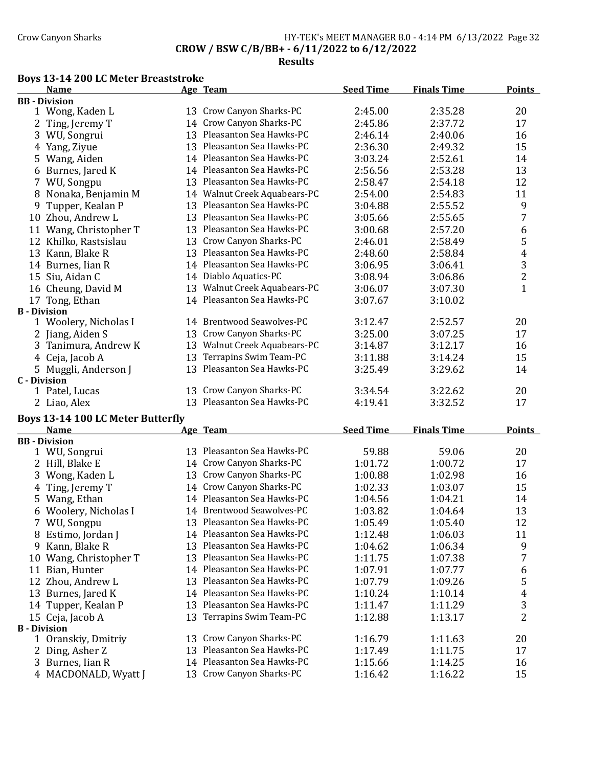Crow Canyon Sharks

**CROW / BSW C/B/BB+ - 6/11/2022 to 6/12/2022**

**Results**

### Boys 13-14 200 LC Meter Breaststroke

| | Name | Age | Team | Seed Time | Finals Time | Points |
|---|---|---|---|---|---|---|
| **BB - Division** | | | | | | |
| 1 | Wong, Kaden L | 13 | Crow Canyon Sharks-PC | 2:45.00 | 2:35.28 | 20 |
| 2 | Ting, Jeremy T | 14 | Crow Canyon Sharks-PC | 2:45.86 | 2:37.72 | 17 |
| 3 | WU, Songrui | 13 | Pleasanton Sea Hawks-PC | 2:46.14 | 2:40.06 | 16 |
| 4 | Yang, Ziyue | 13 | Pleasanton Sea Hawks-PC | 2:36.30 | 2:49.32 | 15 |
| 5 | Wang, Aiden | 14 | Pleasanton Sea Hawks-PC | 3:03.24 | 2:52.61 | 14 |
| 6 | Burnes, Jared K | 14 | Pleasanton Sea Hawks-PC | 2:56.56 | 2:53.28 | 13 |
| 7 | WU, Songpu | 13 | Pleasanton Sea Hawks-PC | 2:58.47 | 2:54.18 | 12 |
| 8 | Nonaka, Benjamin M | 14 | Walnut Creek Aquabears-PC | 2:54.00 | 2:54.83 | 11 |
| 9 | Tupper, Kealan P | 13 | Pleasanton Sea Hawks-PC | 3:04.88 | 2:55.52 | 9 |
| 10 | Zhou, Andrew L | 13 | Pleasanton Sea Hawks-PC | 3:05.66 | 2:55.65 | 7 |
| 11 | Wang, Christopher T | 13 | Pleasanton Sea Hawks-PC | 3:00.68 | 2:57.20 | 6 |
| 12 | Khilko, Rastsislau | 13 | Crow Canyon Sharks-PC | 2:46.01 | 2:58.49 | 5 |
| 13 | Kann, Blake R | 13 | Pleasanton Sea Hawks-PC | 2:48.60 | 2:58.84 | 4 |
| 14 | Burnes, Iian R | 14 | Pleasanton Sea Hawks-PC | 3:06.95 | 3:06.41 | 3 |
| 15 | Siu, Aidan C | 14 | Diablo Aquatics-PC | 3:08.94 | 3:06.86 | 2 |
| 16 | Cheung, David M | 13 | Walnut Creek Aquabears-PC | 3:06.07 | 3:07.30 | 1 |
| 17 | Tong, Ethan | 14 | Pleasanton Sea Hawks-PC | 3:07.67 | 3:10.02 | |
| **B - Division** | | | | | | |
| 1 | Woolery, Nicholas I | 14 | Brentwood Seawolves-PC | 3:12.47 | 2:52.57 | 20 |
| 2 | Jiang, Aiden S | 13 | Crow Canyon Sharks-PC | 3:25.00 | 3:07.25 | 17 |
| 3 | Tanimura, Andrew K | 13 | Walnut Creek Aquabears-PC | 3:14.87 | 3:12.17 | 16 |
| 4 | Ceja, Jacob A | 13 | Terrapins Swim Team-PC | 3:11.88 | 3:14.24 | 15 |
| 5 | Muggli, Anderson J | 13 | Pleasanton Sea Hawks-PC | 3:25.49 | 3:29.62 | 14 |
| **C - Division** | | | | | | |
| 1 | Patel, Lucas | 13 | Crow Canyon Sharks-PC | 3:34.54 | 3:22.62 | 20 |
| 2 | Liao, Alex | 13 | Pleasanton Sea Hawks-PC | 4:19.41 | 3:32.52 | 17 |

### Boys 13-14 100 LC Meter Butterfly

| | Name | Age | Team | Seed Time | Finals Time | Points |
|---|---|---|---|---|---|---|
| **BB - Division** | | | | | | |
| 1 | WU, Songrui | 13 | Pleasanton Sea Hawks-PC | 59.88 | 59.06 | 20 |
| 2 | Hill, Blake E | 14 | Crow Canyon Sharks-PC | 1:01.72 | 1:00.72 | 17 |
| 3 | Wong, Kaden L | 13 | Crow Canyon Sharks-PC | 1:00.88 | 1:02.98 | 16 |
| 4 | Ting, Jeremy T | 14 | Crow Canyon Sharks-PC | 1:02.33 | 1:03.07 | 15 |
| 5 | Wang, Ethan | 14 | Pleasanton Sea Hawks-PC | 1:04.56 | 1:04.21 | 14 |
| 6 | Woolery, Nicholas I | 14 | Brentwood Seawolves-PC | 1:03.82 | 1:04.64 | 13 |
| 7 | WU, Songpu | 13 | Pleasanton Sea Hawks-PC | 1:05.49 | 1:05.40 | 12 |
| 8 | Estimo, Jordan J | 14 | Pleasanton Sea Hawks-PC | 1:12.48 | 1:06.03 | 11 |
| 9 | Kann, Blake R | 13 | Pleasanton Sea Hawks-PC | 1:04.62 | 1:06.34 | 9 |
| 10 | Wang, Christopher T | 13 | Pleasanton Sea Hawks-PC | 1:11.75 | 1:07.38 | 7 |
| 11 | Bian, Hunter | 14 | Pleasanton Sea Hawks-PC | 1:07.91 | 1:07.77 | 6 |
| 12 | Zhou, Andrew L | 13 | Pleasanton Sea Hawks-PC | 1:07.79 | 1:09.26 | 5 |
| 13 | Burnes, Jared K | 14 | Pleasanton Sea Hawks-PC | 1:10.24 | 1:10.14 | 4 |
| 14 | Tupper, Kealan P | 13 | Pleasanton Sea Hawks-PC | 1:11.47 | 1:11.29 | 3 |
| 15 | Ceja, Jacob A | 13 | Terrapins Swim Team-PC | 1:12.88 | 1:13.17 | 2 |
| **B - Division** | | | | | | |
| 1 | Oranskiy, Dmitriy | 13 | Crow Canyon Sharks-PC | 1:16.79 | 1:11.63 | 20 |
| 2 | Ding, Asher Z | 13 | Pleasanton Sea Hawks-PC | 1:17.49 | 1:11.75 | 17 |
| 3 | Burnes, Iian R | 14 | Pleasanton Sea Hawks-PC | 1:15.66 | 1:14.25 | 16 |
| 4 | MACDONALD, Wyatt J | 13 | Crow Canyon Sharks-PC | 1:16.42 | 1:16.22 | 15 |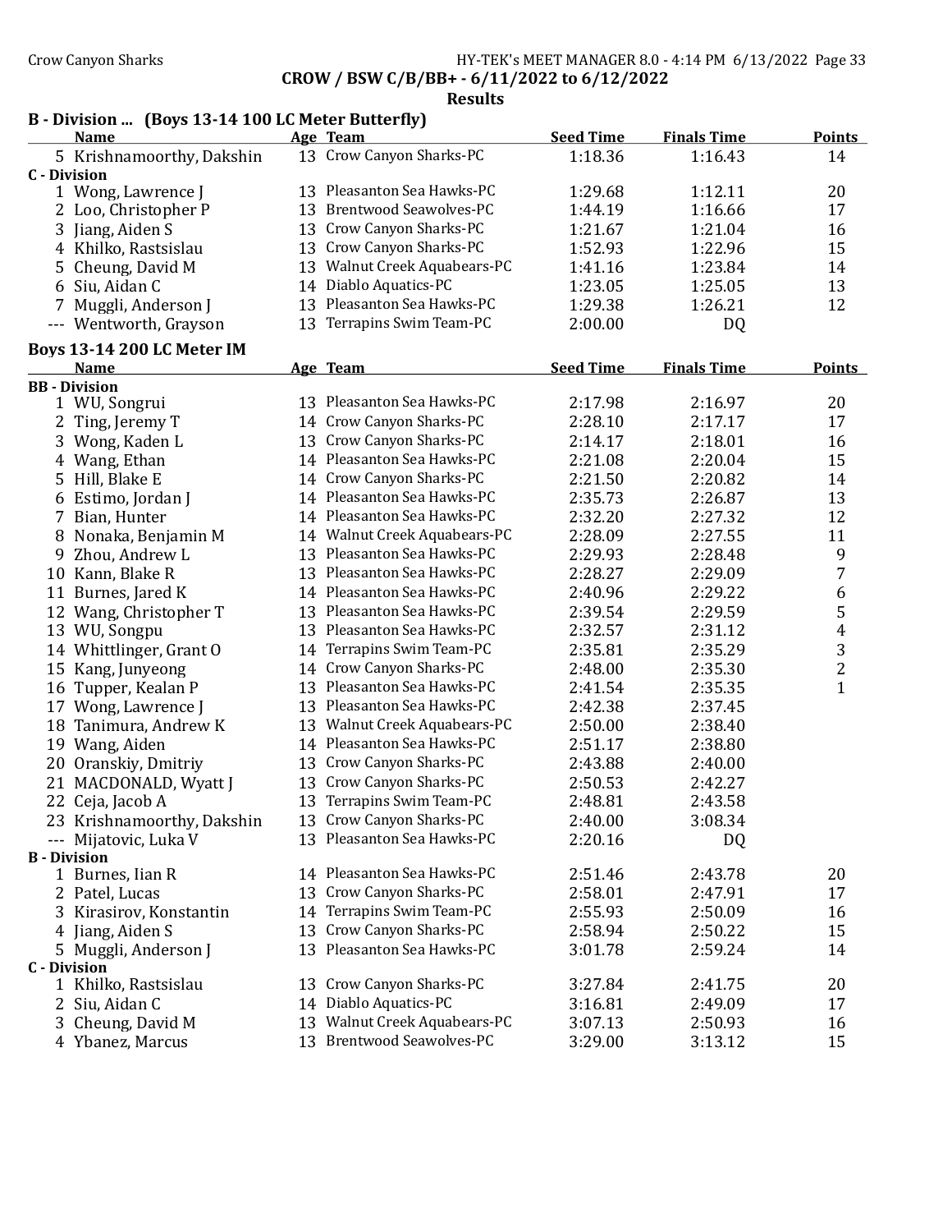CROW / BSW C/B/BB+ - 6/11/2022 to 6/12/2022

## Results

### B - Division ... (Boys 13-14 100 LC Meter Butterfly)

| | Name | Age | Team | Seed Time | Finals Time | Points |
|---|---|---|---|---|---|---|
| 5 | Krishnamoorthy, Dakshin | 13 | Crow Canyon Sharks-PC | 1:18.36 | 1:16.43 | 14 |
| **C - Division** | | | | | | |
| 1 | Wong, Lawrence J | 13 | Pleasanton Sea Hawks-PC | 1:29.68 | 1:12.11 | 20 |
| 2 | Loo, Christopher P | 13 | Brentwood Seawolves-PC | 1:44.19 | 1:16.66 | 17 |
| 3 | Jiang, Aiden S | 13 | Crow Canyon Sharks-PC | 1:21.67 | 1:21.04 | 16 |
| 4 | Khilko, Rastsislau | 13 | Crow Canyon Sharks-PC | 1:52.93 | 1:22.96 | 15 |
| 5 | Cheung, David M | 13 | Walnut Creek Aquabears-PC | 1:41.16 | 1:23.84 | 14 |
| 6 | Siu, Aidan C | 14 | Diablo Aquatics-PC | 1:23.05 | 1:25.05 | 13 |
| 7 | Muggli, Anderson J | 13 | Pleasanton Sea Hawks-PC | 1:29.38 | 1:26.21 | 12 |
| --- | Wentworth, Grayson | 13 | Terrapins Swim Team-PC | 2:00.00 | DQ | |

### Boys 13-14 200 LC Meter IM

| | Name | Age | Team | Seed Time | Finals Time | Points |
|---|---|---|---|---|---|---|
| **BB - Division** | | | | | | |
| 1 | WU, Songrui | 13 | Pleasanton Sea Hawks-PC | 2:17.98 | 2:16.97 | 20 |
| 2 | Ting, Jeremy T | 14 | Crow Canyon Sharks-PC | 2:28.10 | 2:17.17 | 17 |
| 3 | Wong, Kaden L | 13 | Crow Canyon Sharks-PC | 2:14.17 | 2:18.01 | 16 |
| 4 | Wang, Ethan | 14 | Pleasanton Sea Hawks-PC | 2:21.08 | 2:20.04 | 15 |
| 5 | Hill, Blake E | 14 | Crow Canyon Sharks-PC | 2:21.50 | 2:20.82 | 14 |
| 6 | Estimo, Jordan J | 14 | Pleasanton Sea Hawks-PC | 2:35.73 | 2:26.87 | 13 |
| 7 | Bian, Hunter | 14 | Pleasanton Sea Hawks-PC | 2:32.20 | 2:27.32 | 12 |
| 8 | Nonaka, Benjamin M | 14 | Walnut Creek Aquabears-PC | 2:28.09 | 2:27.55 | 11 |
| 9 | Zhou, Andrew L | 13 | Pleasanton Sea Hawks-PC | 2:29.93 | 2:28.48 | 9 |
| 10 | Kann, Blake R | 13 | Pleasanton Sea Hawks-PC | 2:28.27 | 2:29.09 | 7 |
| 11 | Burnes, Jared K | 14 | Pleasanton Sea Hawks-PC | 2:40.96 | 2:29.22 | 6 |
| 12 | Wang, Christopher T | 13 | Pleasanton Sea Hawks-PC | 2:39.54 | 2:29.59 | 5 |
| 13 | WU, Songpu | 13 | Pleasanton Sea Hawks-PC | 2:32.57 | 2:31.12 | 4 |
| 14 | Whittlinger, Grant O | 14 | Terrapins Swim Team-PC | 2:35.81 | 2:35.29 | 3 |
| 15 | Kang, Junyeong | 14 | Crow Canyon Sharks-PC | 2:48.00 | 2:35.30 | 2 |
| 16 | Tupper, Kealan P | 13 | Pleasanton Sea Hawks-PC | 2:41.54 | 2:35.35 | 1 |
| 17 | Wong, Lawrence J | 13 | Pleasanton Sea Hawks-PC | 2:42.38 | 2:37.45 | |
| 18 | Tanimura, Andrew K | 13 | Walnut Creek Aquabears-PC | 2:50.00 | 2:38.40 | |
| 19 | Wang, Aiden | 14 | Pleasanton Sea Hawks-PC | 2:51.17 | 2:38.80 | |
| 20 | Oranskiy, Dmitriy | 13 | Crow Canyon Sharks-PC | 2:43.88 | 2:40.00 | |
| 21 | MACDONALD, Wyatt J | 13 | Crow Canyon Sharks-PC | 2:50.53 | 2:42.27 | |
| 22 | Ceja, Jacob A | 13 | Terrapins Swim Team-PC | 2:48.81 | 2:43.58 | |
| 23 | Krishnamoorthy, Dakshin | 13 | Crow Canyon Sharks-PC | 2:40.00 | 3:08.34 | |
| --- | Mijatovic, Luka V | 13 | Pleasanton Sea Hawks-PC | 2:20.16 | DQ | |
| **B - Division** | | | | | | |
| 1 | Burnes, Iian R | 14 | Pleasanton Sea Hawks-PC | 2:51.46 | 2:43.78 | 20 |
| 2 | Patel, Lucas | 13 | Crow Canyon Sharks-PC | 2:58.01 | 2:47.91 | 17 |
| 3 | Kirasirov, Konstantin | 14 | Terrapins Swim Team-PC | 2:55.93 | 2:50.09 | 16 |
| 4 | Jiang, Aiden S | 13 | Crow Canyon Sharks-PC | 2:58.94 | 2:50.22 | 15 |
| 5 | Muggli, Anderson J | 13 | Pleasanton Sea Hawks-PC | 3:01.78 | 2:59.24 | 14 |
| **C - Division** | | | | | | |
| 1 | Khilko, Rastsislau | 13 | Crow Canyon Sharks-PC | 3:27.84 | 2:41.75 | 20 |
| 2 | Siu, Aidan C | 14 | Diablo Aquatics-PC | 3:16.81 | 2:49.09 | 17 |
| 3 | Cheung, David M | 13 | Walnut Creek Aquabears-PC | 3:07.13 | 2:50.93 | 16 |
| 4 | Ybanez, Marcus | 13 | Brentwood Seawolves-PC | 3:29.00 | 3:13.12 | 15 |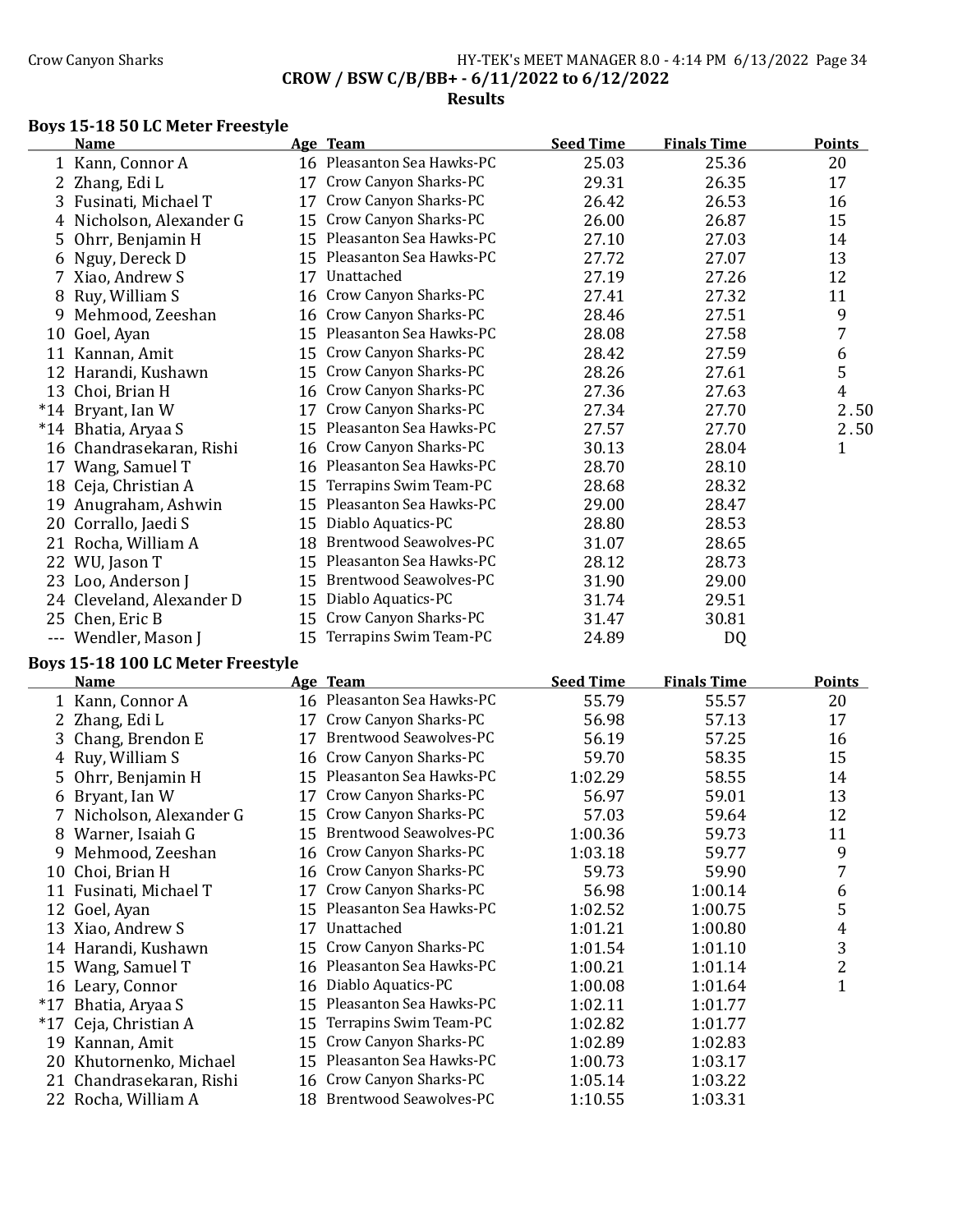CROW / BSW C/B/BB+ - 6/11/2022 to 6/12/2022

**Results**

### Boys 15-18 50 LC Meter Freestyle

| | Name | Age | Team | Seed Time | Finals Time | Points |
|---|---|---|---|---|---|---|
| 1 | Kann, Connor A | 16 | Pleasanton Sea Hawks-PC | 25.03 | 25.36 | 20 |
| 2 | Zhang, Edi L | 17 | Crow Canyon Sharks-PC | 29.31 | 26.35 | 17 |
| 3 | Fusinati, Michael T | 17 | Crow Canyon Sharks-PC | 26.42 | 26.53 | 16 |
| 4 | Nicholson, Alexander G | 15 | Crow Canyon Sharks-PC | 26.00 | 26.87 | 15 |
| 5 | Ohrr, Benjamin H | 15 | Pleasanton Sea Hawks-PC | 27.10 | 27.03 | 14 |
| 6 | Nguy, Dereck D | 15 | Pleasanton Sea Hawks-PC | 27.72 | 27.07 | 13 |
| 7 | Xiao, Andrew S | 17 | Unattached | 27.19 | 27.26 | 12 |
| 8 | Ruy, William S | 16 | Crow Canyon Sharks-PC | 27.41 | 27.32 | 11 |
| 9 | Mehmood, Zeeshan | 16 | Crow Canyon Sharks-PC | 28.46 | 27.51 | 9 |
| 10 | Goel, Ayan | 15 | Pleasanton Sea Hawks-PC | 28.08 | 27.58 | 7 |
| 11 | Kannan, Amit | 15 | Crow Canyon Sharks-PC | 28.42 | 27.59 | 6 |
| 12 | Harandi, Kushawn | 15 | Crow Canyon Sharks-PC | 28.26 | 27.61 | 5 |
| 13 | Choi, Brian H | 16 | Crow Canyon Sharks-PC | 27.36 | 27.63 | 4 |
| *14 | Bryant, Ian W | 17 | Crow Canyon Sharks-PC | 27.34 | 27.70 | 2.50 |
| *14 | Bhatia, Aryaa S | 15 | Pleasanton Sea Hawks-PC | 27.57 | 27.70 | 2.50 |
| 16 | Chandrasekaran, Rishi | 16 | Crow Canyon Sharks-PC | 30.13 | 28.04 | 1 |
| 17 | Wang, Samuel T | 16 | Pleasanton Sea Hawks-PC | 28.70 | 28.10 | |
| 18 | Ceja, Christian A | 15 | Terrapins Swim Team-PC | 28.68 | 28.32 | |
| 19 | Anugraham, Ashwin | 15 | Pleasanton Sea Hawks-PC | 29.00 | 28.47 | |
| 20 | Corrallo, Jaedi S | 15 | Diablo Aquatics-PC | 28.80 | 28.53 | |
| 21 | Rocha, William A | 18 | Brentwood Seawolves-PC | 31.07 | 28.65 | |
| 22 | WU, Jason T | 15 | Pleasanton Sea Hawks-PC | 28.12 | 28.73 | |
| 23 | Loo, Anderson J | 15 | Brentwood Seawolves-PC | 31.90 | 29.00 | |
| 24 | Cleveland, Alexander D | 15 | Diablo Aquatics-PC | 31.74 | 29.51 | |
| 25 | Chen, Eric B | 15 | Crow Canyon Sharks-PC | 31.47 | 30.81 | |
| --- | Wendler, Mason J | 15 | Terrapins Swim Team-PC | 24.89 | DQ | |

### Boys 15-18 100 LC Meter Freestyle

| | Name | Age | Team | Seed Time | Finals Time | Points |
|---|---|---|---|---|---|---|
| 1 | Kann, Connor A | 16 | Pleasanton Sea Hawks-PC | 55.79 | 55.57 | 20 |
| 2 | Zhang, Edi L | 17 | Crow Canyon Sharks-PC | 56.98 | 57.13 | 17 |
| 3 | Chang, Brendon E | 17 | Brentwood Seawolves-PC | 56.19 | 57.25 | 16 |
| 4 | Ruy, William S | 16 | Crow Canyon Sharks-PC | 59.70 | 58.35 | 15 |
| 5 | Ohrr, Benjamin H | 15 | Pleasanton Sea Hawks-PC | 1:02.29 | 58.55 | 14 |
| 6 | Bryant, Ian W | 17 | Crow Canyon Sharks-PC | 56.97 | 59.01 | 13 |
| 7 | Nicholson, Alexander G | 15 | Crow Canyon Sharks-PC | 57.03 | 59.64 | 12 |
| 8 | Warner, Isaiah G | 15 | Brentwood Seawolves-PC | 1:00.36 | 59.73 | 11 |
| 9 | Mehmood, Zeeshan | 16 | Crow Canyon Sharks-PC | 1:03.18 | 59.77 | 9 |
| 10 | Choi, Brian H | 16 | Crow Canyon Sharks-PC | 59.73 | 59.90 | 7 |
| 11 | Fusinati, Michael T | 17 | Crow Canyon Sharks-PC | 56.98 | 1:00.14 | 6 |
| 12 | Goel, Ayan | 15 | Pleasanton Sea Hawks-PC | 1:02.52 | 1:00.75 | 5 |
| 13 | Xiao, Andrew S | 17 | Unattached | 1:01.21 | 1:00.80 | 4 |
| 14 | Harandi, Kushawn | 15 | Crow Canyon Sharks-PC | 1:01.54 | 1:01.10 | 3 |
| 15 | Wang, Samuel T | 16 | Pleasanton Sea Hawks-PC | 1:00.21 | 1:01.14 | 2 |
| 16 | Leary, Connor | 16 | Diablo Aquatics-PC | 1:00.08 | 1:01.64 | 1 |
| *17 | Bhatia, Aryaa S | 15 | Pleasanton Sea Hawks-PC | 1:02.11 | 1:01.77 | |
| *17 | Ceja, Christian A | 15 | Terrapins Swim Team-PC | 1:02.82 | 1:01.77 | |
| 19 | Kannan, Amit | 15 | Crow Canyon Sharks-PC | 1:02.89 | 1:02.83 | |
| 20 | Khutornenko, Michael | 15 | Pleasanton Sea Hawks-PC | 1:00.73 | 1:03.17 | |
| 21 | Chandrasekaran, Rishi | 16 | Crow Canyon Sharks-PC | 1:05.14 | 1:03.22 | |
| 22 | Rocha, William A | 18 | Brentwood Seawolves-PC | 1:10.55 | 1:03.31 | |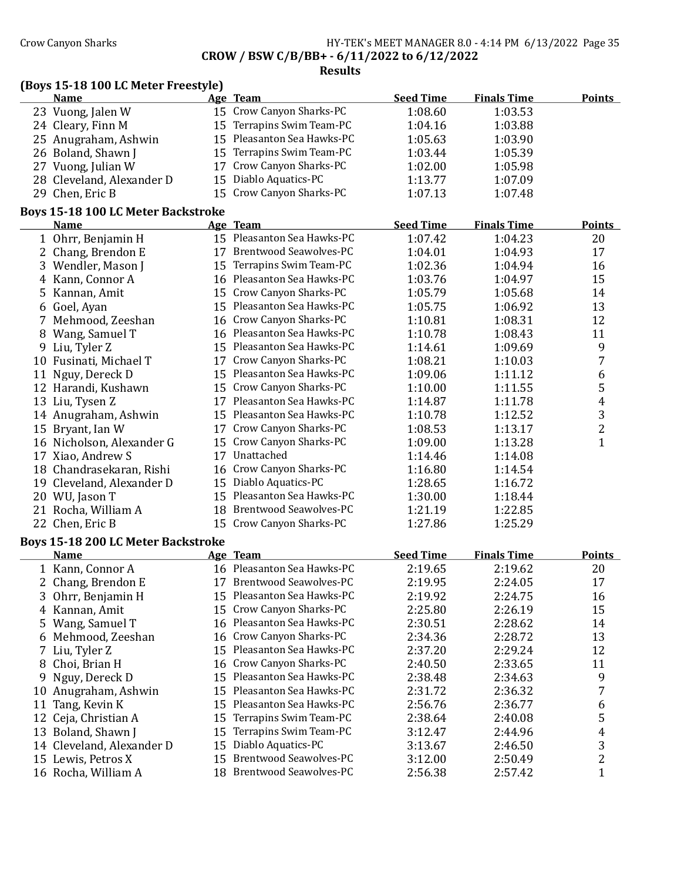**CROW / BSW C/B/BB+ - 6/11/2022 to 6/12/2022**

**Results**

### (Boys 15-18 100 LC Meter Freestyle)

| | Name | Age | Team | Seed Time | Finals Time | Points |
|---|---|---|---|---|---|---|
| 23 | Vuong, Jalen W | 15 | Crow Canyon Sharks-PC | 1:08.60 | 1:03.53 | |
| 24 | Cleary, Finn M | 15 | Terrapins Swim Team-PC | 1:04.16 | 1:03.88 | |
| 25 | Anugraham, Ashwin | 15 | Pleasanton Sea Hawks-PC | 1:05.63 | 1:03.90 | |
| 26 | Boland, Shawn J | 15 | Terrapins Swim Team-PC | 1:03.44 | 1:05.39 | |
| 27 | Vuong, Julian W | 17 | Crow Canyon Sharks-PC | 1:02.00 | 1:05.98 | |
| 28 | Cleveland, Alexander D | 15 | Diablo Aquatics-PC | 1:13.77 | 1:07.09 | |
| 29 | Chen, Eric B | 15 | Crow Canyon Sharks-PC | 1:07.13 | 1:07.48 | |

### Boys 15-18 100 LC Meter Backstroke

| | Name | Age | Team | Seed Time | Finals Time | Points |
|---|---|---|---|---|---|---|
| 1 | Ohrr, Benjamin H | 15 | Pleasanton Sea Hawks-PC | 1:07.42 | 1:04.23 | 20 |
| 2 | Chang, Brendon E | 17 | Brentwood Seawolves-PC | 1:04.01 | 1:04.93 | 17 |
| 3 | Wendler, Mason J | 15 | Terrapins Swim Team-PC | 1:02.36 | 1:04.94 | 16 |
| 4 | Kann, Connor A | 16 | Pleasanton Sea Hawks-PC | 1:03.76 | 1:04.97 | 15 |
| 5 | Kannan, Amit | 15 | Crow Canyon Sharks-PC | 1:05.79 | 1:05.68 | 14 |
| 6 | Goel, Ayan | 15 | Pleasanton Sea Hawks-PC | 1:05.75 | 1:06.92 | 13 |
| 7 | Mehmood, Zeeshan | 16 | Crow Canyon Sharks-PC | 1:10.81 | 1:08.31 | 12 |
| 8 | Wang, Samuel T | 16 | Pleasanton Sea Hawks-PC | 1:10.78 | 1:08.43 | 11 |
| 9 | Liu, Tyler Z | 15 | Pleasanton Sea Hawks-PC | 1:14.61 | 1:09.69 | 9 |
| 10 | Fusinati, Michael T | 17 | Crow Canyon Sharks-PC | 1:08.21 | 1:10.03 | 7 |
| 11 | Nguy, Dereck D | 15 | Pleasanton Sea Hawks-PC | 1:09.06 | 1:11.12 | 6 |
| 12 | Harandi, Kushawn | 15 | Crow Canyon Sharks-PC | 1:10.00 | 1:11.55 | 5 |
| 13 | Liu, Tysen Z | 17 | Pleasanton Sea Hawks-PC | 1:14.87 | 1:11.78 | 4 |
| 14 | Anugraham, Ashwin | 15 | Pleasanton Sea Hawks-PC | 1:10.78 | 1:12.52 | 3 |
| 15 | Bryant, Ian W | 17 | Crow Canyon Sharks-PC | 1:08.53 | 1:13.17 | 2 |
| 16 | Nicholson, Alexander G | 15 | Crow Canyon Sharks-PC | 1:09.00 | 1:13.28 | 1 |
| 17 | Xiao, Andrew S | 17 | Unattached | 1:14.46 | 1:14.08 | |
| 18 | Chandrasekaran, Rishi | 16 | Crow Canyon Sharks-PC | 1:16.80 | 1:14.54 | |
| 19 | Cleveland, Alexander D | 15 | Diablo Aquatics-PC | 1:28.65 | 1:16.72 | |
| 20 | WU, Jason T | 15 | Pleasanton Sea Hawks-PC | 1:30.00 | 1:18.44 | |
| 21 | Rocha, William A | 18 | Brentwood Seawolves-PC | 1:21.19 | 1:22.85 | |
| 22 | Chen, Eric B | 15 | Crow Canyon Sharks-PC | 1:27.86 | 1:25.29 | |

### Boys 15-18 200 LC Meter Backstroke

| | Name | Age | Team | Seed Time | Finals Time | Points |
|---|---|---|---|---|---|---|
| 1 | Kann, Connor A | 16 | Pleasanton Sea Hawks-PC | 2:19.65 | 2:19.62 | 20 |
| 2 | Chang, Brendon E | 17 | Brentwood Seawolves-PC | 2:19.95 | 2:24.05 | 17 |
| 3 | Ohrr, Benjamin H | 15 | Pleasanton Sea Hawks-PC | 2:19.92 | 2:24.75 | 16 |
| 4 | Kannan, Amit | 15 | Crow Canyon Sharks-PC | 2:25.80 | 2:26.19 | 15 |
| 5 | Wang, Samuel T | 16 | Pleasanton Sea Hawks-PC | 2:30.51 | 2:28.62 | 14 |
| 6 | Mehmood, Zeeshan | 16 | Crow Canyon Sharks-PC | 2:34.36 | 2:28.72 | 13 |
| 7 | Liu, Tyler Z | 15 | Pleasanton Sea Hawks-PC | 2:37.20 | 2:29.24 | 12 |
| 8 | Choi, Brian H | 16 | Crow Canyon Sharks-PC | 2:40.50 | 2:33.65 | 11 |
| 9 | Nguy, Dereck D | 15 | Pleasanton Sea Hawks-PC | 2:38.48 | 2:34.63 | 9 |
| 10 | Anugraham, Ashwin | 15 | Pleasanton Sea Hawks-PC | 2:31.72 | 2:36.32 | 7 |
| 11 | Tang, Kevin K | 15 | Pleasanton Sea Hawks-PC | 2:56.76 | 2:36.77 | 6 |
| 12 | Ceja, Christian A | 15 | Terrapins Swim Team-PC | 2:38.64 | 2:40.08 | 5 |
| 13 | Boland, Shawn J | 15 | Terrapins Swim Team-PC | 3:12.47 | 2:44.96 | 4 |
| 14 | Cleveland, Alexander D | 15 | Diablo Aquatics-PC | 3:13.67 | 2:46.50 | 3 |
| 15 | Lewis, Petros X | 15 | Brentwood Seawolves-PC | 3:12.00 | 2:50.49 | 2 |
| 16 | Rocha, William A | 18 | Brentwood Seawolves-PC | 2:56.38 | 2:57.42 | 1 |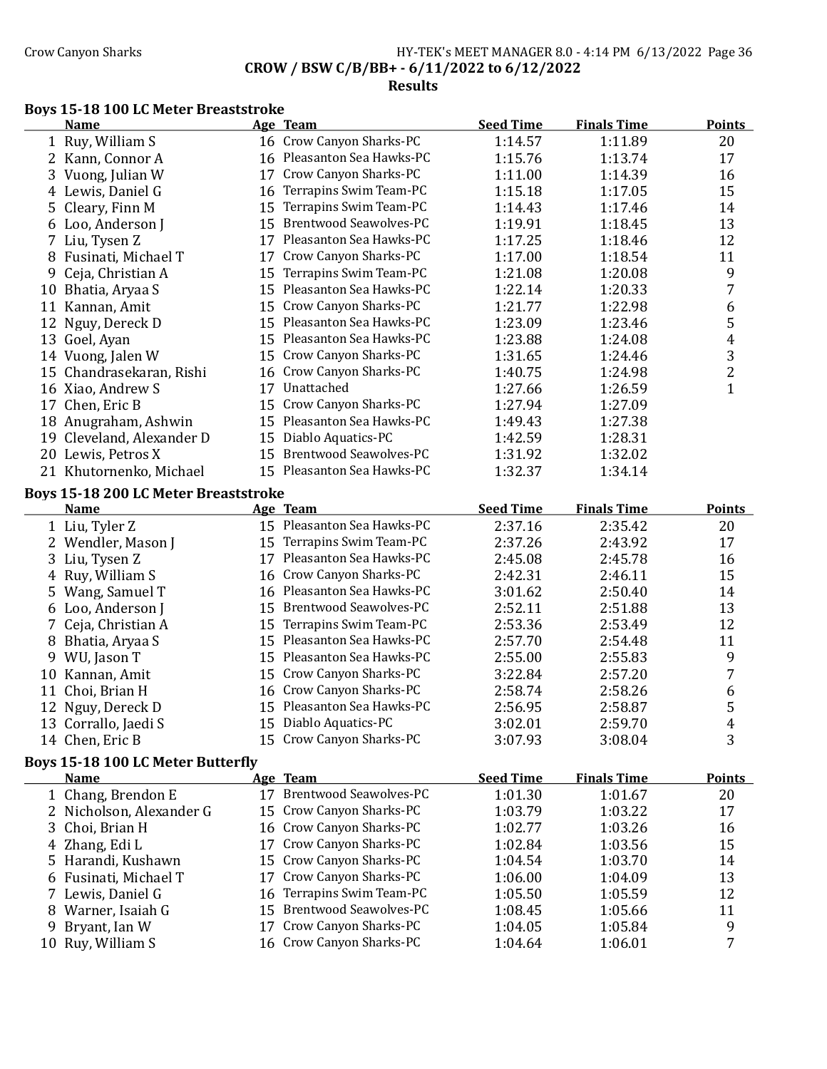CROW / BSW C/B/BB+ - 6/11/2022 to 6/12/2022

Results

### Boys 15-18 100 LC Meter Breaststroke

| | Name | Age | Team | Seed Time | Finals Time | Points |
|---|---|---|---|---|---|---|
| 1 | Ruy, William S | 16 | Crow Canyon Sharks-PC | 1:14.57 | 1:11.89 | 20 |
| 2 | Kann, Connor A | 16 | Pleasanton Sea Hawks-PC | 1:15.76 | 1:13.74 | 17 |
| 3 | Vuong, Julian W | 17 | Crow Canyon Sharks-PC | 1:11.00 | 1:14.39 | 16 |
| 4 | Lewis, Daniel G | 16 | Terrapins Swim Team-PC | 1:15.18 | 1:17.05 | 15 |
| 5 | Cleary, Finn M | 15 | Terrapins Swim Team-PC | 1:14.43 | 1:17.46 | 14 |
| 6 | Loo, Anderson J | 15 | Brentwood Seawolves-PC | 1:19.91 | 1:18.45 | 13 |
| 7 | Liu, Tysen Z | 17 | Pleasanton Sea Hawks-PC | 1:17.25 | 1:18.46 | 12 |
| 8 | Fusinati, Michael T | 17 | Crow Canyon Sharks-PC | 1:17.00 | 1:18.54 | 11 |
| 9 | Ceja, Christian A | 15 | Terrapins Swim Team-PC | 1:21.08 | 1:20.08 | 9 |
| 10 | Bhatia, Aryaa S | 15 | Pleasanton Sea Hawks-PC | 1:22.14 | 1:20.33 | 7 |
| 11 | Kannan, Amit | 15 | Crow Canyon Sharks-PC | 1:21.77 | 1:22.98 | 6 |
| 12 | Nguy, Dereck D | 15 | Pleasanton Sea Hawks-PC | 1:23.09 | 1:23.46 | 5 |
| 13 | Goel, Ayan | 15 | Pleasanton Sea Hawks-PC | 1:23.88 | 1:24.08 | 4 |
| 14 | Vuong, Jalen W | 15 | Crow Canyon Sharks-PC | 1:31.65 | 1:24.46 | 3 |
| 15 | Chandrasekaran, Rishi | 16 | Crow Canyon Sharks-PC | 1:40.75 | 1:24.98 | 2 |
| 16 | Xiao, Andrew S | 17 | Unattached | 1:27.66 | 1:26.59 | 1 |
| 17 | Chen, Eric B | 15 | Crow Canyon Sharks-PC | 1:27.94 | 1:27.09 | |
| 18 | Anugraham, Ashwin | 15 | Pleasanton Sea Hawks-PC | 1:49.43 | 1:27.38 | |
| 19 | Cleveland, Alexander D | 15 | Diablo Aquatics-PC | 1:42.59 | 1:28.31 | |
| 20 | Lewis, Petros X | 15 | Brentwood Seawolves-PC | 1:31.92 | 1:32.02 | |
| 21 | Khutornenko, Michael | 15 | Pleasanton Sea Hawks-PC | 1:32.37 | 1:34.14 | |

### Boys 15-18 200 LC Meter Breaststroke

| | Name | Age | Team | Seed Time | Finals Time | Points |
|---|---|---|---|---|---|---|
| 1 | Liu, Tyler Z | 15 | Pleasanton Sea Hawks-PC | 2:37.16 | 2:35.42 | 20 |
| 2 | Wendler, Mason J | 15 | Terrapins Swim Team-PC | 2:37.26 | 2:43.92 | 17 |
| 3 | Liu, Tysen Z | 17 | Pleasanton Sea Hawks-PC | 2:45.08 | 2:45.78 | 16 |
| 4 | Ruy, William S | 16 | Crow Canyon Sharks-PC | 2:42.31 | 2:46.11 | 15 |
| 5 | Wang, Samuel T | 16 | Pleasanton Sea Hawks-PC | 3:01.62 | 2:50.40 | 14 |
| 6 | Loo, Anderson J | 15 | Brentwood Seawolves-PC | 2:52.11 | 2:51.88 | 13 |
| 7 | Ceja, Christian A | 15 | Terrapins Swim Team-PC | 2:53.36 | 2:53.49 | 12 |
| 8 | Bhatia, Aryaa S | 15 | Pleasanton Sea Hawks-PC | 2:57.70 | 2:54.48 | 11 |
| 9 | WU, Jason T | 15 | Pleasanton Sea Hawks-PC | 2:55.00 | 2:55.83 | 9 |
| 10 | Kannan, Amit | 15 | Crow Canyon Sharks-PC | 3:22.84 | 2:57.20 | 7 |
| 11 | Choi, Brian H | 16 | Crow Canyon Sharks-PC | 2:58.74 | 2:58.26 | 6 |
| 12 | Nguy, Dereck D | 15 | Pleasanton Sea Hawks-PC | 2:56.95 | 2:58.87 | 5 |
| 13 | Corrallo, Jaedi S | 15 | Diablo Aquatics-PC | 3:02.01 | 2:59.70 | 4 |
| 14 | Chen, Eric B | 15 | Crow Canyon Sharks-PC | 3:07.93 | 3:08.04 | 3 |

### Boys 15-18 100 LC Meter Butterfly

| | Name | Age | Team | Seed Time | Finals Time | Points |
|---|---|---|---|---|---|---|
| 1 | Chang, Brendon E | 17 | Brentwood Seawolves-PC | 1:01.30 | 1:01.67 | 20 |
| 2 | Nicholson, Alexander G | 15 | Crow Canyon Sharks-PC | 1:03.79 | 1:03.22 | 17 |
| 3 | Choi, Brian H | 16 | Crow Canyon Sharks-PC | 1:02.77 | 1:03.26 | 16 |
| 4 | Zhang, Edi L | 17 | Crow Canyon Sharks-PC | 1:02.84 | 1:03.56 | 15 |
| 5 | Harandi, Kushawn | 15 | Crow Canyon Sharks-PC | 1:04.54 | 1:03.70 | 14 |
| 6 | Fusinati, Michael T | 17 | Crow Canyon Sharks-PC | 1:06.00 | 1:04.09 | 13 |
| 7 | Lewis, Daniel G | 16 | Terrapins Swim Team-PC | 1:05.50 | 1:05.59 | 12 |
| 8 | Warner, Isaiah G | 15 | Brentwood Seawolves-PC | 1:08.45 | 1:05.66 | 11 |
| 9 | Bryant, Ian W | 17 | Crow Canyon Sharks-PC | 1:04.05 | 1:05.84 | 9 |
| 10 | Ruy, William S | 16 | Crow Canyon Sharks-PC | 1:04.64 | 1:06.01 | 7 |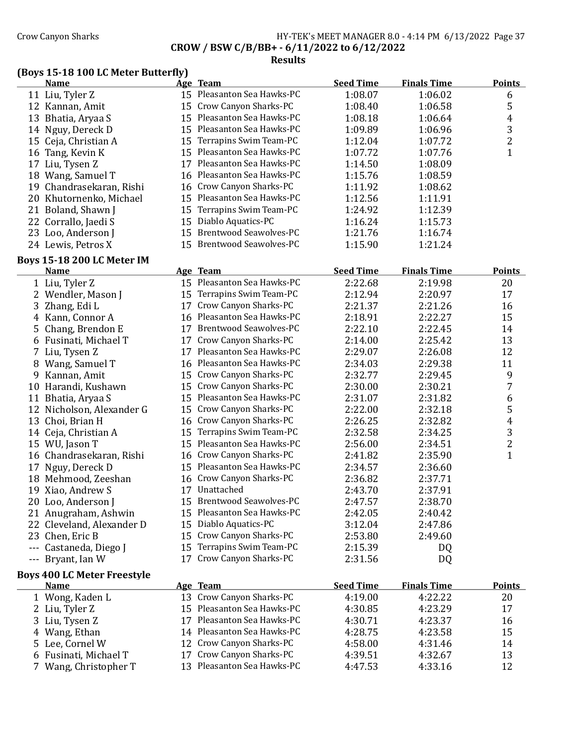## CROW / BSW C/B/BB+ - 6/11/2022 to 6/12/2022

### Results

### (Boys 15-18 100 LC Meter Butterfly)

| | Name | Age | Team | Seed Time | Finals Time | Points |
|---|---|---|---|---|---|---|
| 11 | Liu, Tyler Z | 15 | Pleasanton Sea Hawks-PC | 1:08.07 | 1:06.02 | 6 |
| 12 | Kannan, Amit | 15 | Crow Canyon Sharks-PC | 1:08.40 | 1:06.58 | 5 |
| 13 | Bhatia, Aryaa S | 15 | Pleasanton Sea Hawks-PC | 1:08.18 | 1:06.64 | 4 |
| 14 | Nguy, Dereck D | 15 | Pleasanton Sea Hawks-PC | 1:09.89 | 1:06.96 | 3 |
| 15 | Ceja, Christian A | 15 | Terrapins Swim Team-PC | 1:12.04 | 1:07.72 | 2 |
| 16 | Tang, Kevin K | 15 | Pleasanton Sea Hawks-PC | 1:07.72 | 1:07.76 | 1 |
| 17 | Liu, Tysen Z | 17 | Pleasanton Sea Hawks-PC | 1:14.50 | 1:08.09 | |
| 18 | Wang, Samuel T | 16 | Pleasanton Sea Hawks-PC | 1:15.76 | 1:08.59 | |
| 19 | Chandrasekaran, Rishi | 16 | Crow Canyon Sharks-PC | 1:11.92 | 1:08.62 | |
| 20 | Khutornenko, Michael | 15 | Pleasanton Sea Hawks-PC | 1:12.56 | 1:11.91 | |
| 21 | Boland, Shawn J | 15 | Terrapins Swim Team-PC | 1:24.92 | 1:12.39 | |
| 22 | Corrallo, Jaedi S | 15 | Diablo Aquatics-PC | 1:16.24 | 1:15.73 | |
| 23 | Loo, Anderson J | 15 | Brentwood Seawolves-PC | 1:21.76 | 1:16.74 | |
| 24 | Lewis, Petros X | 15 | Brentwood Seawolves-PC | 1:15.90 | 1:21.24 | |

### Boys 15-18 200 LC Meter IM

| | Name | Age | Team | Seed Time | Finals Time | Points |
|---|---|---|---|---|---|---|
| 1 | Liu, Tyler Z | 15 | Pleasanton Sea Hawks-PC | 2:22.68 | 2:19.98 | 20 |
| 2 | Wendler, Mason J | 15 | Terrapins Swim Team-PC | 2:12.94 | 2:20.97 | 17 |
| 3 | Zhang, Edi L | 17 | Crow Canyon Sharks-PC | 2:21.37 | 2:21.26 | 16 |
| 4 | Kann, Connor A | 16 | Pleasanton Sea Hawks-PC | 2:18.91 | 2:22.27 | 15 |
| 5 | Chang, Brendon E | 17 | Brentwood Seawolves-PC | 2:22.10 | 2:22.45 | 14 |
| 6 | Fusinati, Michael T | 17 | Crow Canyon Sharks-PC | 2:14.00 | 2:25.42 | 13 |
| 7 | Liu, Tysen Z | 17 | Pleasanton Sea Hawks-PC | 2:29.07 | 2:26.08 | 12 |
| 8 | Wang, Samuel T | 16 | Pleasanton Sea Hawks-PC | 2:34.03 | 2:29.38 | 11 |
| 9 | Kannan, Amit | 15 | Crow Canyon Sharks-PC | 2:32.77 | 2:29.45 | 9 |
| 10 | Harandi, Kushawn | 15 | Crow Canyon Sharks-PC | 2:30.00 | 2:30.21 | 7 |
| 11 | Bhatia, Aryaa S | 15 | Pleasanton Sea Hawks-PC | 2:31.07 | 2:31.82 | 6 |
| 12 | Nicholson, Alexander G | 15 | Crow Canyon Sharks-PC | 2:22.00 | 2:32.18 | 5 |
| 13 | Choi, Brian H | 16 | Crow Canyon Sharks-PC | 2:26.25 | 2:32.82 | 4 |
| 14 | Ceja, Christian A | 15 | Terrapins Swim Team-PC | 2:32.58 | 2:34.25 | 3 |
| 15 | WU, Jason T | 15 | Pleasanton Sea Hawks-PC | 2:56.00 | 2:34.51 | 2 |
| 16 | Chandrasekaran, Rishi | 16 | Crow Canyon Sharks-PC | 2:41.82 | 2:35.90 | 1 |
| 17 | Nguy, Dereck D | 15 | Pleasanton Sea Hawks-PC | 2:34.57 | 2:36.60 | |
| 18 | Mehmood, Zeeshan | 16 | Crow Canyon Sharks-PC | 2:36.82 | 2:37.71 | |
| 19 | Xiao, Andrew S | 17 | Unattached | 2:43.70 | 2:37.91 | |
| 20 | Loo, Anderson J | 15 | Brentwood Seawolves-PC | 2:47.57 | 2:38.70 | |
| 21 | Anugraham, Ashwin | 15 | Pleasanton Sea Hawks-PC | 2:42.05 | 2:40.42 | |
| 22 | Cleveland, Alexander D | 15 | Diablo Aquatics-PC | 3:12.04 | 2:47.86 | |
| 23 | Chen, Eric B | 15 | Crow Canyon Sharks-PC | 2:53.80 | 2:49.60 | |
| --- | Castaneda, Diego J | 15 | Terrapins Swim Team-PC | 2:15.39 | DQ | |
| --- | Bryant, Ian W | 17 | Crow Canyon Sharks-PC | 2:31.56 | DQ | |

### Boys 400 LC Meter Freestyle

| | Name | Age | Team | Seed Time | Finals Time | Points |
|---|---|---|---|---|---|---|
| 1 | Wong, Kaden L | 13 | Crow Canyon Sharks-PC | 4:19.00 | 4:22.22 | 20 |
| 2 | Liu, Tyler Z | 15 | Pleasanton Sea Hawks-PC | 4:30.85 | 4:23.29 | 17 |
| 3 | Liu, Tysen Z | 17 | Pleasanton Sea Hawks-PC | 4:30.71 | 4:23.37 | 16 |
| 4 | Wang, Ethan | 14 | Pleasanton Sea Hawks-PC | 4:28.75 | 4:23.58 | 15 |
| 5 | Lee, Cornel W | 12 | Crow Canyon Sharks-PC | 4:58.00 | 4:31.46 | 14 |
| 6 | Fusinati, Michael T | 17 | Crow Canyon Sharks-PC | 4:39.51 | 4:32.67 | 13 |
| 7 | Wang, Christopher T | 13 | Pleasanton Sea Hawks-PC | 4:47.53 | 4:33.16 | 12 |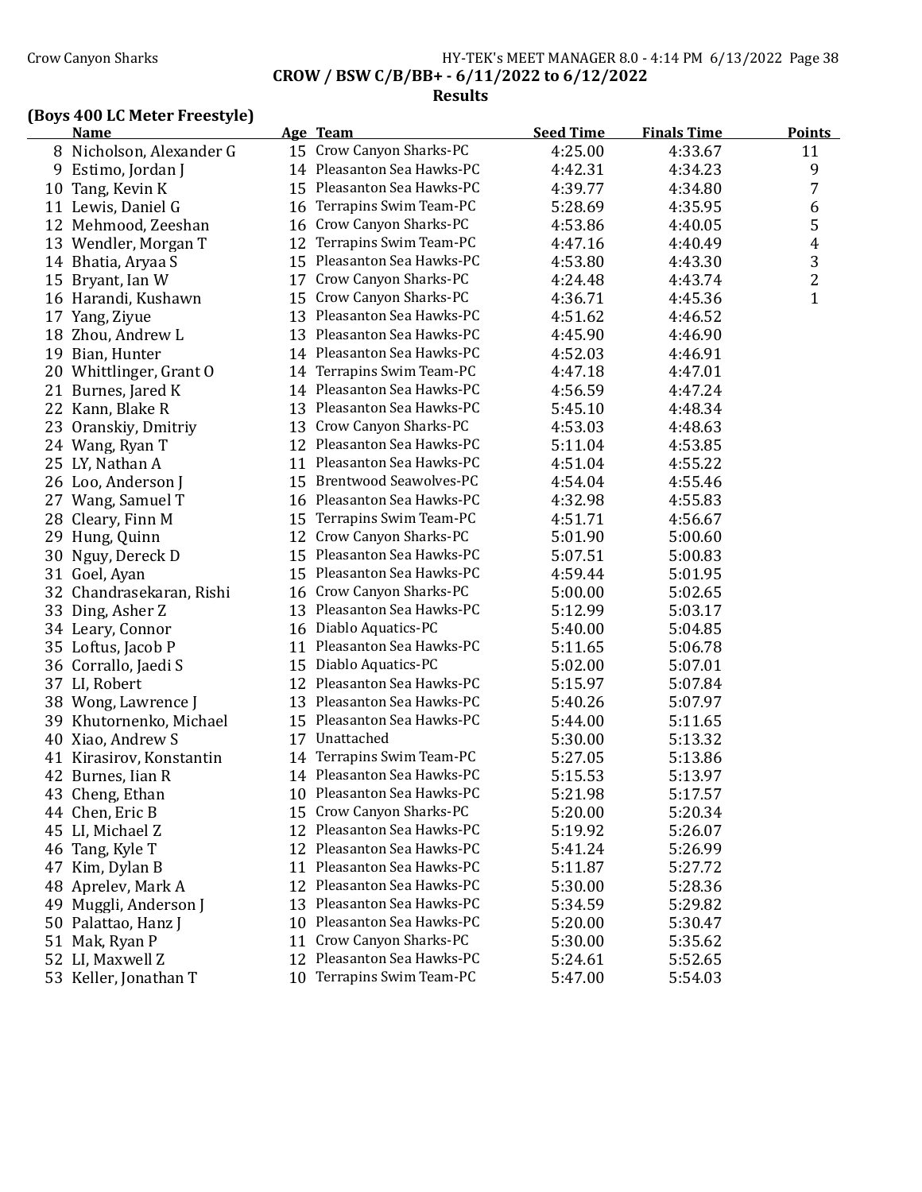**CROW / BSW C/B/BB+ - 6/11/2022 to 6/12/2022**

**Results**

### (Boys 400 LC Meter Freestyle)

| | Name | Age | Team | Seed Time | Finals Time | Points |
|---|---|---|---|---|---|---|
| 8 | Nicholson, Alexander G | 15 | Crow Canyon Sharks-PC | 4:25.00 | 4:33.67 | 11 |
| 9 | Estimo, Jordan J | 14 | Pleasanton Sea Hawks-PC | 4:42.31 | 4:34.23 | 9 |
| 10 | Tang, Kevin K | 15 | Pleasanton Sea Hawks-PC | 4:39.77 | 4:34.80 | 7 |
| 11 | Lewis, Daniel G | 16 | Terrapins Swim Team-PC | 5:28.69 | 4:35.95 | 6 |
| 12 | Mehmood, Zeeshan | 16 | Crow Canyon Sharks-PC | 4:53.86 | 4:40.05 | 5 |
| 13 | Wendler, Morgan T | 12 | Terrapins Swim Team-PC | 4:47.16 | 4:40.49 | 4 |
| 14 | Bhatia, Aryaa S | 15 | Pleasanton Sea Hawks-PC | 4:53.80 | 4:43.30 | 3 |
| 15 | Bryant, Ian W | 17 | Crow Canyon Sharks-PC | 4:24.48 | 4:43.74 | 2 |
| 16 | Harandi, Kushawn | 15 | Crow Canyon Sharks-PC | 4:36.71 | 4:45.36 | 1 |
| 17 | Yang, Ziyue | 13 | Pleasanton Sea Hawks-PC | 4:51.62 | 4:46.52 | |
| 18 | Zhou, Andrew L | 13 | Pleasanton Sea Hawks-PC | 4:45.90 | 4:46.90 | |
| 19 | Bian, Hunter | 14 | Pleasanton Sea Hawks-PC | 4:52.03 | 4:46.91 | |
| 20 | Whittlinger, Grant O | 14 | Terrapins Swim Team-PC | 4:47.18 | 4:47.01 | |
| 21 | Burnes, Jared K | 14 | Pleasanton Sea Hawks-PC | 4:56.59 | 4:47.24 | |
| 22 | Kann, Blake R | 13 | Pleasanton Sea Hawks-PC | 5:45.10 | 4:48.34 | |
| 23 | Oranskiy, Dmitriy | 13 | Crow Canyon Sharks-PC | 4:53.03 | 4:48.63 | |
| 24 | Wang, Ryan T | 12 | Pleasanton Sea Hawks-PC | 5:11.04 | 4:53.85 | |
| 25 | LY, Nathan A | 11 | Pleasanton Sea Hawks-PC | 4:51.04 | 4:55.22 | |
| 26 | Loo, Anderson J | 15 | Brentwood Seawolves-PC | 4:54.04 | 4:55.46 | |
| 27 | Wang, Samuel T | 16 | Pleasanton Sea Hawks-PC | 4:32.98 | 4:55.83 | |
| 28 | Cleary, Finn M | 15 | Terrapins Swim Team-PC | 4:51.71 | 4:56.67 | |
| 29 | Hung, Quinn | 12 | Crow Canyon Sharks-PC | 5:01.90 | 5:00.60 | |
| 30 | Nguy, Dereck D | 15 | Pleasanton Sea Hawks-PC | 5:07.51 | 5:00.83 | |
| 31 | Goel, Ayan | 15 | Pleasanton Sea Hawks-PC | 4:59.44 | 5:01.95 | |
| 32 | Chandrasekaran, Rishi | 16 | Crow Canyon Sharks-PC | 5:00.00 | 5:02.65 | |
| 33 | Ding, Asher Z | 13 | Pleasanton Sea Hawks-PC | 5:12.99 | 5:03.17 | |
| 34 | Leary, Connor | 16 | Diablo Aquatics-PC | 5:40.00 | 5:04.85 | |
| 35 | Loftus, Jacob P | 11 | Pleasanton Sea Hawks-PC | 5:11.65 | 5:06.78 | |
| 36 | Corrallo, Jaedi S | 15 | Diablo Aquatics-PC | 5:02.00 | 5:07.01 | |
| 37 | LI, Robert | 12 | Pleasanton Sea Hawks-PC | 5:15.97 | 5:07.84 | |
| 38 | Wong, Lawrence J | 13 | Pleasanton Sea Hawks-PC | 5:40.26 | 5:07.97 | |
| 39 | Khutornenko, Michael | 15 | Pleasanton Sea Hawks-PC | 5:44.00 | 5:11.65 | |
| 40 | Xiao, Andrew S | 17 | Unattached | 5:30.00 | 5:13.32 | |
| 41 | Kirasirov, Konstantin | 14 | Terrapins Swim Team-PC | 5:27.05 | 5:13.86 | |
| 42 | Burnes, Iian R | 14 | Pleasanton Sea Hawks-PC | 5:15.53 | 5:13.97 | |
| 43 | Cheng, Ethan | 10 | Pleasanton Sea Hawks-PC | 5:21.98 | 5:17.57 | |
| 44 | Chen, Eric B | 15 | Crow Canyon Sharks-PC | 5:20.00 | 5:20.34 | |
| 45 | LI, Michael Z | 12 | Pleasanton Sea Hawks-PC | 5:19.92 | 5:26.07 | |
| 46 | Tang, Kyle T | 12 | Pleasanton Sea Hawks-PC | 5:41.24 | 5:26.99 | |
| 47 | Kim, Dylan B | 11 | Pleasanton Sea Hawks-PC | 5:11.87 | 5:27.72 | |
| 48 | Aprelev, Mark A | 12 | Pleasanton Sea Hawks-PC | 5:30.00 | 5:28.36 | |
| 49 | Muggli, Anderson J | 13 | Pleasanton Sea Hawks-PC | 5:34.59 | 5:29.82 | |
| 50 | Palattao, Hanz J | 10 | Pleasanton Sea Hawks-PC | 5:20.00 | 5:30.47 | |
| 51 | Mak, Ryan P | 11 | Crow Canyon Sharks-PC | 5:30.00 | 5:35.62 | |
| 52 | LI, Maxwell Z | 12 | Pleasanton Sea Hawks-PC | 5:24.61 | 5:52.65 | |
| 53 | Keller, Jonathan T | 10 | Terrapins Swim Team-PC | 5:47.00 | 5:54.03 | |